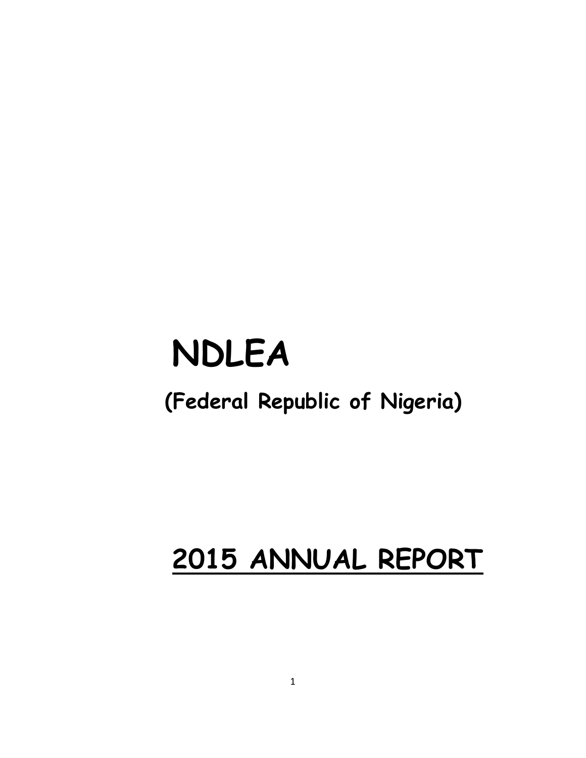# NDLEA

**(Federal Republic of Nigeria)**

# <u>2015 ANNUAL REPORT</u>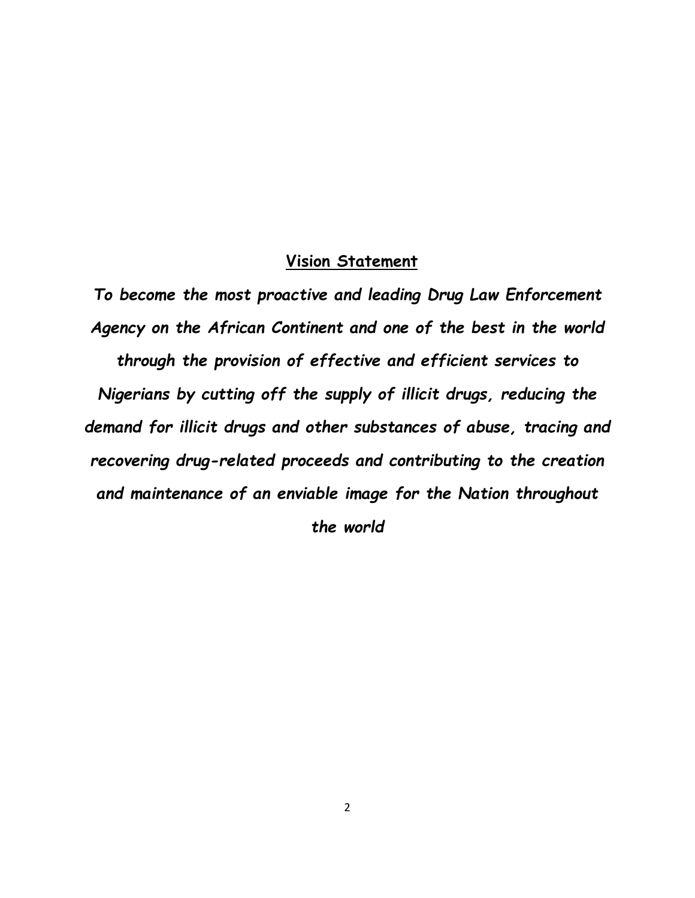## Vision Statement

***To become the most proactive and leading Drug Law Enforcement Agency on the African Continent and one of the best in the world through the provision of effective and efficient services to Nigerians by cutting off the supply of illicit drugs, reducing the demand for illicit drugs and other substances of abuse, tracing and recovering drug-related proceeds and contributing to the creation and maintenance of an enviable image for the Nation throughout the world***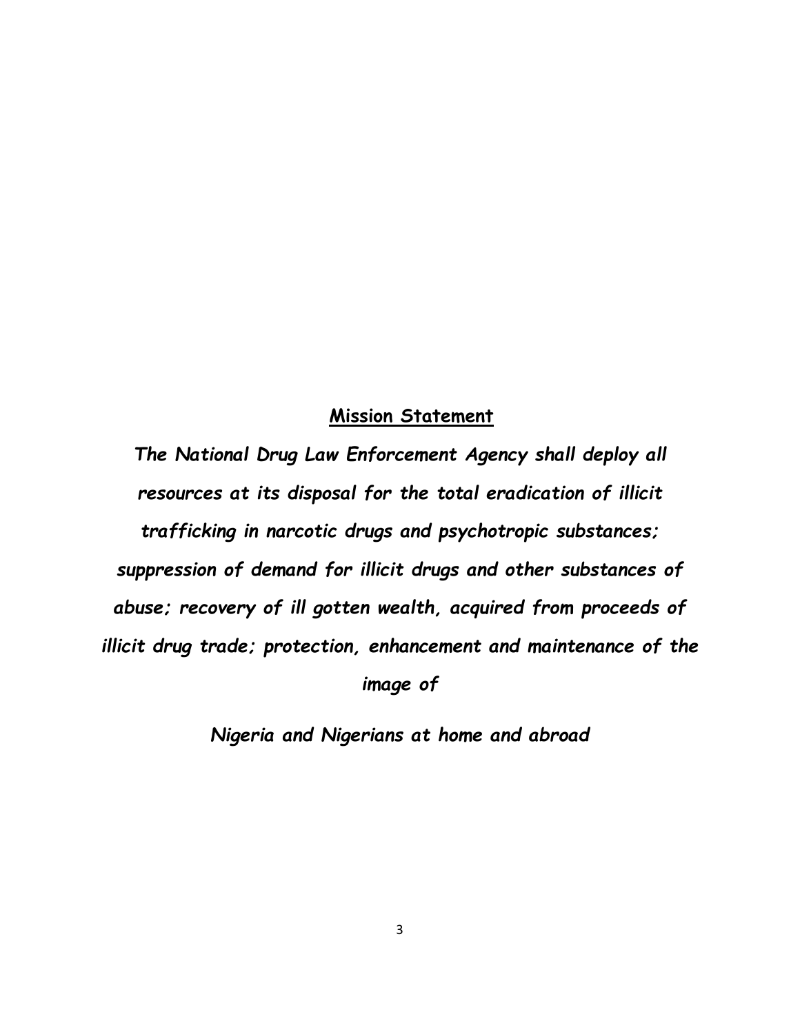## Mission Statement

***The National Drug Law Enforcement Agency shall deploy all resources at its disposal for the total eradication of illicit trafficking in narcotic drugs and psychotropic substances; suppression of demand for illicit drugs and other substances of abuse; recovery of ill gotten wealth, acquired from proceeds of illicit drug trade; protection, enhancement and maintenance of the image of***

***Nigeria and Nigerians at home and abroad***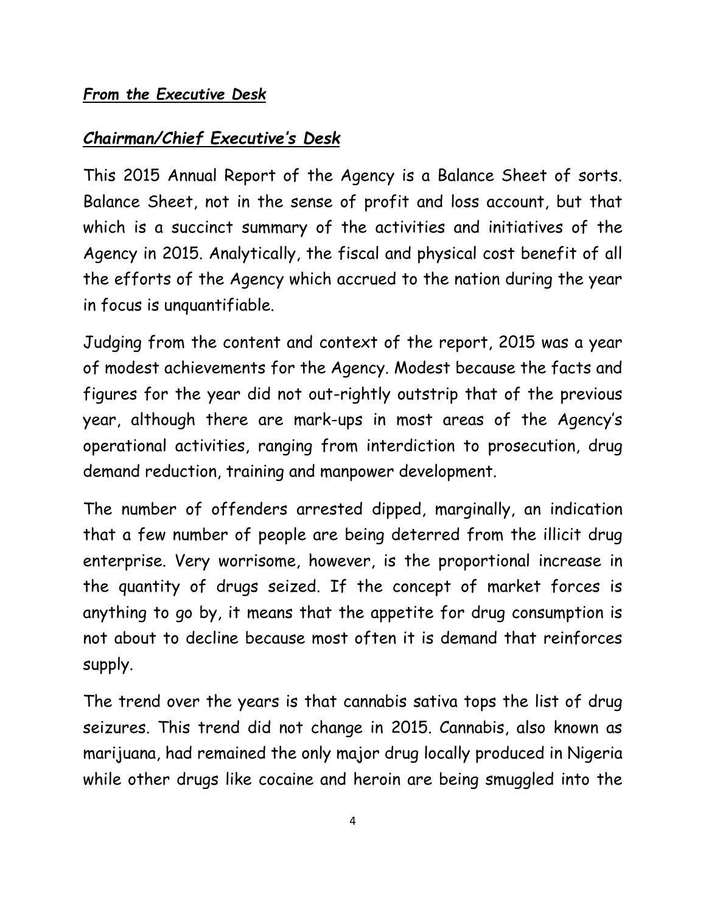## *From the Executive Desk*

## *Chairman/Chief Executive's Desk*

This 2015 Annual Report of the Agency is a Balance Sheet of sorts. Balance Sheet, not in the sense of profit and loss account, but that which is a succinct summary of the activities and initiatives of the Agency in 2015. Analytically, the fiscal and physical cost benefit of all the efforts of the Agency which accrued to the nation during the year in focus is unquantifiable.

Judging from the content and context of the report, 2015 was a year of modest achievements for the Agency. Modest because the facts and figures for the year did not out-rightly outstrip that of the previous year, although there are mark-ups in most areas of the Agency's operational activities, ranging from interdiction to prosecution, drug demand reduction, training and manpower development.

The number of offenders arrested dipped, marginally, an indication that a few number of people are being deterred from the illicit drug enterprise. Very worrisome, however, is the proportional increase in the quantity of drugs seized. If the concept of market forces is anything to go by, it means that the appetite for drug consumption is not about to decline because most often it is demand that reinforces supply.

The trend over the years is that cannabis sativa tops the list of drug seizures. This trend did not change in 2015. Cannabis, also known as marijuana, had remained the only major drug locally produced in Nigeria while other drugs like cocaine and heroin are being smuggled into the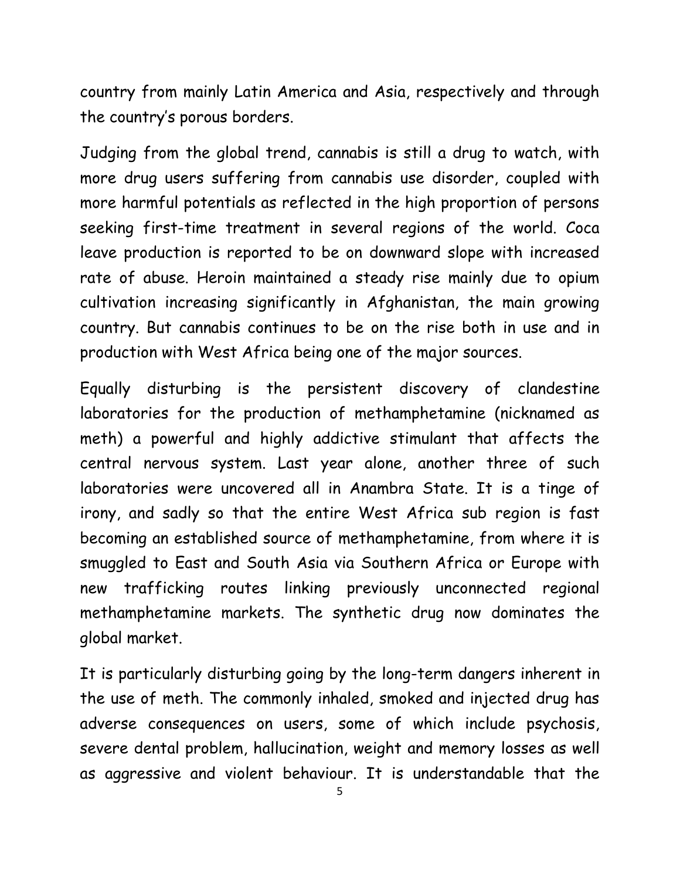country from mainly Latin America and Asia, respectively and through the country's porous borders.

Judging from the global trend, cannabis is still a drug to watch, with more drug users suffering from cannabis use disorder, coupled with more harmful potentials as reflected in the high proportion of persons seeking first-time treatment in several regions of the world. Coca leave production is reported to be on downward slope with increased rate of abuse. Heroin maintained a steady rise mainly due to opium cultivation increasing significantly in Afghanistan, the main growing country. But cannabis continues to be on the rise both in use and in production with West Africa being one of the major sources.

Equally disturbing is the persistent discovery of clandestine laboratories for the production of methamphetamine (nicknamed as meth) a powerful and highly addictive stimulant that affects the central nervous system. Last year alone, another three of such laboratories were uncovered all in Anambra State. It is a tinge of irony, and sadly so that the entire West Africa sub region is fast becoming an established source of methamphetamine, from where it is smuggled to East and South Asia via Southern Africa or Europe with new trafficking routes linking previously unconnected regional methamphetamine markets. The synthetic drug now dominates the global market.

It is particularly disturbing going by the long-term dangers inherent in the use of meth. The commonly inhaled, smoked and injected drug has adverse consequences on users, some of which include psychosis, severe dental problem, hallucination, weight and memory losses as well as aggressive and violent behaviour. It is understandable that the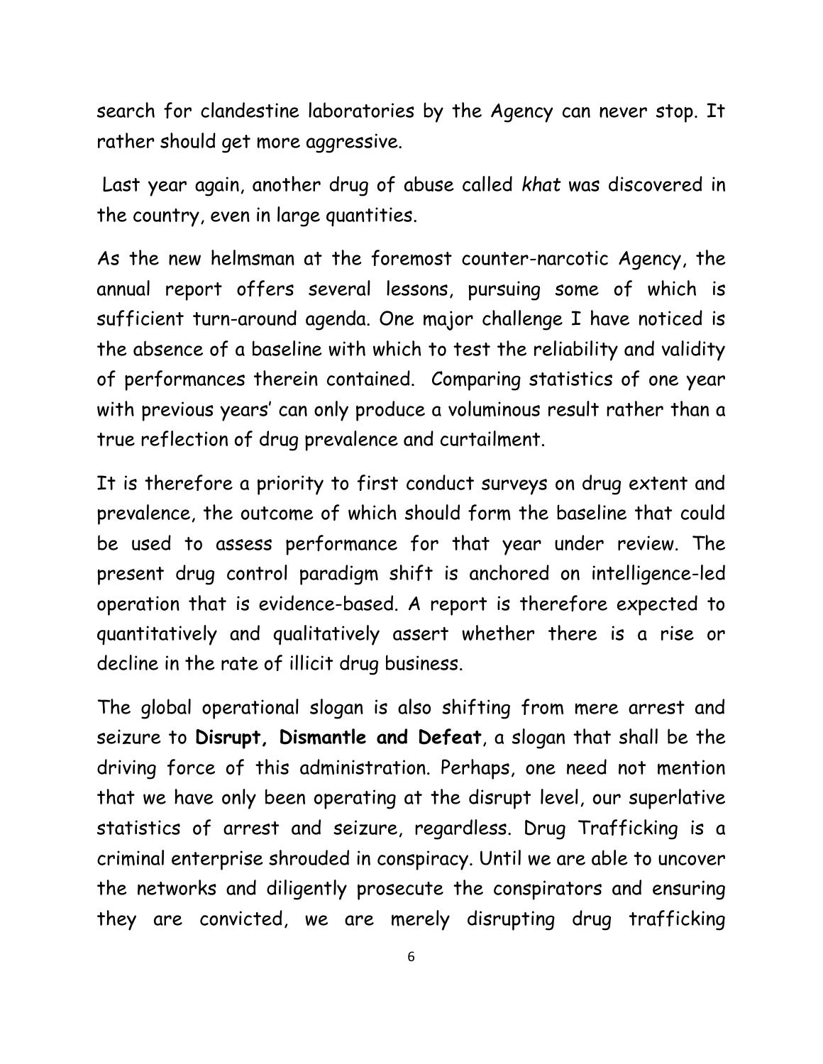search for clandestine laboratories by the Agency can never stop. It rather should get more aggressive.

Last year again, another drug of abuse called *khat* was discovered in the country, even in large quantities.

As the new helmsman at the foremost counter-narcotic Agency, the annual report offers several lessons, pursuing some of which is sufficient turn-around agenda. One major challenge I have noticed is the absence of a baseline with which to test the reliability and validity of performances therein contained. Comparing statistics of one year with previous years' can only produce a voluminous result rather than a true reflection of drug prevalence and curtailment.

It is therefore a priority to first conduct surveys on drug extent and prevalence, the outcome of which should form the baseline that could be used to assess performance for that year under review. The present drug control paradigm shift is anchored on intelligence-led operation that is evidence-based. A report is therefore expected to quantitatively and qualitatively assert whether there is a rise or decline in the rate of illicit drug business.

The global operational slogan is also shifting from mere arrest and seizure to **Disrupt, Dismantle and Defeat**, a slogan that shall be the driving force of this administration. Perhaps, one need not mention that we have only been operating at the disrupt level, our superlative statistics of arrest and seizure, regardless. Drug Trafficking is a criminal enterprise shrouded in conspiracy. Until we are able to uncover the networks and diligently prosecute the conspirators and ensuring they are convicted, we are merely disrupting drug trafficking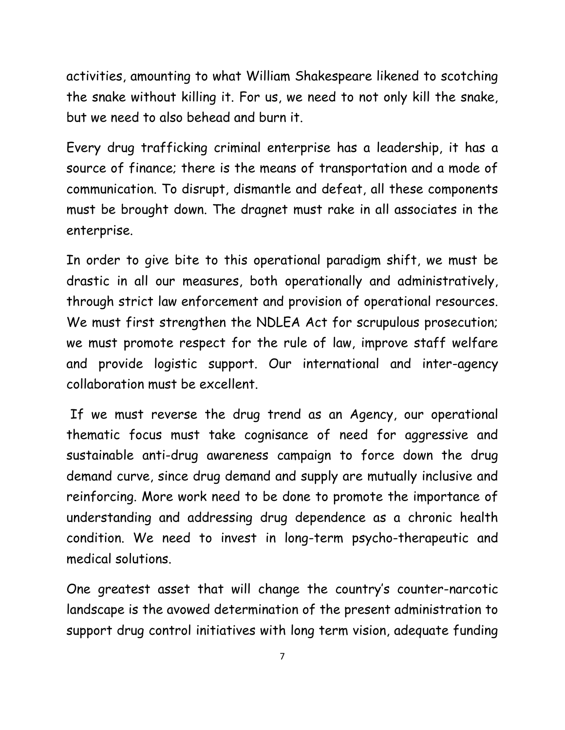activities, amounting to what William Shakespeare likened to scotching the snake without killing it. For us, we need to not only kill the snake, but we need to also behead and burn it.

Every drug trafficking criminal enterprise has a leadership, it has a source of finance; there is the means of transportation and a mode of communication. To disrupt, dismantle and defeat, all these components must be brought down. The dragnet must rake in all associates in the enterprise.

In order to give bite to this operational paradigm shift, we must be drastic in all our measures, both operationally and administratively, through strict law enforcement and provision of operational resources. We must first strengthen the NDLEA Act for scrupulous prosecution; we must promote respect for the rule of law, improve staff welfare and provide logistic support. Our international and inter-agency collaboration must be excellent.

If we must reverse the drug trend as an Agency, our operational thematic focus must take cognisance of need for aggressive and sustainable anti-drug awareness campaign to force down the drug demand curve, since drug demand and supply are mutually inclusive and reinforcing. More work need to be done to promote the importance of understanding and addressing drug dependence as a chronic health condition. We need to invest in long-term psycho-therapeutic and medical solutions.

One greatest asset that will change the country's counter-narcotic landscape is the avowed determination of the present administration to support drug control initiatives with long term vision, adequate funding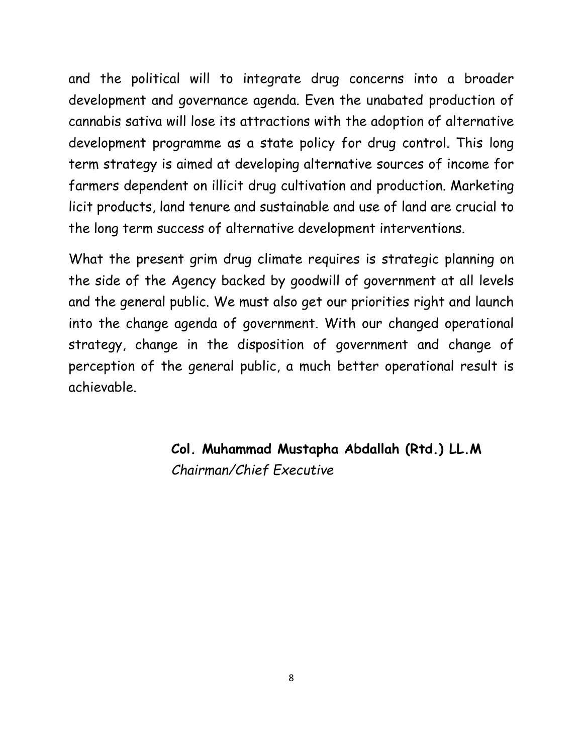and the political will to integrate drug concerns into a broader development and governance agenda. Even the unabated production of cannabis sativa will lose its attractions with the adoption of alternative development programme as a state policy for drug control. This long term strategy is aimed at developing alternative sources of income for farmers dependent on illicit drug cultivation and production. Marketing licit products, land tenure and sustainable and use of land are crucial to the long term success of alternative development interventions.

What the present grim drug climate requires is strategic planning on the side of the Agency backed by goodwill of government at all levels and the general public. We must also get our priorities right and launch into the change agenda of government. With our changed operational strategy, change in the disposition of government and change of perception of the general public, a much better operational result is achievable.

**Col. Muhammad Mustapha Abdallah (Rtd.) LL.M**
*Chairman/Chief Executive*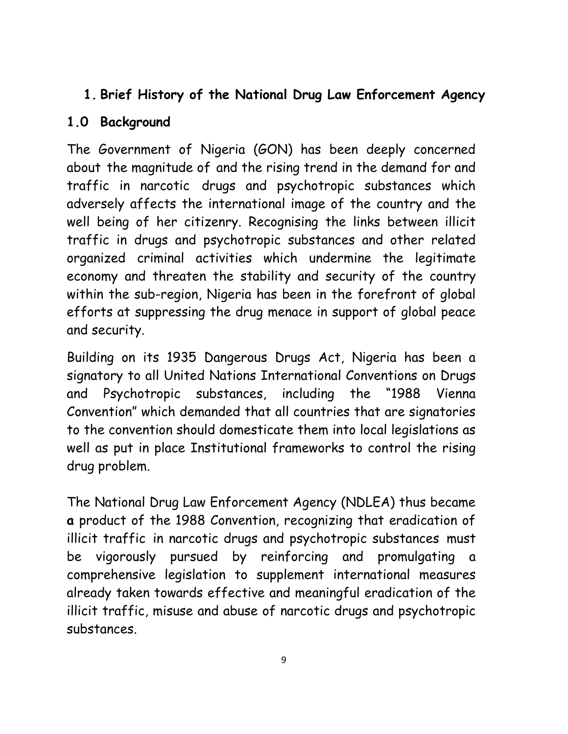## 1. Brief History of the National Drug Law Enforcement Agency

## 1.0 Background

The Government of Nigeria (GON) has been deeply concerned about the magnitude of and the rising trend in the demand for and traffic in narcotic drugs and psychotropic substances which adversely affects the international image of the country and the well being of her citizenry. Recognising the links between illicit traffic in drugs and psychotropic substances and other related organized criminal activities which undermine the legitimate economy and threaten the stability and security of the country within the sub-region, Nigeria has been in the forefront of global efforts at suppressing the drug menace in support of global peace and security.

Building on its 1935 Dangerous Drugs Act, Nigeria has been a signatory to all United Nations International Conventions on Drugs and Psychotropic substances, including the "1988 Vienna Convention" which demanded that all countries that are signatories to the convention should domesticate them into local legislations as well as put in place Institutional frameworks to control the rising drug problem.

The National Drug Law Enforcement Agency (NDLEA) thus became **a** product of the 1988 Convention, recognizing that eradication of illicit traffic in narcotic drugs and psychotropic substances must be vigorously pursued by reinforcing and promulgating a comprehensive legislation to supplement international measures already taken towards effective and meaningful eradication of the illicit traffic, misuse and abuse of narcotic drugs and psychotropic substances.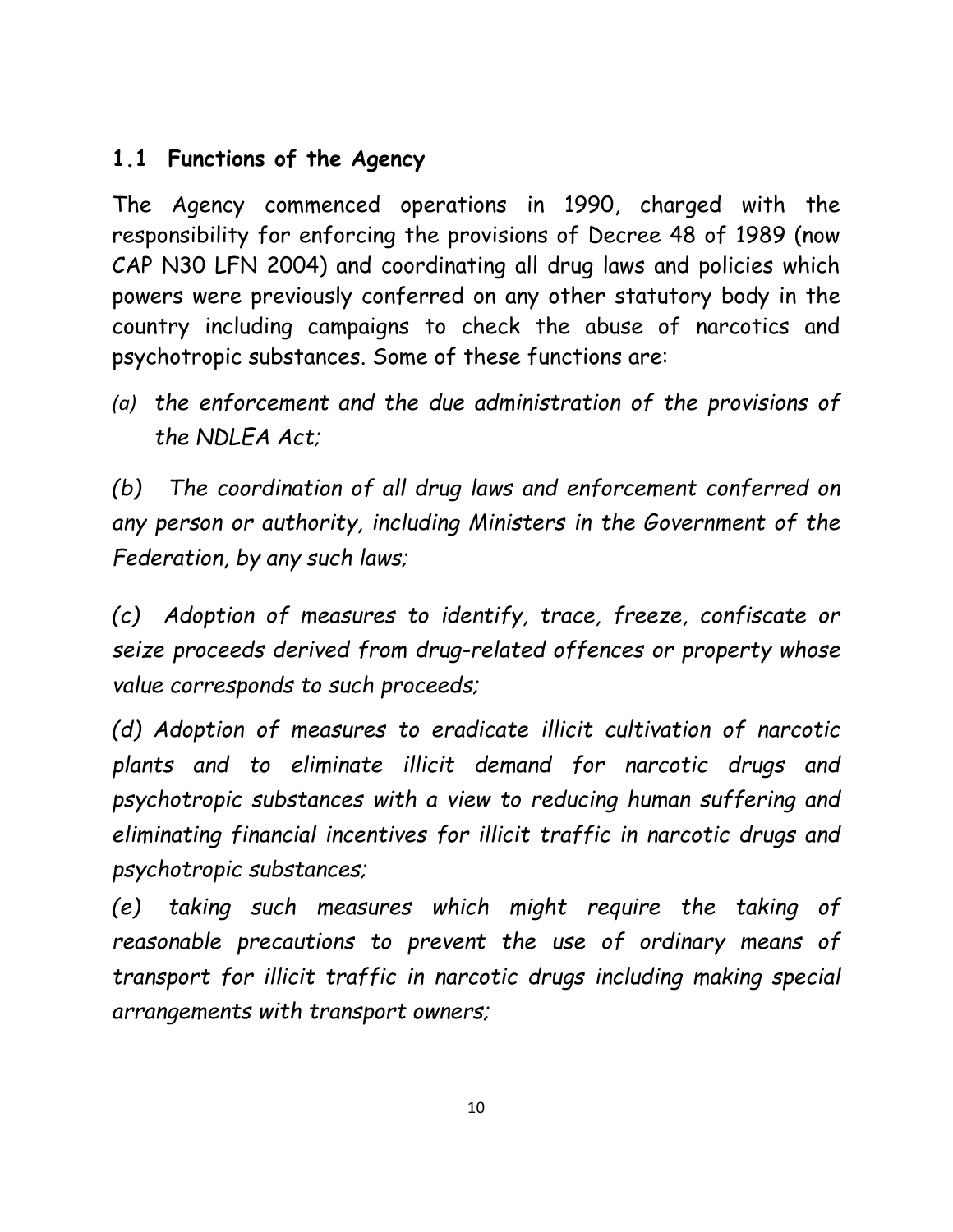## 1.1 Functions of the Agency

The Agency commenced operations in 1990, charged with the responsibility for enforcing the provisions of Decree 48 of 1989 (now CAP N30 LFN 2004) and coordinating all drug laws and policies which powers were previously conferred on any other statutory body in the country including campaigns to check the abuse of narcotics and psychotropic substances. Some of these functions are:

*(a) the enforcement and the due administration of the provisions of the NDLEA Act;*

*(b) The coordination of all drug laws and enforcement conferred on any person or authority, including Ministers in the Government of the Federation, by any such laws;*

*(c) Adoption of measures to identify, trace, freeze, confiscate or seize proceeds derived from drug-related offences or property whose value corresponds to such proceeds;*

*(d) Adoption of measures to eradicate illicit cultivation of narcotic plants and to eliminate illicit demand for narcotic drugs and psychotropic substances with a view to reducing human suffering and eliminating financial incentives for illicit traffic in narcotic drugs and psychotropic substances;*

*(e) taking such measures which might require the taking of reasonable precautions to prevent the use of ordinary means of transport for illicit traffic in narcotic drugs including making special arrangements with transport owners;*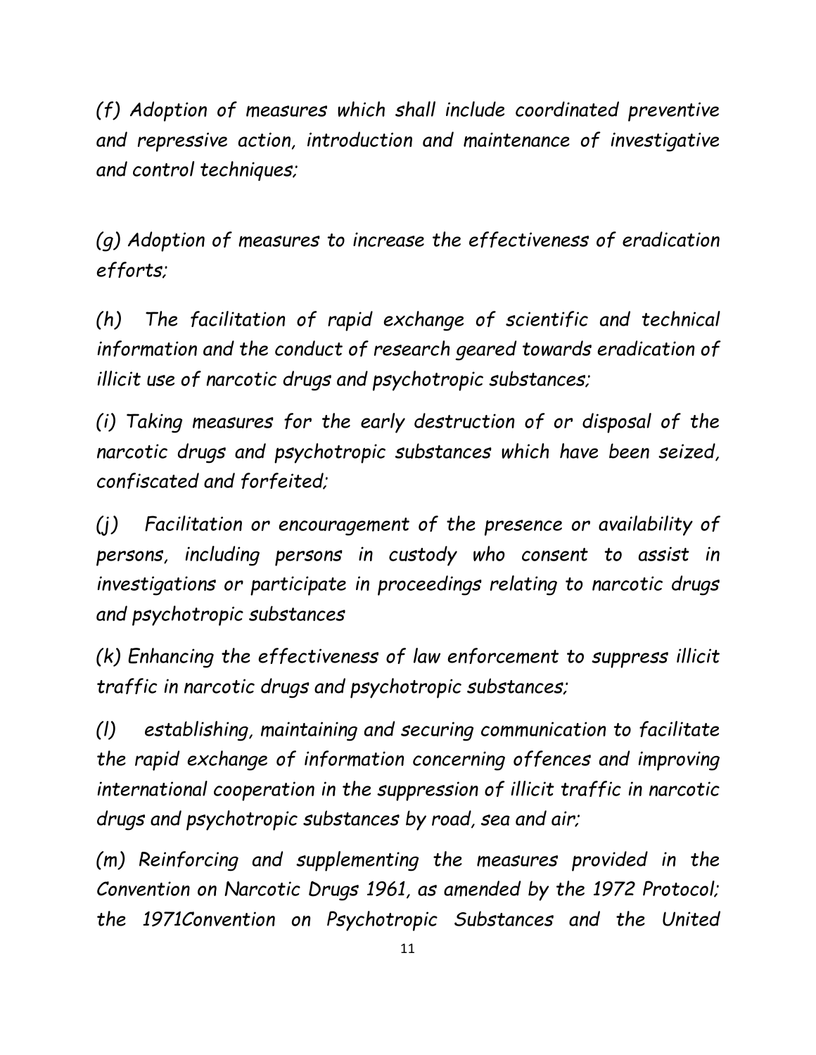*(f) Adoption of measures which shall include coordinated preventive and repressive action, introduction and maintenance of investigative and control techniques;*

*(g) Adoption of measures to increase the effectiveness of eradication efforts;*

*(h) The facilitation of rapid exchange of scientific and technical information and the conduct of research geared towards eradication of illicit use of narcotic drugs and psychotropic substances;*

*(i) Taking measures for the early destruction of or disposal of the narcotic drugs and psychotropic substances which have been seized, confiscated and forfeited;*

*(j) Facilitation or encouragement of the presence or availability of persons, including persons in custody who consent to assist in investigations or participate in proceedings relating to narcotic drugs and psychotropic substances*

*(k) Enhancing the effectiveness of law enforcement to suppress illicit traffic in narcotic drugs and psychotropic substances;*

*(l) establishing, maintaining and securing communication to facilitate the rapid exchange of information concerning offences and improving international cooperation in the suppression of illicit traffic in narcotic drugs and psychotropic substances by road, sea and air;*

*(m) Reinforcing and supplementing the measures provided in the Convention on Narcotic Drugs 1961, as amended by the 1972 Protocol; the 1971Convention on Psychotropic Substances and the United*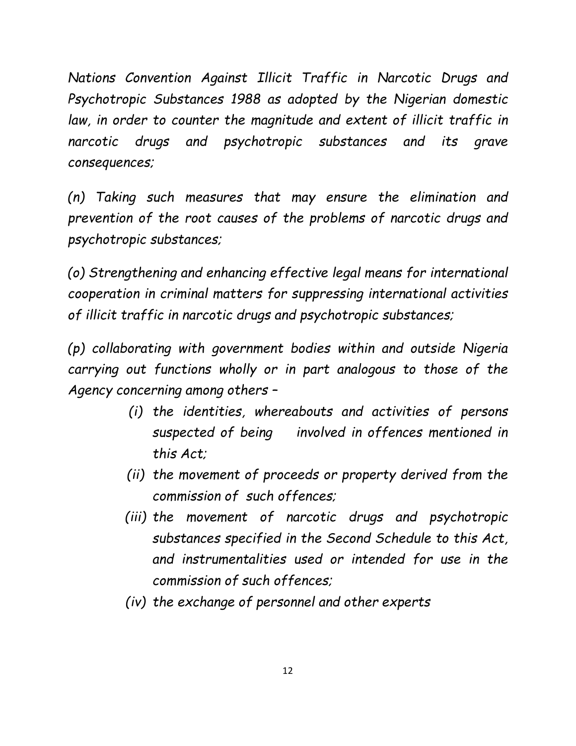*Nations Convention Against Illicit Traffic in Narcotic Drugs and Psychotropic Substances 1988 as adopted by the Nigerian domestic law, in order to counter the magnitude and extent of illicit traffic in narcotic drugs and psychotropic substances and its grave consequences;*

*(n) Taking such measures that may ensure the elimination and prevention of the root causes of the problems of narcotic drugs and psychotropic substances;*

*(o) Strengthening and enhancing effective legal means for international cooperation in criminal matters for suppressing international activities of illicit traffic in narcotic drugs and psychotropic substances;*

*(p) collaborating with government bodies within and outside Nigeria carrying out functions wholly or in part analogous to those of the Agency concerning among others –*

> *(i) the identities, whereabouts and activities of persons suspected of being involved in offences mentioned in this Act;*
>
> *(ii) the movement of proceeds or property derived from the commission of such offences;*
>
> *(iii) the movement of narcotic drugs and psychotropic substances specified in the Second Schedule to this Act, and instrumentalities used or intended for use in the commission of such offences;*
>
> *(iv) the exchange of personnel and other experts*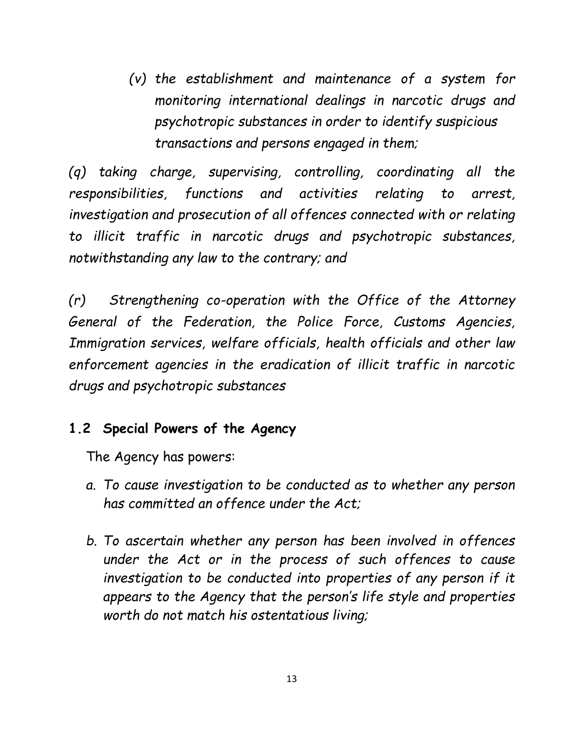*(v) the establishment and maintenance of a system for monitoring international dealings in narcotic drugs and psychotropic substances in order to identify suspicious transactions and persons engaged in them;*

*(q) taking charge, supervising, controlling, coordinating all the responsibilities, functions and activities relating to arrest, investigation and prosecution of all offences connected with or relating to illicit traffic in narcotic drugs and psychotropic substances, notwithstanding any law to the contrary; and*

*(r) Strengthening co-operation with the Office of the Attorney General of the Federation, the Police Force, Customs Agencies, Immigration services, welfare officials, health officials and other law enforcement agencies in the eradication of illicit traffic in narcotic drugs and psychotropic substances*

## 1.2 Special Powers of the Agency

The Agency has powers:

a. *To cause investigation to be conducted as to whether any person has committed an offence under the Act;*

b. *To ascertain whether any person has been involved in offences under the Act or in the process of such offences to cause investigation to be conducted into properties of any person if it appears to the Agency that the person's life style and properties worth do not match his ostentatious living;*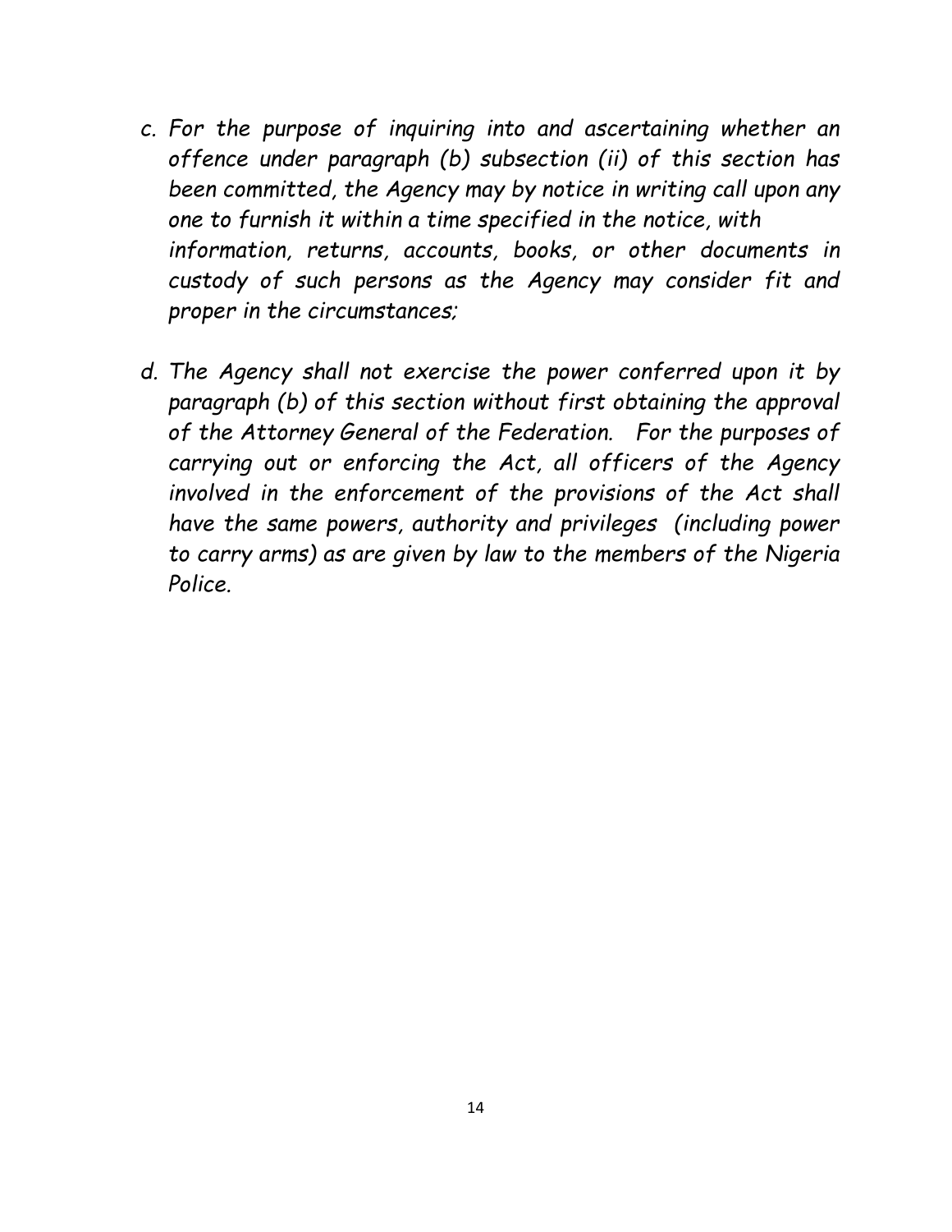c. *For the purpose of inquiring into and ascertaining whether an offence under paragraph (b) subsection (ii) of this section has been committed, the Agency may by notice in writing call upon any one to furnish it within a time specified in the notice, with information, returns, accounts, books, or other documents in custody of such persons as the Agency may consider fit and proper in the circumstances;*

d. *The Agency shall not exercise the power conferred upon it by paragraph (b) of this section without first obtaining the approval of the Attorney General of the Federation. For the purposes of carrying out or enforcing the Act, all officers of the Agency involved in the enforcement of the provisions of the Act shall have the same powers, authority and privileges (including power to carry arms) as are given by law to the members of the Nigeria Police.*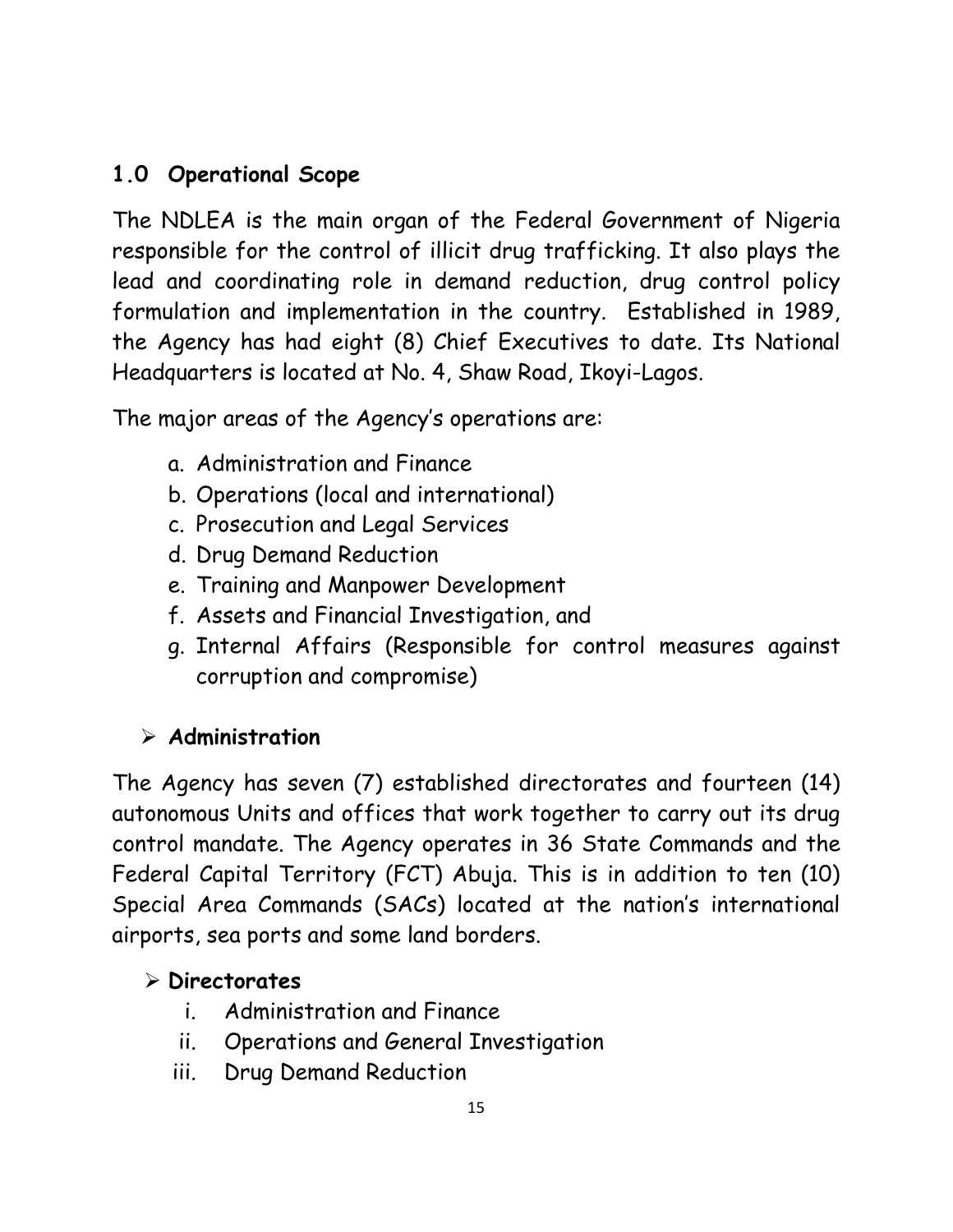## 1.0 Operational Scope

The NDLEA is the main organ of the Federal Government of Nigeria responsible for the control of illicit drug trafficking. It also plays the lead and coordinating role in demand reduction, drug control policy formulation and implementation in the country. Established in 1989, the Agency has had eight (8) Chief Executives to date. Its National Headquarters is located at No. 4, Shaw Road, Ikoyi-Lagos.

The major areas of the Agency's operations are:

a. Administration and Finance
b. Operations (local and international)
c. Prosecution and Legal Services
d. Drug Demand Reduction
e. Training and Manpower Development
f. Assets and Financial Investigation, and
g. Internal Affairs (Responsible for control measures against corruption and compromise)

- **Administration**

The Agency has seven (7) established directorates and fourteen (14) autonomous Units and offices that work together to carry out its drug control mandate. The Agency operates in 36 State Commands and the Federal Capital Territory (FCT) Abuja. This is in addition to ten (10) Special Area Commands (SACs) located at the nation's international airports, sea ports and some land borders.

- **Directorates**
  - i. Administration and Finance
  - ii. Operations and General Investigation
  - iii. Drug Demand Reduction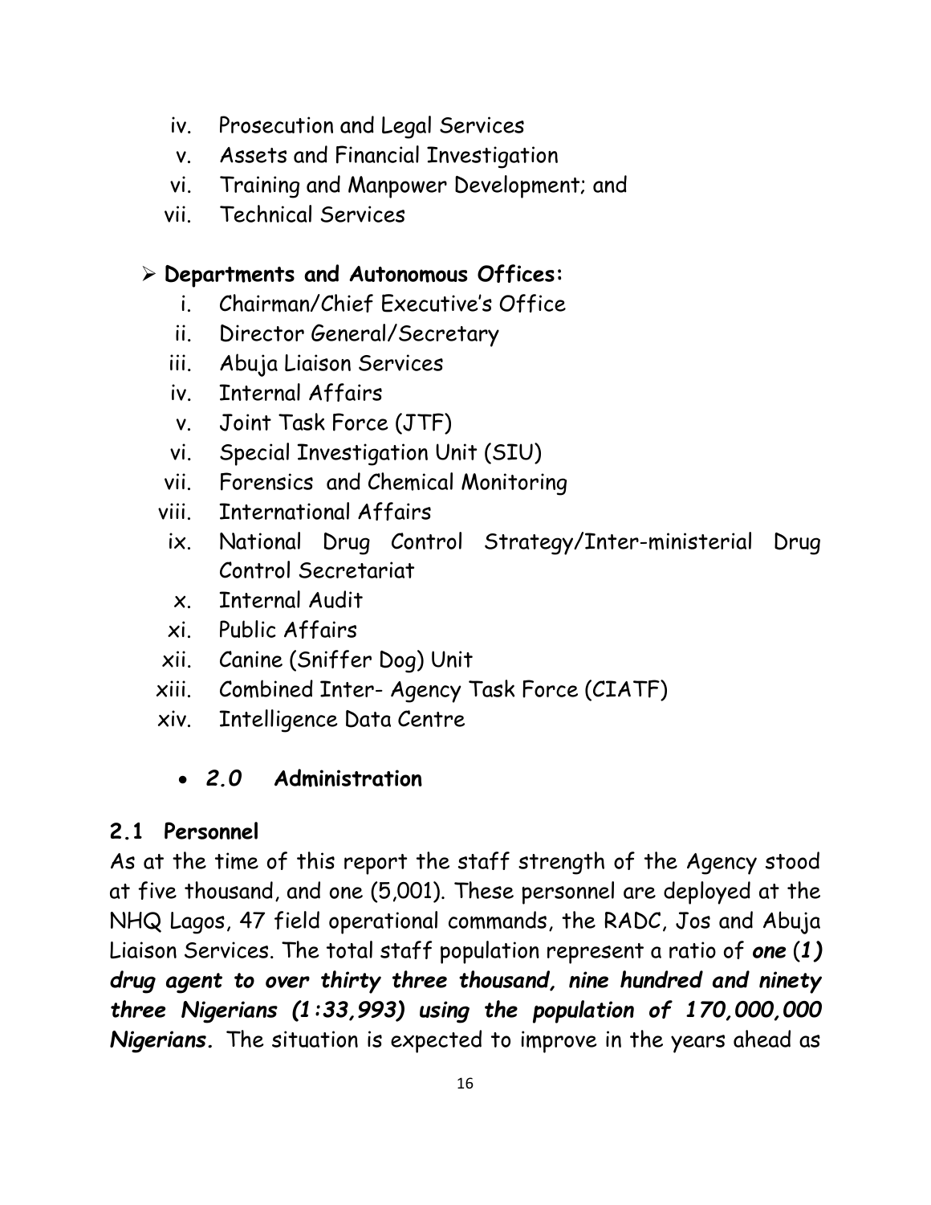iv. Prosecution and Legal Services
v. Assets and Financial Investigation
vi. Training and Manpower Development; and
vii. Technical Services

- **Departments and Autonomous Offices:**
  i. Chairman/Chief Executive's Office
  ii. Director General/Secretary
  iii. Abuja Liaison Services
  iv. Internal Affairs
  v. Joint Task Force (JTF)
  vi. Special Investigation Unit (SIU)
  vii. Forensics and Chemical Monitoring
  viii. International Affairs
  ix. National Drug Control Strategy/Inter-ministerial Drug Control Secretariat
  x. Internal Audit
  xi. Public Affairs
  xii. Canine (Sniffer Dog) Unit
  xiii. Combined Inter- Agency Task Force (CIATF)
  xiv. Intelligence Data Centre

## *2.0* Administration

### 2.1 Personnel

As at the time of this report the staff strength of the Agency stood at five thousand, and one (5,001). These personnel are deployed at the NHQ Lagos, 47 field operational commands, the RADC, Jos and Abuja Liaison Services. The total staff population represent a ratio of ***one (1) drug agent to over thirty three thousand, nine hundred and ninety three Nigerians (1:33,993) using the population of 170,000,000 Nigerians.*** The situation is expected to improve in the years ahead as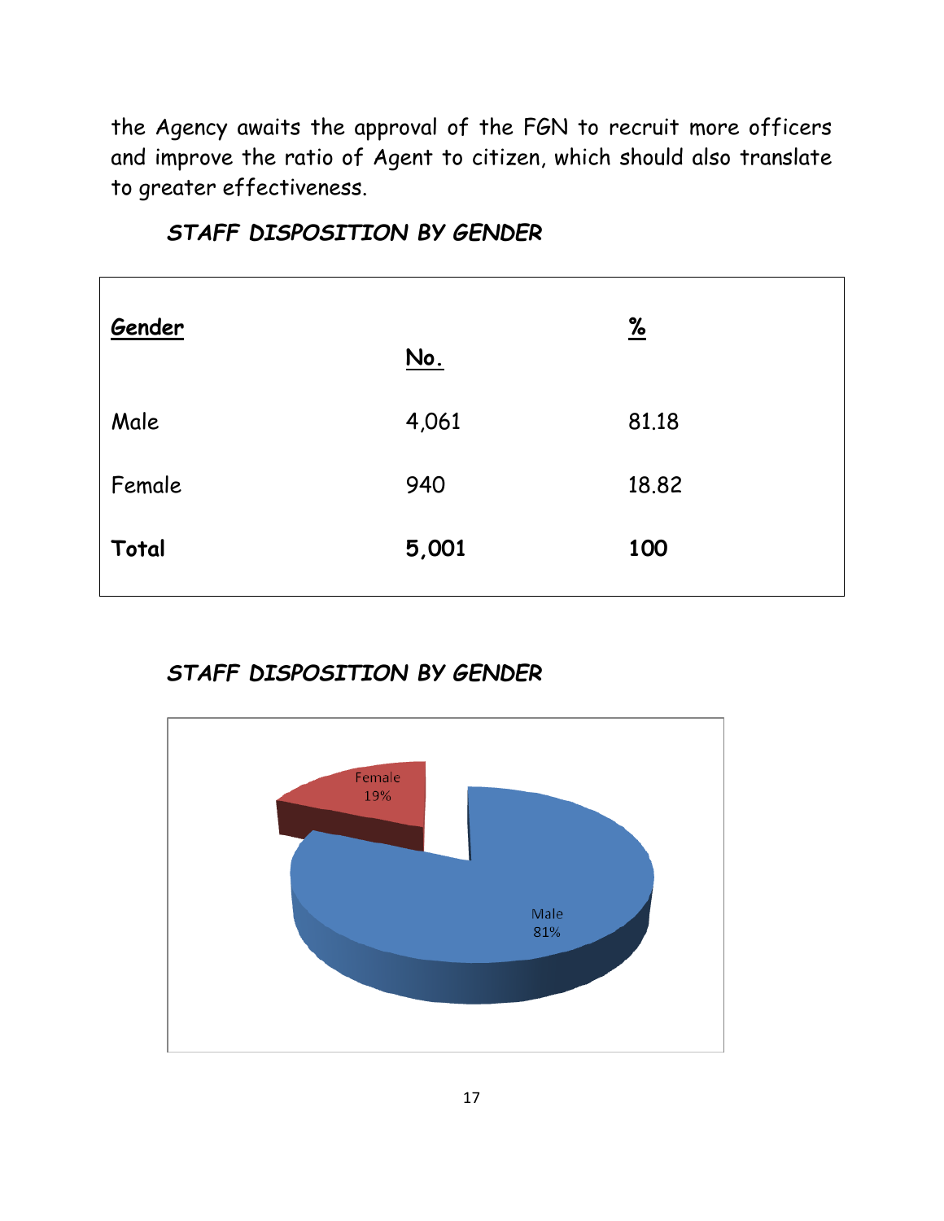the Agency awaits the approval of the FGN to recruit more officers and improve the ratio of Agent to citizen, which should also translate to greater effectiveness.

***STAFF DISPOSITION BY GENDER***

| Gender | No. | % |
|---|---|---|
| Male | 4,061 | 81.18 |
| Female | 940 | 18.82 |
| **Total** | **5,001** | **100** |

***STAFF DISPOSITION BY GENDER***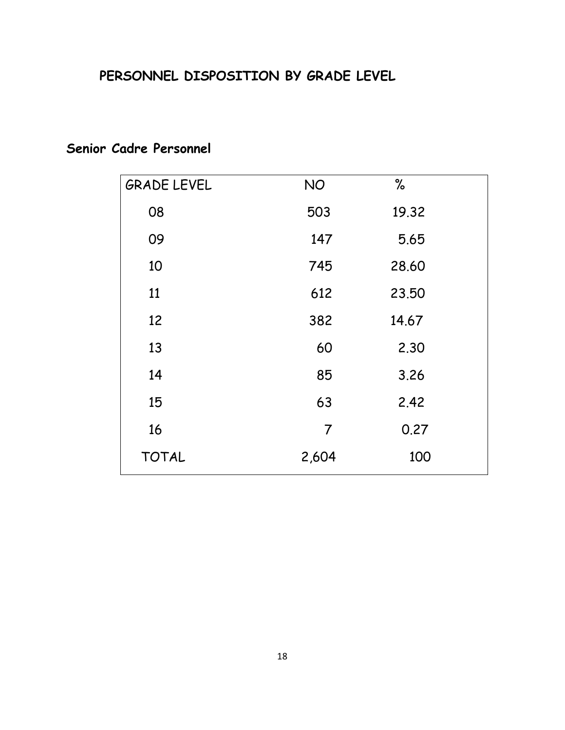# PERSONNEL DISPOSITION BY GRADE LEVEL

## Senior Cadre Personnel

| GRADE LEVEL | NO | % |
|---|---|---|
| 08 | 503 | 19.32 |
| 09 | 147 | 5.65 |
| 10 | 745 | 28.60 |
| 11 | 612 | 23.50 |
| 12 | 382 | 14.67 |
| 13 | 60 | 2.30 |
| 14 | 85 | 3.26 |
| 15 | 63 | 2.42 |
| 16 | 7 | 0.27 |
| TOTAL | 2,604 | 100 |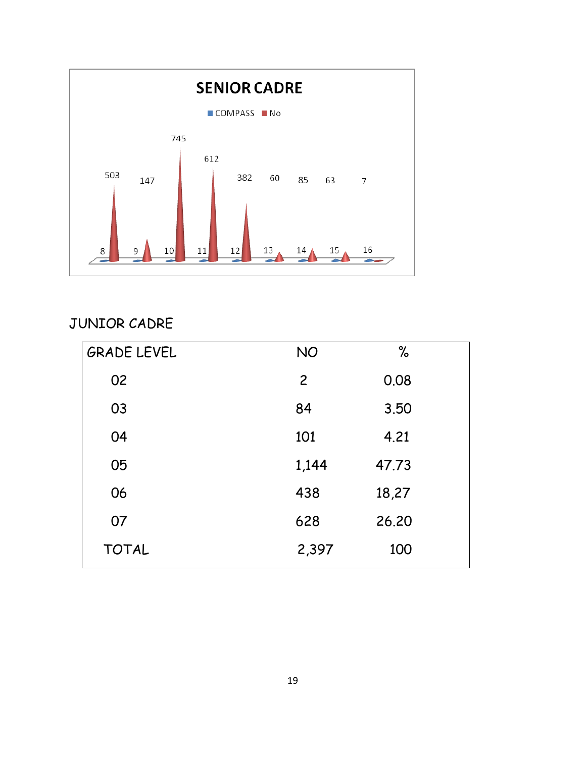## SENIOR CADRE

| GRADE LEVEL | NO |
| --- | --- |
| 8 | 503 |
| 9 | 147 |
| 10 | 745 |
| 11 | 612 |
| 12 | 382 |
| 13 | 60 |
| 14 | 85 |
| 15 | 63 |
| 16 | 7 |

## JUNIOR CADRE

| GRADE LEVEL | NO | % |
| --- | --- | --- |
| 02 | 2 | 0.08 |
| 03 | 84 | 3.50 |
| 04 | 101 | 4.21 |
| 05 | 1,144 | 47.73 |
| 06 | 438 | 18,27 |
| 07 | 628 | 26.20 |
| TOTAL | 2,397 | 100 |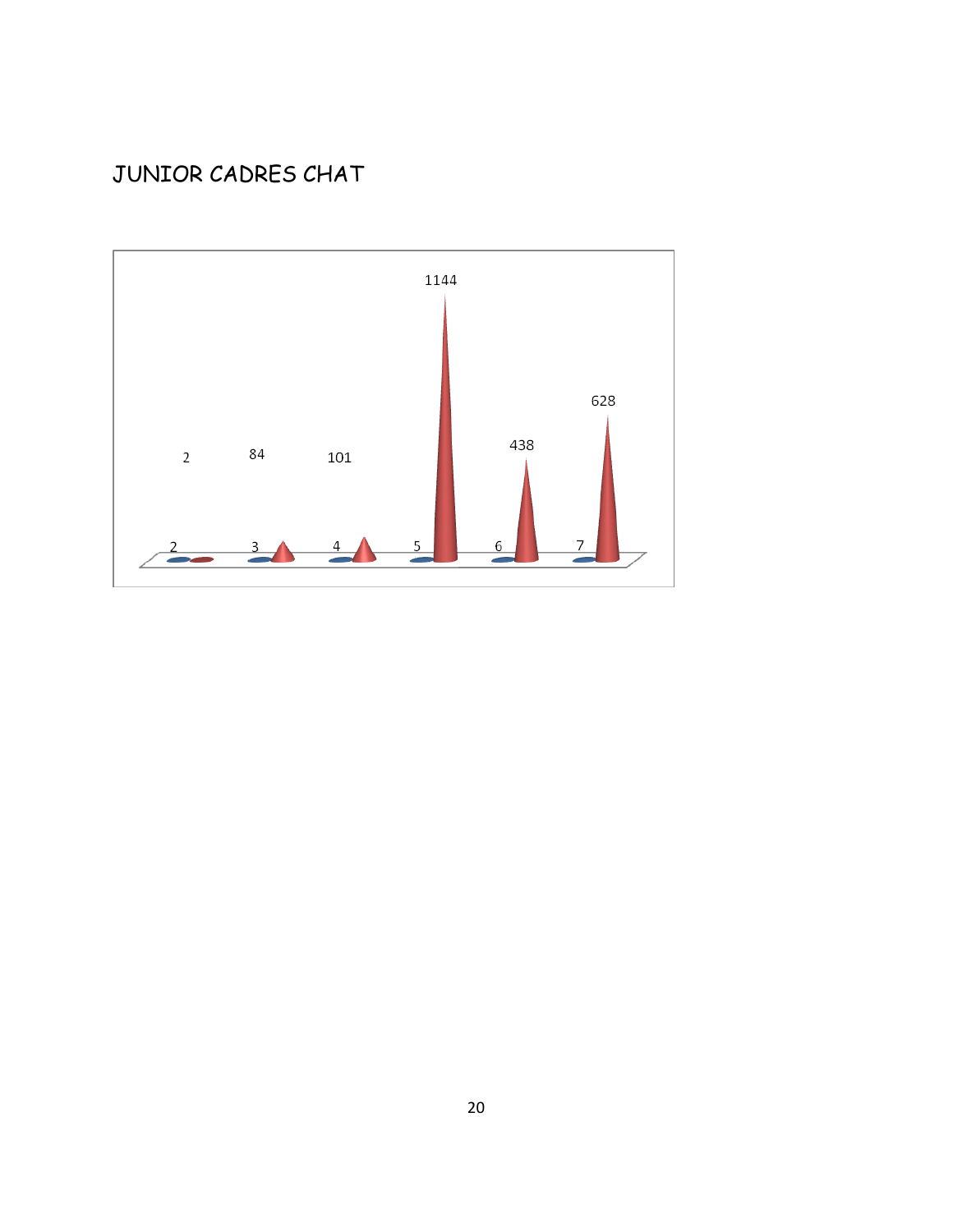JUNIOR CADRES CHAT

| | | | | | |
|---|---|---|---|---|---|
| 2 | 3 | 4 | 5 | 6 | 7 |
| 2 | 84 | 101 | 1144 | 438 | 628 |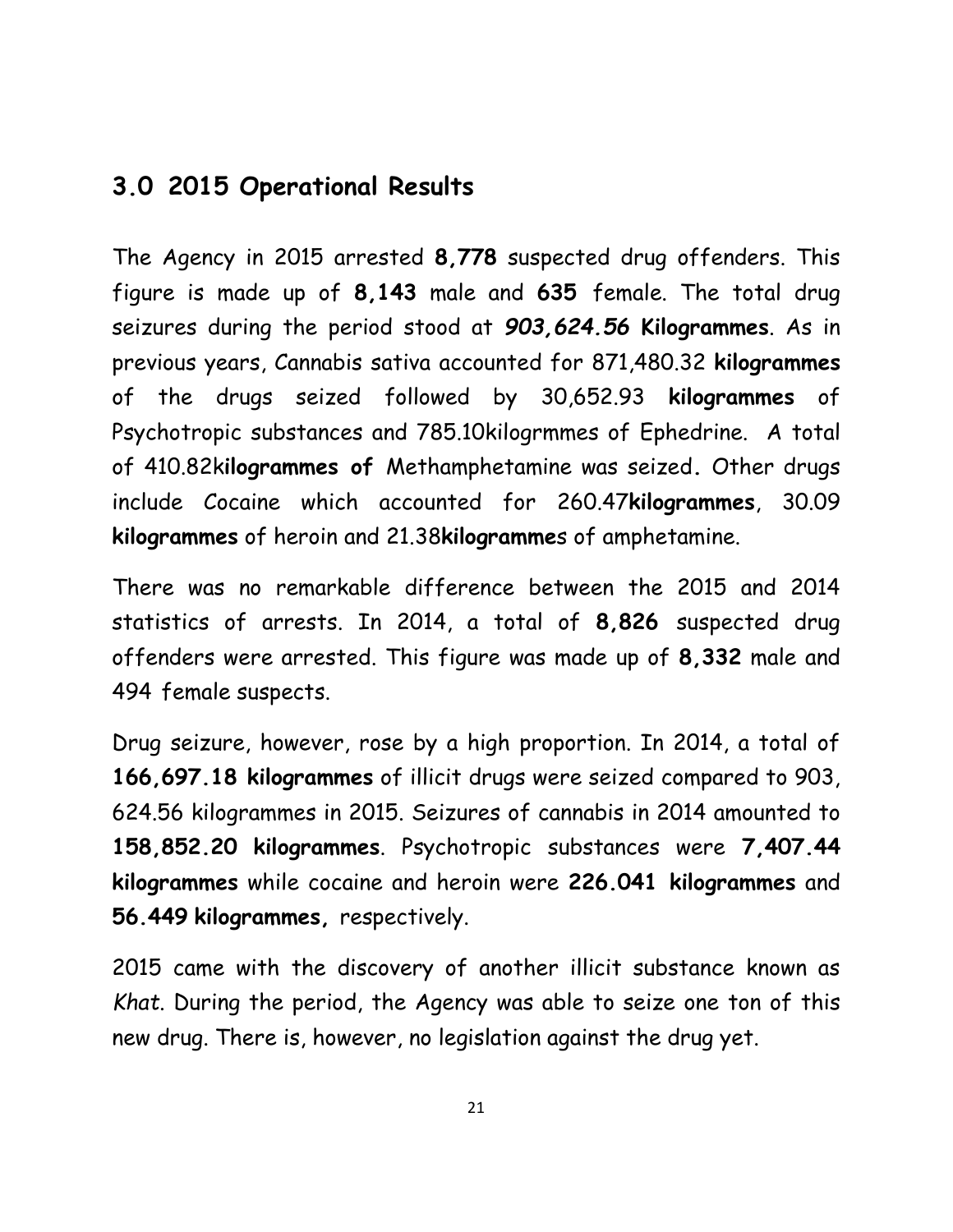## 3.0 2015 Operational Results

The Agency in 2015 arrested **8,778** suspected drug offenders. This figure is made up of **8,143** male and **635** female. The total drug seizures during the period stood at ***903,624.56*** **Kilogrammes**. As in previous years, Cannabis sativa accounted for 871,480.32 **kilogrammes** of the drugs seized followed by 30,652.93 **kilogrammes** of Psychotropic substances and 785.10kilogrmmes of Ephedrine. A total of 410.82k**ilogrammes of** Methamphetamine was seized**.** Other drugs include Cocaine which accounted for 260.47**kilogrammes**, 30.09 **kilogrammes** of heroin and 21.38**kilogramme**s of amphetamine.

There was no remarkable difference between the 2015 and 2014 statistics of arrests. In 2014, a total of **8,826** suspected drug offenders were arrested. This figure was made up of **8,332** male and 494 female suspects.

Drug seizure, however, rose by a high proportion. In 2014, a total of **166,697.18 kilogrammes** of illicit drugs were seized compared to 903, 624.56 kilogrammes in 2015. Seizures of cannabis in 2014 amounted to **158,852.20 kilogrammes**. Psychotropic substances were **7,407.44 kilogrammes** while cocaine and heroin were **226.041 kilogrammes** and **56.449 kilogrammes,** respectively.

2015 came with the discovery of another illicit substance known as *Khat*. During the period, the Agency was able to seize one ton of this new drug. There is, however, no legislation against the drug yet.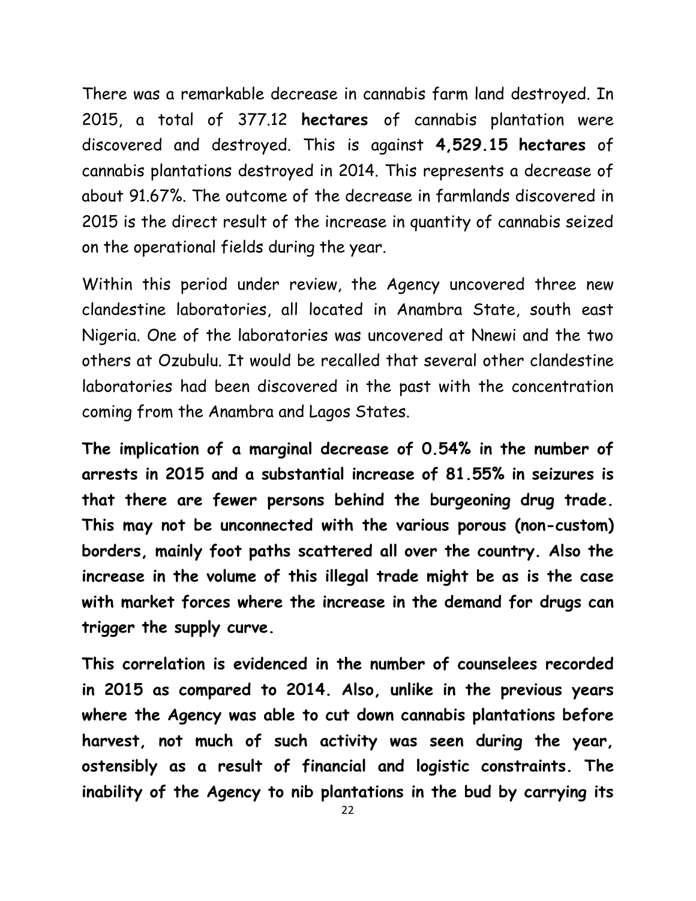There was a remarkable decrease in cannabis farm land destroyed. In 2015, a total of 377.12 **hectares** of cannabis plantation were discovered and destroyed. This is against **4,529.15 hectares** of cannabis plantations destroyed in 2014. This represents a decrease of about 91.67%. The outcome of the decrease in farmlands discovered in 2015 is the direct result of the increase in quantity of cannabis seized on the operational fields during the year.

Within this period under review, the Agency uncovered three new clandestine laboratories, all located in Anambra State, south east Nigeria. One of the laboratories was uncovered at Nnewi and the two others at Ozubulu. It would be recalled that several other clandestine laboratories had been discovered in the past with the concentration coming from the Anambra and Lagos States.

**The implication of a marginal decrease of 0.54% in the number of arrests in 2015 and a substantial increase of 81.55% in seizures is that there are fewer persons behind the burgeoning drug trade. This may not be unconnected with the various porous (non-custom) borders, mainly foot paths scattered all over the country. Also the increase in the volume of this illegal trade might be as is the case with market forces where the increase in the demand for drugs can trigger the supply curve.**

**This correlation is evidenced in the number of counselees recorded in 2015 as compared to 2014. Also, unlike in the previous years where the Agency was able to cut down cannabis plantations before harvest, not much of such activity was seen during the year, ostensibly as a result of financial and logistic constraints. The inability of the Agency to nib plantations in the bud by carrying its**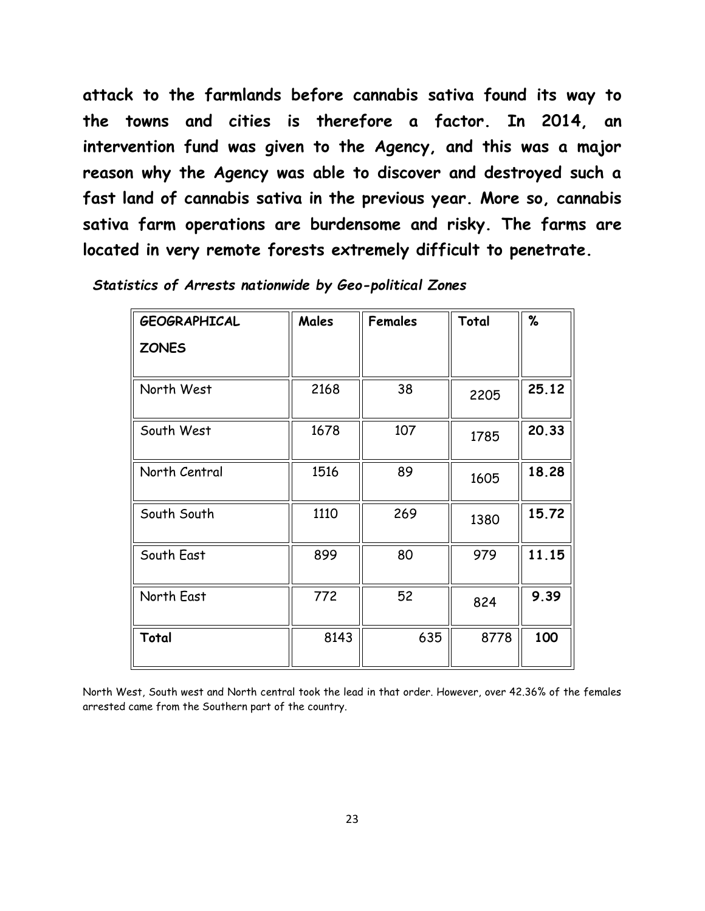**attack to the farmlands before cannabis sativa found its way to the towns and cities is therefore a factor. In 2014, an intervention fund was given to the Agency, and this was a major reason why the Agency was able to discover and destroyed such a fast land of cannabis sativa in the previous year. More so, cannabis sativa farm operations are burdensome and risky. The farms are located in very remote forests extremely difficult to penetrate.**

***Statistics of Arrests nationwide by Geo-political Zones***

| GEOGRAPHICAL ZONES | Males | Females | Total | % |
|---|---|---|---|---|
| North West | 2168 | 38 | 2205 | **25.12** |
| South West | 1678 | 107 | 1785 | **20.33** |
| North Central | 1516 | 89 | 1605 | **18.28** |
| South South | 1110 | 269 | 1380 | **15.72** |
| South East | 899 | 80 | 979 | **11.15** |
| North East | 772 | 52 | 824 | **9.39** |
| **Total** | 8143 | 635 | 8778 | **100** |

North West, South west and North central took the lead in that order. However, over 42.36% of the females arrested came from the Southern part of the country.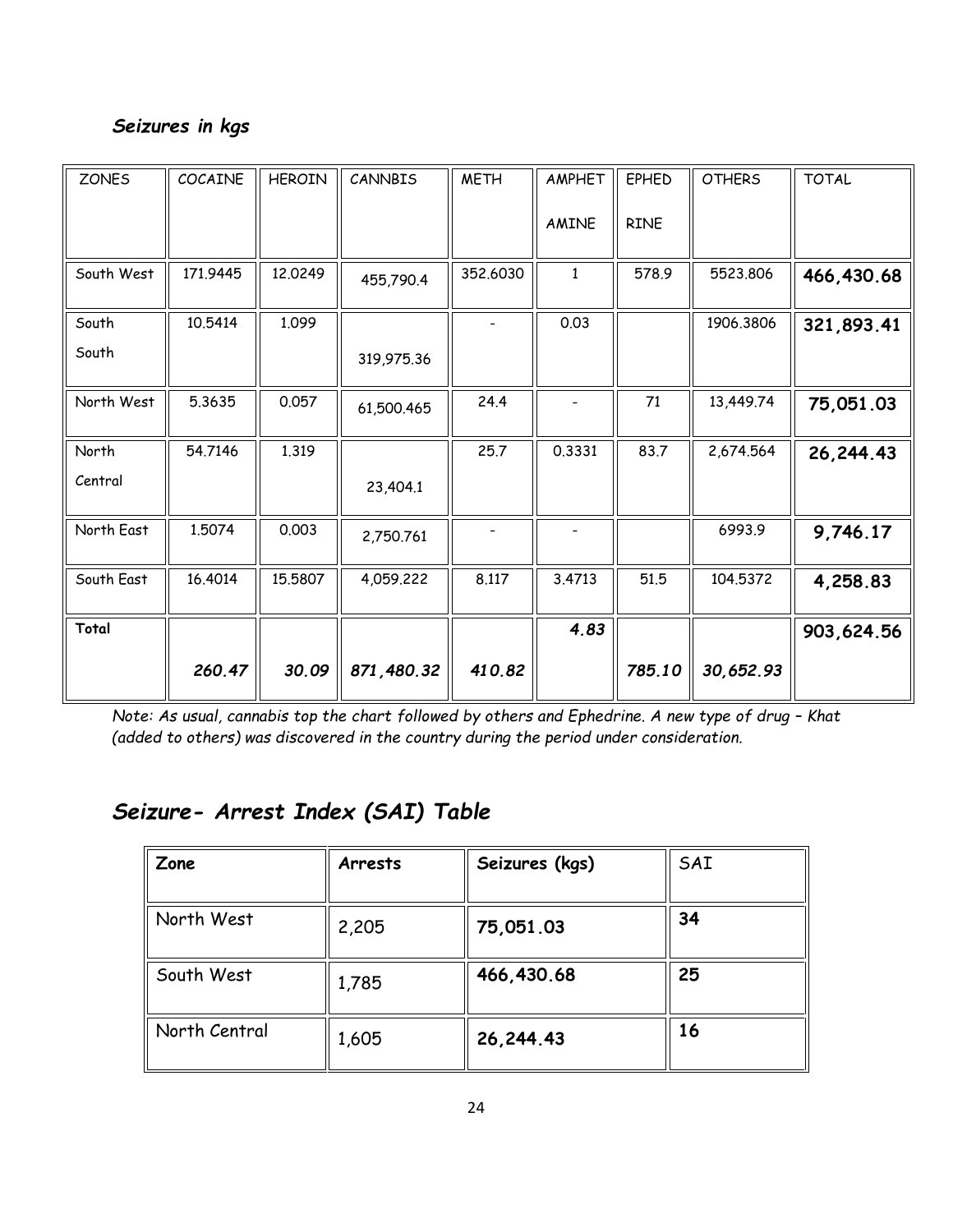### *Seizures in kgs*

| ZONES | COCAINE | HEROIN | CANNBIS | METH | AMPHET AMINE | EPHED RINE | OTHERS | TOTAL |
|---|---|---|---|---|---|---|---|---|
| South West | 171.9445 | 12.0249 | 455,790.4 | 352.6030 | 1 | 578.9 | 5523.806 | **466,430.68** |
| South South | 10.5414 | 1.099 | 319,975.36 | - | 0.03 | | 1906.3806 | **321,893.41** |
| North West | 5.3635 | 0.057 | 61,500.465 | 24.4 | - | 71 | 13,449.74 | **75,051.03** |
| North Central | 54.7146 | 1.319 | 23,404.1 | 25.7 | 0.3331 | 83.7 | 2,674.564 | **26,244.43** |
| North East | 1.5074 | 0.003 | 2,750.761 | - | - | | 6993.9 | **9,746.17** |
| South East | 16.4014 | 15.5807 | 4,059.222 | 8.117 | 3.4713 | 51.5 | 104.5372 | **4,258.83** |
| **Total** | ***260.47*** | ***30.09*** | ***871,480.32*** | ***410.82*** | ***4.83*** | ***785.10*** | ***30,652.93*** | **903,624.56** |

*Note: As usual, cannabis top the chart followed by others and Ephedrine. A new type of drug – Khat (added to others) was discovered in the country during the period under consideration.*

## *Seizure- Arrest Index (SAI) Table*

| **Zone** | **Arrests** | **Seizures (kgs)** | SAI |
|---|---|---|---|
| North West | 2,205 | **75,051.03** | **34** |
| South West | 1,785 | **466,430.68** | **25** |
| North Central | 1,605 | **26,244.43** | **16** |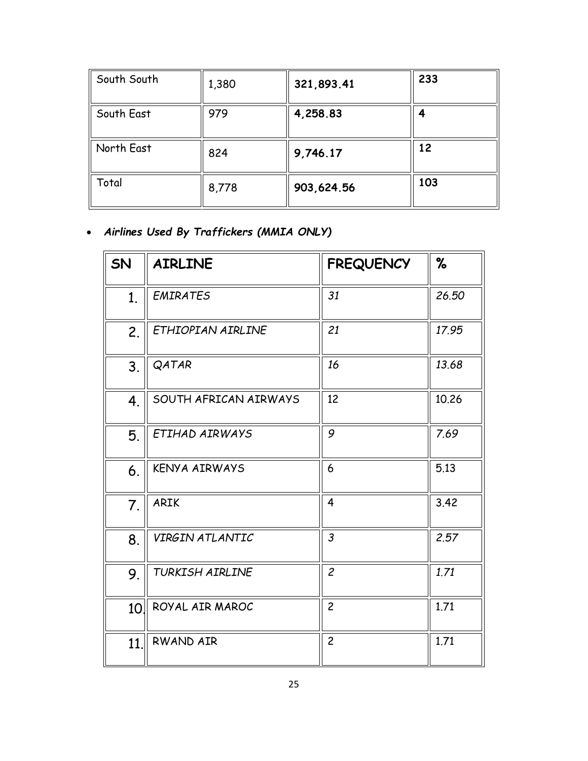| South South | 1,380 | **321,893.41** | **233** |
|---|---|---|---|
| South East | 979 | **4,258.83** | **4** |
| North East | 824 | **9,746.17** | **12** |
| Total | 8,778 | **903,624.56** | **103** |

- ***Airlines Used By Traffickers (MMIA ONLY)***

| SN | AIRLINE | FREQUENCY | % |
|---|---|---|---|
| 1. | *EMIRATES* | *31* | *26.50* |
| 2. | *ETHIOPIAN AIRLINE* | *21* | *17.95* |
| 3. | *QATAR* | *16* | *13.68* |
| 4. | SOUTH AFRICAN AIRWAYS | 12 | 10.26 |
| 5. | *ETIHAD AIRWAYS* | *9* | *7.69* |
| 6. | KENYA AIRWAYS | 6 | 5.13 |
| 7. | ARIK | 4 | 3.42 |
| 8. | *VIRGIN ATLANTIC* | *3* | *2.57* |
| 9. | *TURKISH AIRLINE* | *2* | *1.71* |
| 10. | ROYAL AIR MAROC | 2 | 1.71 |
| 11. | RWAND AIR | 2 | 1.71 |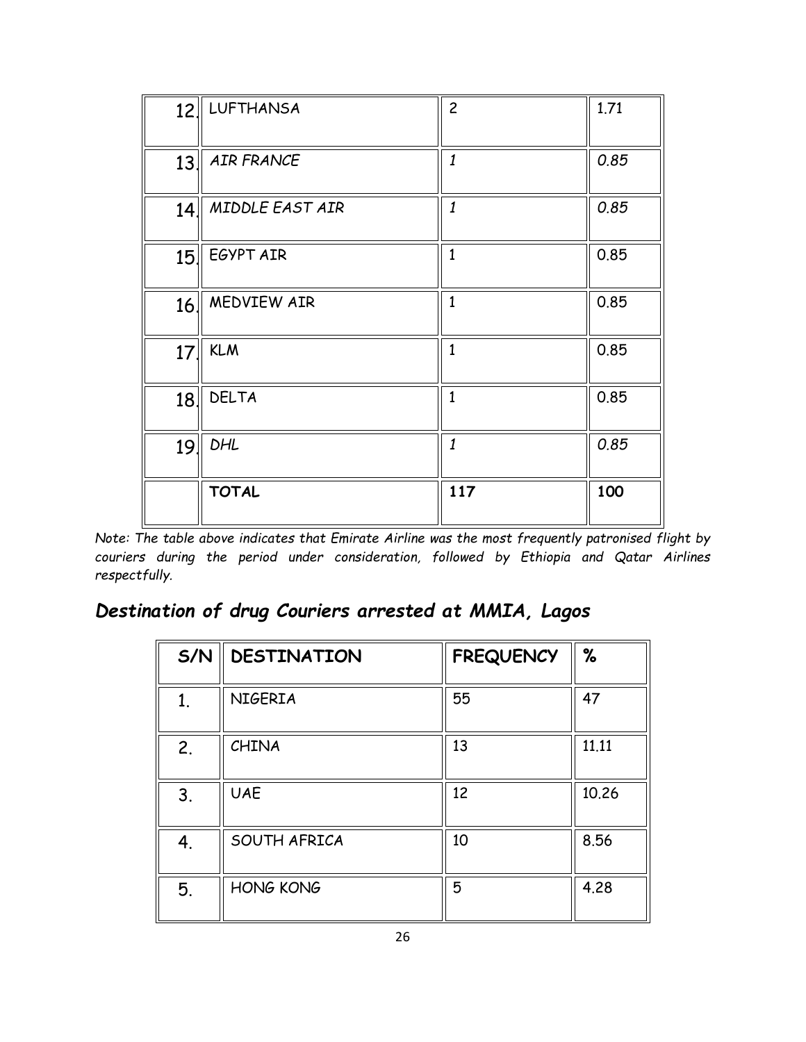| | | | |
|---|---|---|---|
| 12. | LUFTHANSA | 2 | 1.71 |
| 13. | *AIR FRANCE* | *1* | *0.85* |
| 14. | *MIDDLE EAST AIR* | *1* | *0.85* |
| 15. | EGYPT AIR | 1 | 0.85 |
| 16. | MEDVIEW AIR | 1 | 0.85 |
| 17. | KLM | 1 | 0.85 |
| 18. | DELTA | 1 | 0.85 |
| 19. | *DHL* | *1* | *0.85* |
| | **TOTAL** | **117** | **100** |

*Note: The table above indicates that Emirate Airline was the most frequently patronised flight by couriers during the period under consideration, followed by Ethiopia and Qatar Airlines respectfully.*

## *Destination of drug Couriers arrested at MMIA, Lagos*

| S/N | DESTINATION | FREQUENCY | % |
|---|---|---|---|
| 1. | NIGERIA | 55 | 47 |
| 2. | CHINA | 13 | 11.11 |
| 3. | UAE | 12 | 10.26 |
| 4. | SOUTH AFRICA | 10 | 8.56 |
| 5. | HONG KONG | 5 | 4.28 |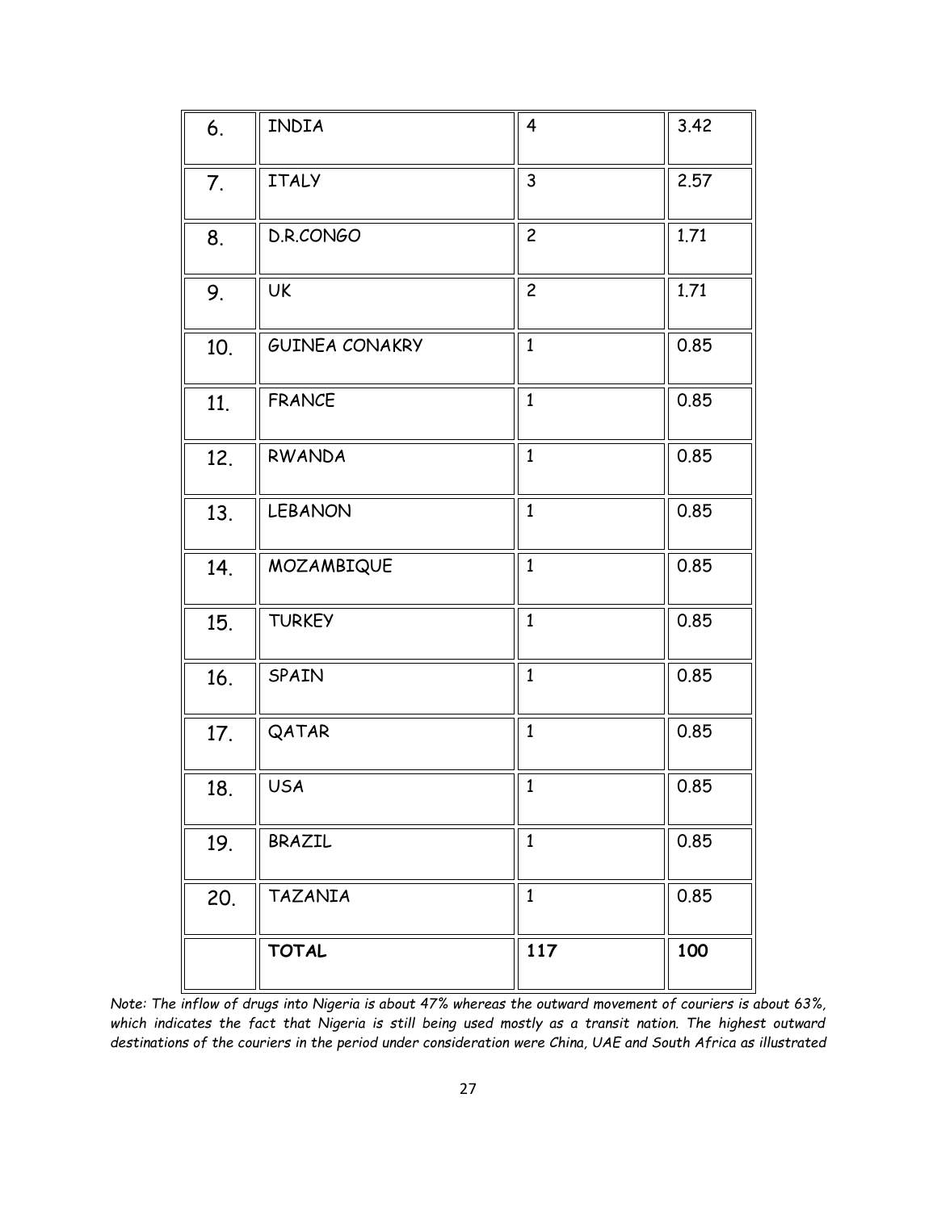| | | | |
|---|---|---|---|
| 6. | INDIA | 4 | 3.42 |
| 7. | ITALY | 3 | 2.57 |
| 8. | D.R.CONGO | 2 | 1.71 |
| 9. | UK | 2 | 1.71 |
| 10. | GUINEA CONAKRY | 1 | 0.85 |
| 11. | FRANCE | 1 | 0.85 |
| 12. | RWANDA | 1 | 0.85 |
| 13. | LEBANON | 1 | 0.85 |
| 14. | MOZAMBIQUE | 1 | 0.85 |
| 15. | TURKEY | 1 | 0.85 |
| 16. | SPAIN | 1 | 0.85 |
| 17. | QATAR | 1 | 0.85 |
| 18. | USA | 1 | 0.85 |
| 19. | BRAZIL | 1 | 0.85 |
| 20. | TAZANIA | 1 | 0.85 |
| | **TOTAL** | **117** | **100** |

*Note: The inflow of drugs into Nigeria is about 47% whereas the outward movement of couriers is about 63%, which indicates the fact that Nigeria is still being used mostly as a transit nation. The highest outward destinations of the couriers in the period under consideration were China, UAE and South Africa as illustrated*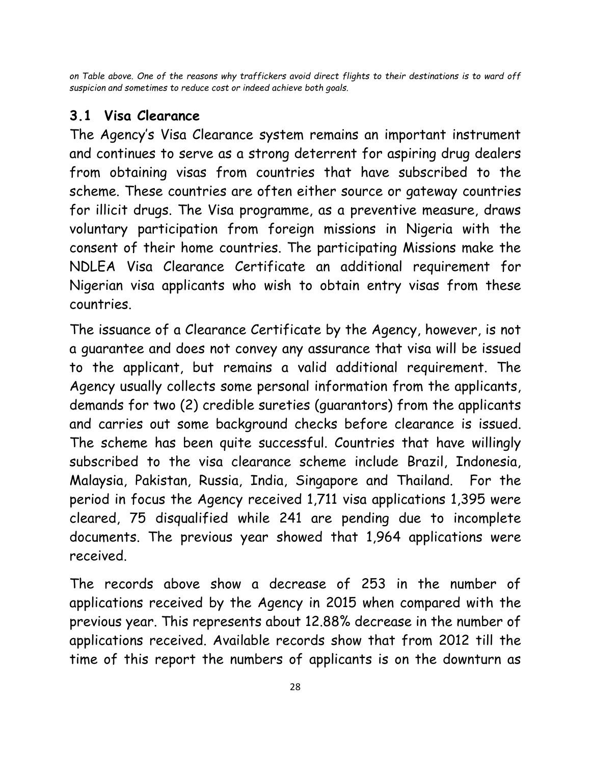*on Table above. One of the reasons why traffickers avoid direct flights to their destinations is to ward off suspicion and sometimes to reduce cost or indeed achieve both goals.*

## 3.1 Visa Clearance

The Agency's Visa Clearance system remains an important instrument and continues to serve as a strong deterrent for aspiring drug dealers from obtaining visas from countries that have subscribed to the scheme. These countries are often either source or gateway countries for illicit drugs. The Visa programme, as a preventive measure, draws voluntary participation from foreign missions in Nigeria with the consent of their home countries. The participating Missions make the NDLEA Visa Clearance Certificate an additional requirement for Nigerian visa applicants who wish to obtain entry visas from these countries.

The issuance of a Clearance Certificate by the Agency, however, is not a guarantee and does not convey any assurance that visa will be issued to the applicant, but remains a valid additional requirement. The Agency usually collects some personal information from the applicants, demands for two (2) credible sureties (guarantors) from the applicants and carries out some background checks before clearance is issued. The scheme has been quite successful. Countries that have willingly subscribed to the visa clearance scheme include Brazil, Indonesia, Malaysia, Pakistan, Russia, India, Singapore and Thailand. For the period in focus the Agency received 1,711 visa applications 1,395 were cleared, 75 disqualified while 241 are pending due to incomplete documents. The previous year showed that 1,964 applications were received.

The records above show a decrease of 253 in the number of applications received by the Agency in 2015 when compared with the previous year. This represents about 12.88% decrease in the number of applications received. Available records show that from 2012 till the time of this report the numbers of applicants is on the downturn as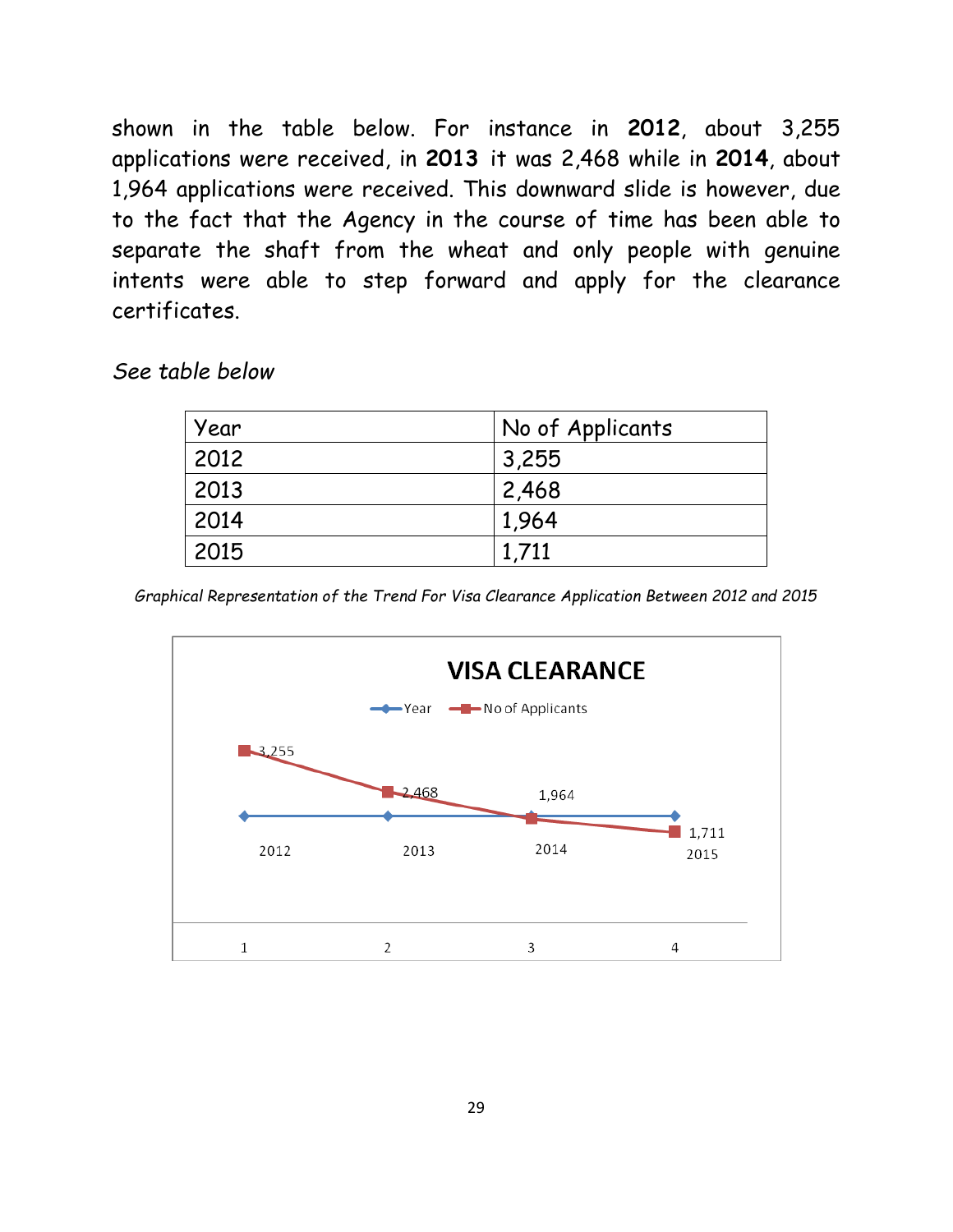shown in the table below. For instance in **2012**, about 3,255 applications were received, in **2013** it was 2,468 while in **2014**, about 1,964 applications were received. This downward slide is however, due to the fact that the Agency in the course of time has been able to separate the shaft from the wheat and only people with genuine intents were able to step forward and apply for the clearance certificates.

*See table below*

| Year | No of Applicants |
|---|---|
| 2012 | 3,255 |
| 2013 | 2,468 |
| 2014 | 1,964 |
| 2015 | 1,711 |

*Graphical Representation of the Trend For Visa Clearance Application Between 2012 and 2015*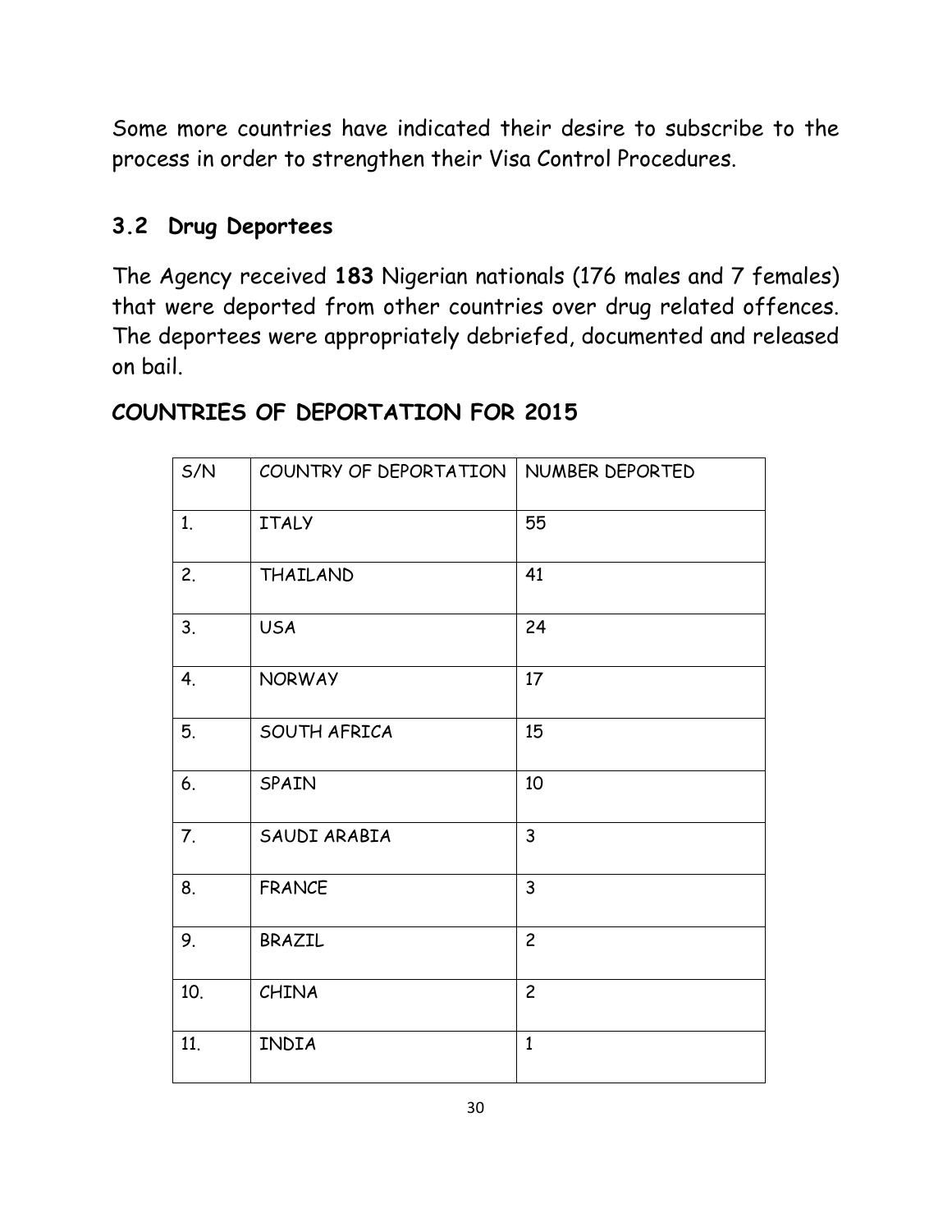Some more countries have indicated their desire to subscribe to the process in order to strengthen their Visa Control Procedures.

## 3.2 Drug Deportees

The Agency received **183** Nigerian nationals (176 males and 7 females) that were deported from other countries over drug related offences. The deportees were appropriately debriefed, documented and released on bail.

## COUNTRIES OF DEPORTATION FOR 2015

| S/N | COUNTRY OF DEPORTATION | NUMBER DEPORTED |
|---|---|---|
| 1. | ITALY | 55 |
| 2. | THAILAND | 41 |
| 3. | USA | 24 |
| 4. | NORWAY | 17 |
| 5. | SOUTH AFRICA | 15 |
| 6. | SPAIN | 10 |
| 7. | SAUDI ARABIA | 3 |
| 8. | FRANCE | 3 |
| 9. | BRAZIL | 2 |
| 10. | CHINA | 2 |
| 11. | INDIA | 1 |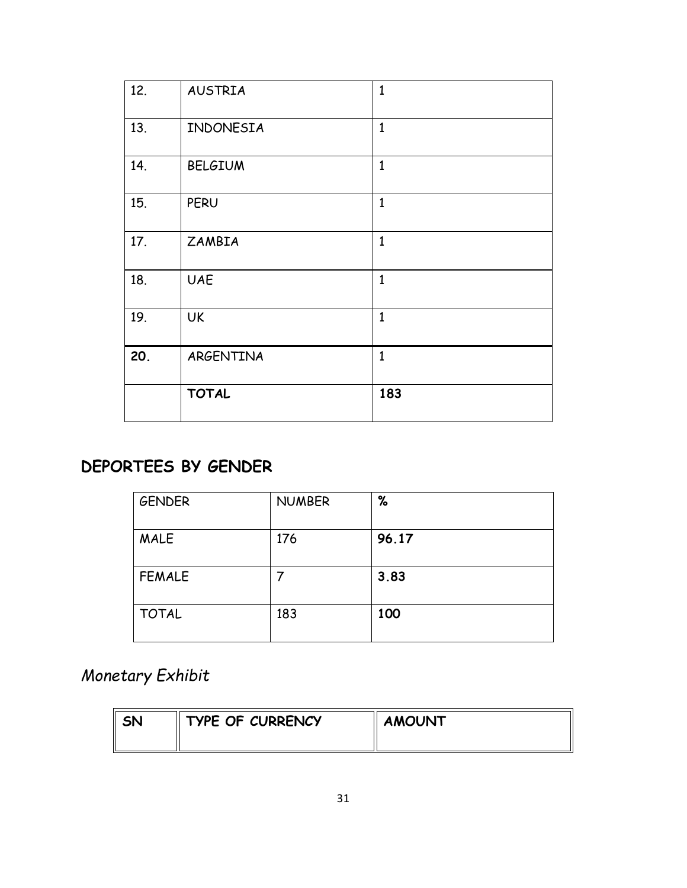| | | |
|---|---|---|
| 12. | AUSTRIA | 1 |
| 13. | INDONESIA | 1 |
| 14. | BELGIUM | 1 |
| 15. | PERU | 1 |
| 17. | ZAMBIA | 1 |
| 18. | UAE | 1 |
| 19. | UK | 1 |
| **20.** | ARGENTINA | 1 |
| | **TOTAL** | **183** |

## DEPORTEES BY GENDER

| GENDER | NUMBER | % |
|---|---|---|
| MALE | 176 | **96.17** |
| FEMALE | 7 | **3.83** |
| TOTAL | 183 | **100** |

## *Monetary Exhibit*

| SN | TYPE OF CURRENCY | AMOUNT |
|---|---|---|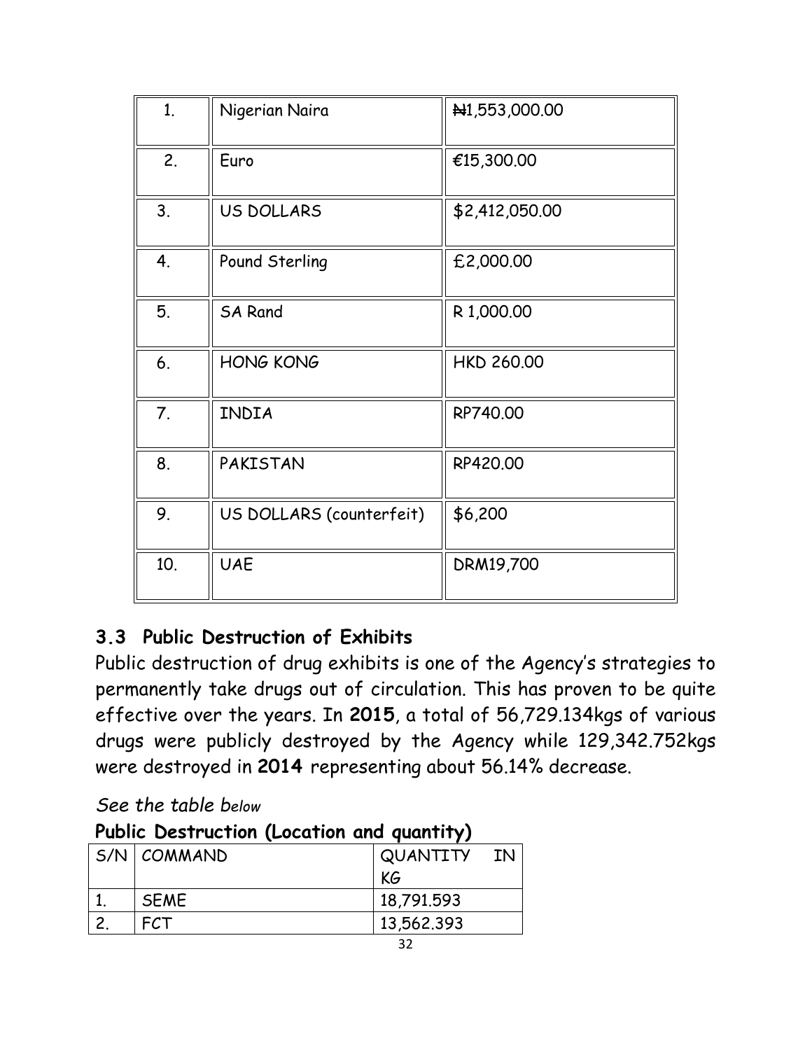| 1. | Nigerian Naira | ₦1,553,000.00 |
|---|---|---|
| 2. | Euro | €15,300.00 |
| 3. | US DOLLARS | $2,412,050.00 |
| 4. | Pound Sterling | £2,000.00 |
| 5. | SA Rand | R 1,000.00 |
| 6. | HONG KONG | HKD 260.00 |
| 7. | INDIA | RP740.00 |
| 8. | PAKISTAN | RP420.00 |
| 9. | US DOLLARS (counterfeit) | $6,200 |
| 10. | UAE | DRM19,700 |

### 3.3 Public Destruction of Exhibits

Public destruction of drug exhibits is one of the Agency's strategies to permanently take drugs out of circulation. This has proven to be quite effective over the years. In **2015**, a total of 56,729.134kgs of various drugs were publicly destroyed by the Agency while 129,342.752kgs were destroyed in **2014** representing about 56.14% decrease.

*See the table below*

**Public Destruction (Location and quantity)**

| S/N | COMMAND | QUANTITY IN KG |
|---|---|---|
| 1. | SEME | 18,791.593 |
| 2. | FCT | 13,562.393 |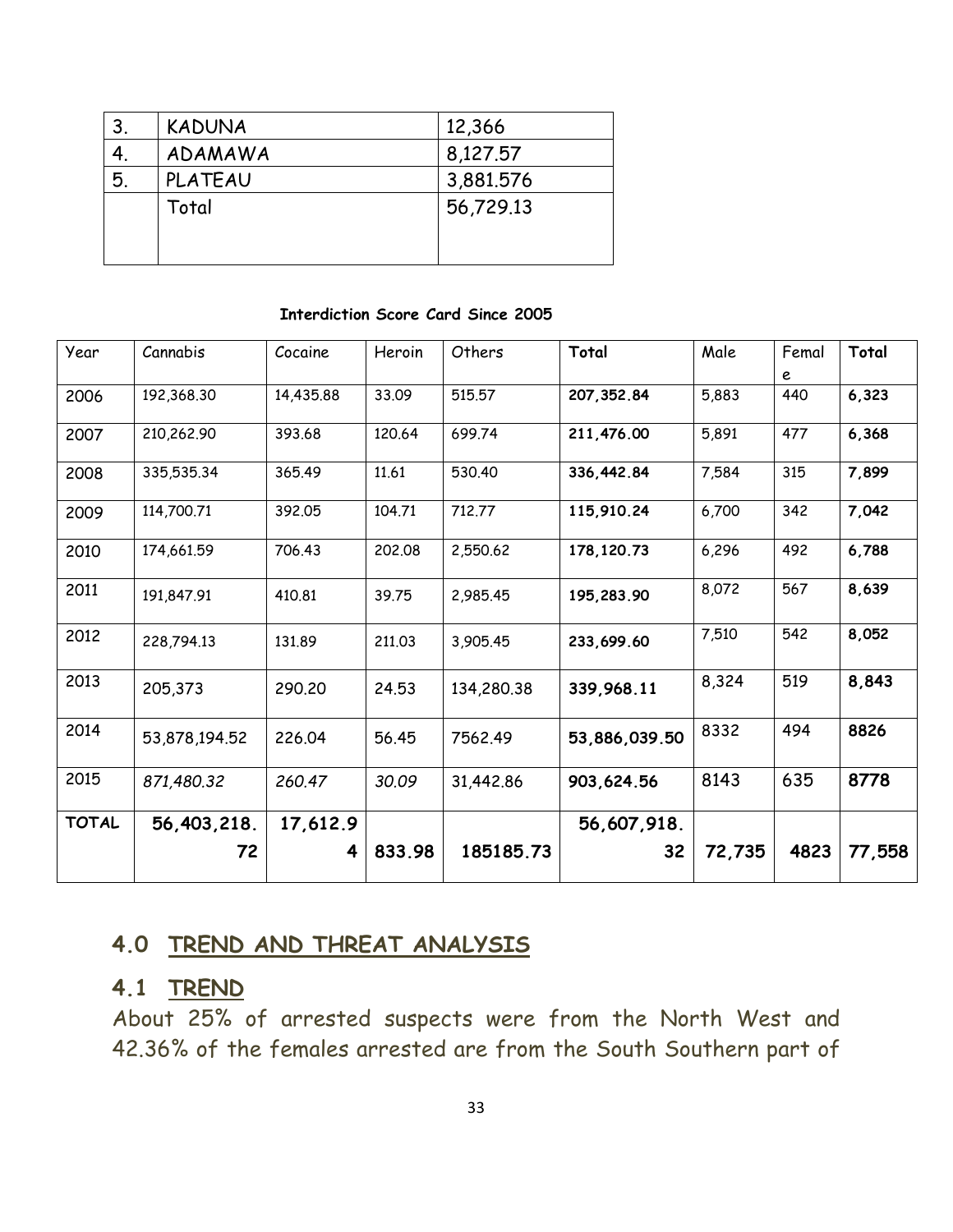| 3. | KADUNA | 12,366 |
|---|---|---|
| 4. | ADAMAWA | 8,127.57 |
| 5. | PLATEAU | 3,881.576 |
| | Total | 56,729.13 |

**Interdiction Score Card Since 2005**

| Year | Cannabis | Cocaine | Heroin | Others | **Total** | Male | Female | **Total** |
|---|---|---|---|---|---|---|---|---|
| 2006 | 192,368.30 | 14,435.88 | 33.09 | 515.57 | **207,352.84** | 5,883 | 440 | **6,323** |
| 2007 | 210,262.90 | 393.68 | 120.64 | 699.74 | **211,476.00** | 5,891 | 477 | **6,368** |
| 2008 | 335,535.34 | 365.49 | 11.61 | 530.40 | **336,442.84** | 7,584 | 315 | **7,899** |
| 2009 | 114,700.71 | 392.05 | 104.71 | 712.77 | **115,910.24** | 6,700 | 342 | **7,042** |
| 2010 | 174,661.59 | 706.43 | 202.08 | 2,550.62 | **178,120.73** | 6,296 | 492 | **6,788** |
| 2011 | 191,847.91 | 410.81 | 39.75 | 2,985.45 | **195,283.90** | 8,072 | 567 | **8,639** |
| 2012 | 228,794.13 | 131.89 | 211.03 | 3,905.45 | **233,699.60** | 7,510 | 542 | **8,052** |
| 2013 | 205,373 | 290.20 | 24.53 | 134,280.38 | **339,968.11** | 8,324 | 519 | **8,843** |
| 2014 | 53,878,194.52 | 226.04 | 56.45 | 7562.49 | **53,886,039.50** | 8332 | 494 | **8826** |
| 2015 | *871,480.32* | *260.47* | *30.09* | 31,442.86 | **903,624.56** | 8143 | 635 | **8778** |
| **TOTAL** | **56,403,218.72** | **17,612.94** | **833.98** | **185185.73** | **56,607,918.32** | **72,735** | **4823** | **77,558** |

## 4.0 TREND AND THREAT ANALYSIS

## 4.1 TREND

About 25% of arrested suspects were from the North West and 42.36% of the females arrested are from the South Southern part of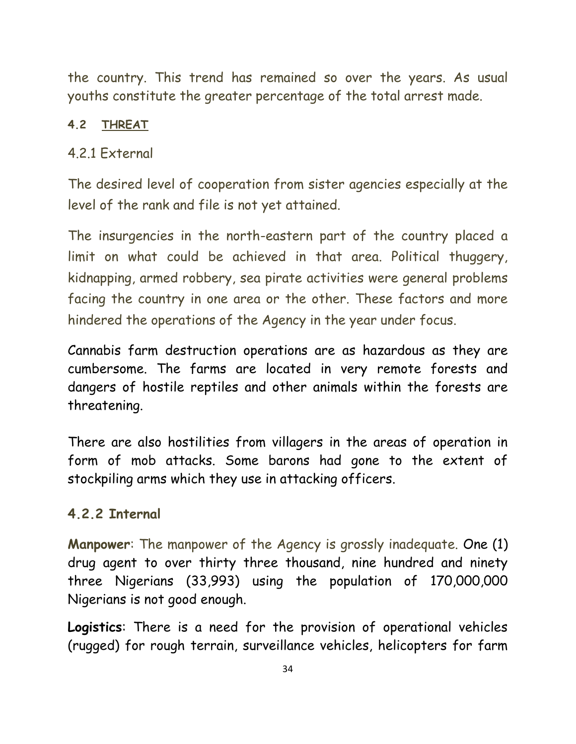the country. This trend has remained so over the years. As usual youths constitute the greater percentage of the total arrest made.

### 4.2 THREAT

#### 4.2.1 External

The desired level of cooperation from sister agencies especially at the level of the rank and file is not yet attained.

The insurgencies in the north-eastern part of the country placed a limit on what could be achieved in that area. Political thuggery, kidnapping, armed robbery, sea pirate activities were general problems facing the country in one area or the other. These factors and more hindered the operations of the Agency in the year under focus.

Cannabis farm destruction operations are as hazardous as they are cumbersome. The farms are located in very remote forests and dangers of hostile reptiles and other animals within the forests are threatening.

There are also hostilities from villagers in the areas of operation in form of mob attacks. Some barons had gone to the extent of stockpiling arms which they use in attacking officers.

#### 4.2.2 Internal

**Manpower**: The manpower of the Agency is grossly inadequate. One (1) drug agent to over thirty three thousand, nine hundred and ninety three Nigerians (33,993) using the population of 170,000,000 Nigerians is not good enough.

**Logistics**: There is a need for the provision of operational vehicles (rugged) for rough terrain, surveillance vehicles, helicopters for farm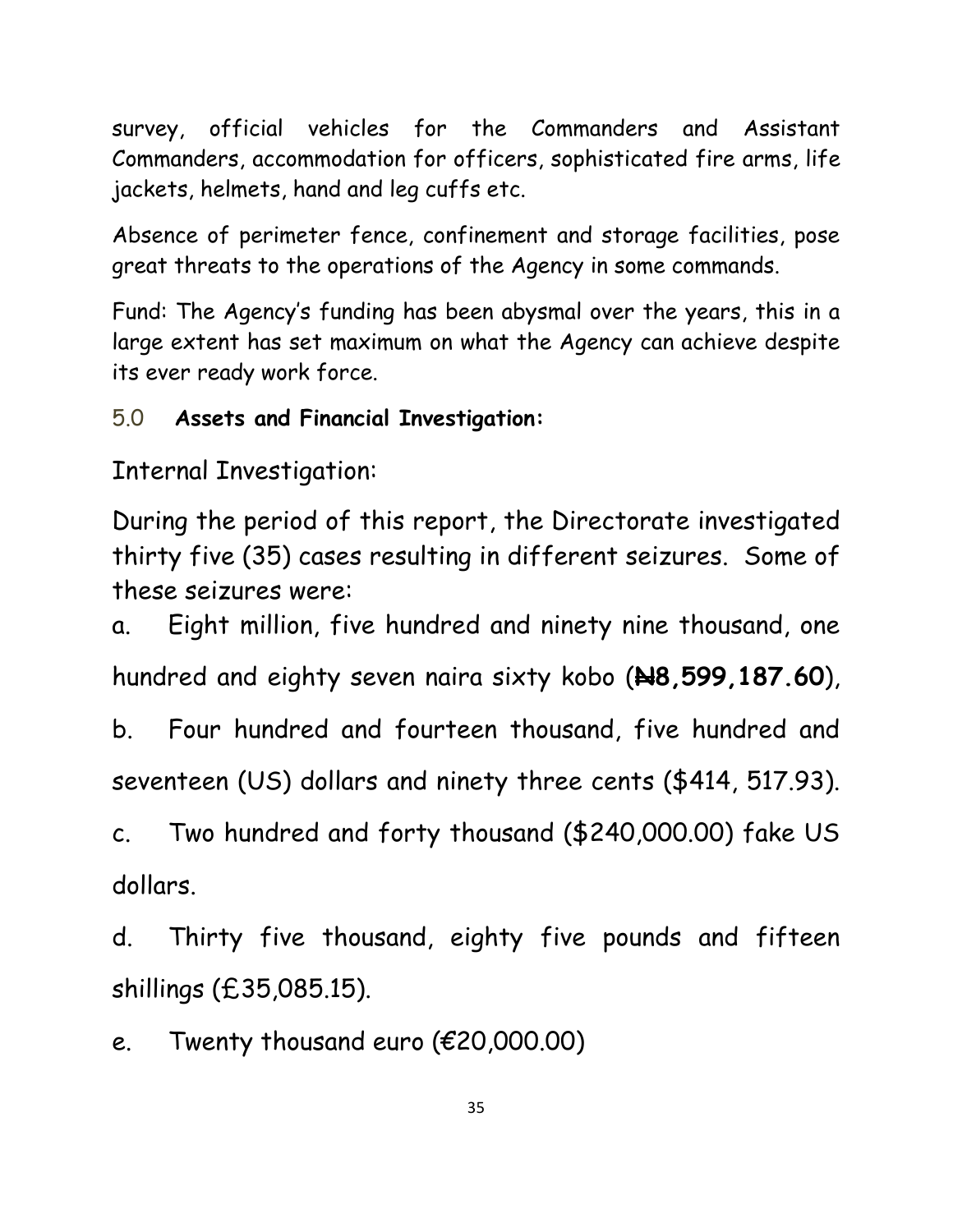survey, official vehicles for the Commanders and Assistant Commanders, accommodation for officers, sophisticated fire arms, life jackets, helmets, hand and leg cuffs etc.

Absence of perimeter fence, confinement and storage facilities, pose great threats to the operations of the Agency in some commands.

Fund: The Agency's funding has been abysmal over the years, this in a large extent has set maximum on what the Agency can achieve despite its ever ready work force.

## 5.0 **Assets and Financial Investigation:**

Internal Investigation:

During the period of this report, the Directorate investigated thirty five (35) cases resulting in different seizures. Some of these seizures were:

a. Eight million, five hundred and ninety nine thousand, one hundred and eighty seven naira sixty kobo (**₦8,599,187.60**),

b. Four hundred and fourteen thousand, five hundred and seventeen (US) dollars and ninety three cents ($414, 517.93).

c. Two hundred and forty thousand ($240,000.00) fake US dollars.

d. Thirty five thousand, eighty five pounds and fifteen shillings (£35,085.15).

e. Twenty thousand euro (€20,000.00)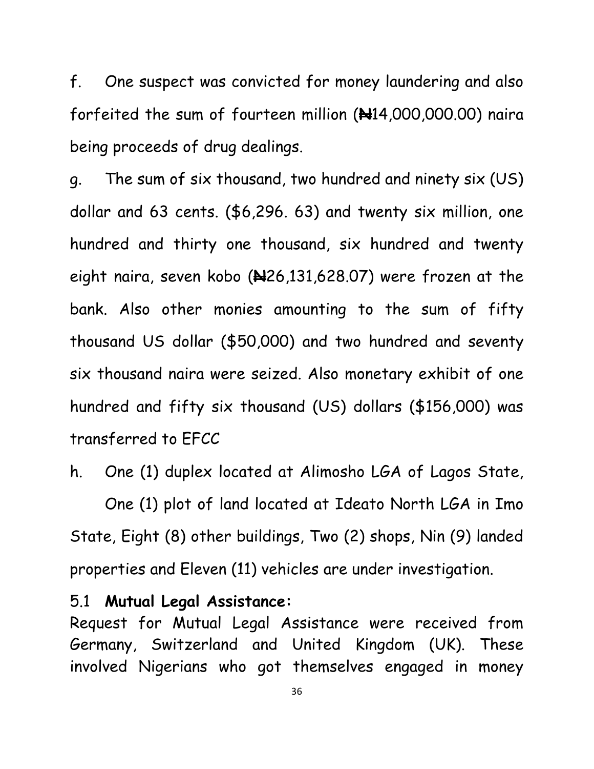f. One suspect was convicted for money laundering and also forfeited the sum of fourteen million (₦14,000,000.00) naira being proceeds of drug dealings.

g. The sum of six thousand, two hundred and ninety six (US) dollar and 63 cents. ($6,296. 63) and twenty six million, one hundred and thirty one thousand, six hundred and twenty eight naira, seven kobo (₦26,131,628.07) were frozen at the bank. Also other monies amounting to the sum of fifty thousand US dollar ($50,000) and two hundred and seventy six thousand naira were seized. Also monetary exhibit of one hundred and fifty six thousand (US) dollars ($156,000) was transferred to EFCC

h. One (1) duplex located at Alimosho LGA of Lagos State, One (1) plot of land located at Ideato North LGA in Imo State, Eight (8) other buildings, Two (2) shops, Nin (9) landed properties and Eleven (11) vehicles are under investigation.

### 5.1 **Mutual Legal Assistance:**

Request for Mutual Legal Assistance were received from Germany, Switzerland and United Kingdom (UK). These involved Nigerians who got themselves engaged in money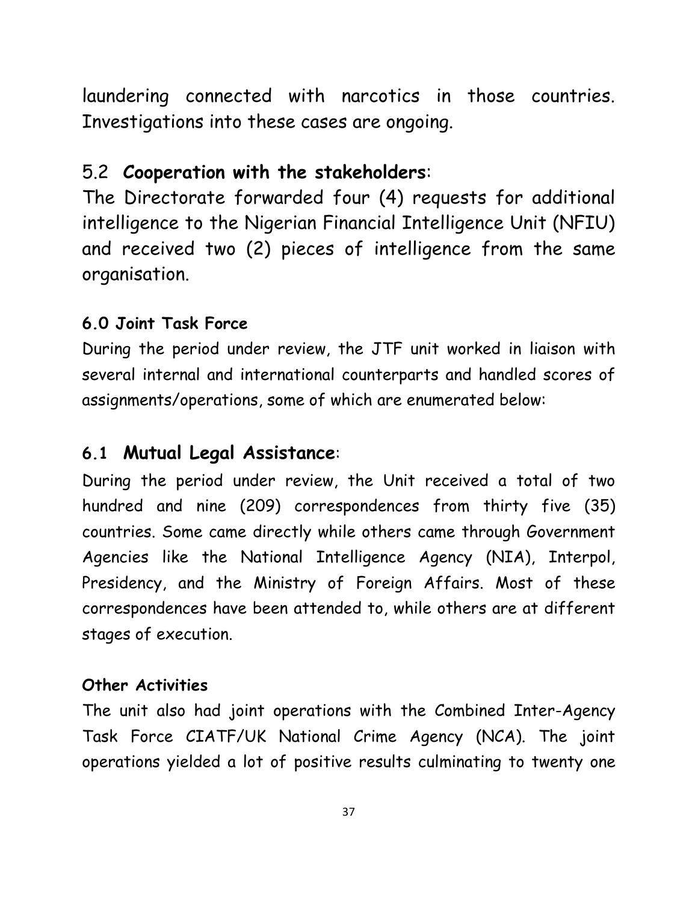laundering connected with narcotics in those countries. Investigations into these cases are ongoing.

## 5.2 **Cooperation with the stakeholders**:

The Directorate forwarded four (4) requests for additional intelligence to the Nigerian Financial Intelligence Unit (NFIU) and received two (2) pieces of intelligence from the same organisation.

## 6.0 Joint Task Force

During the period under review, the JTF unit worked in liaison with several internal and international counterparts and handled scores of assignments/operations, some of which are enumerated below:

## 6.1 **Mutual Legal Assistance**:

During the period under review, the Unit received a total of two hundred and nine (209) correspondences from thirty five (35) countries. Some came directly while others came through Government Agencies like the National Intelligence Agency (NIA), Interpol, Presidency, and the Ministry of Foreign Affairs. Most of these correspondences have been attended to, while others are at different stages of execution.

### Other Activities

The unit also had joint operations with the Combined Inter-Agency Task Force CIATF/UK National Crime Agency (NCA). The joint operations yielded a lot of positive results culminating to twenty one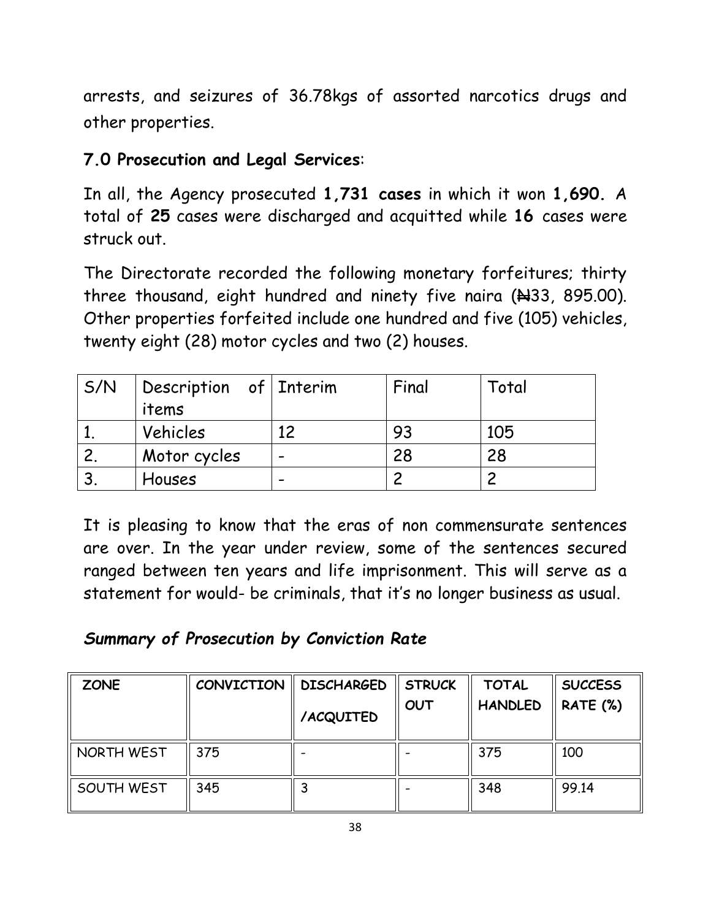arrests, and seizures of 36.78kgs of assorted narcotics drugs and other properties.

### 7.0 Prosecution and Legal Services:

In all, the Agency prosecuted **1,731 cases** in which it won **1,690.** A total of **25** cases were discharged and acquitted while **16** cases were struck out.

The Directorate recorded the following monetary forfeitures; thirty three thousand, eight hundred and ninety five naira (₦33, 895.00). Other properties forfeited include one hundred and five (105) vehicles, twenty eight (28) motor cycles and two (2) houses.

| S/N | Description of items | Interim | Final | Total |
|---|---|---|---|---|
| 1. | Vehicles | 12 | 93 | 105 |
| 2. | Motor cycles | - | 28 | 28 |
| 3. | Houses | - | 2 | 2 |

It is pleasing to know that the eras of non commensurate sentences are over. In the year under review, some of the sentences secured ranged between ten years and life imprisonment. This will serve as a statement for would- be criminals, that it's no longer business as usual.

***Summary of Prosecution by Conviction Rate***

| ZONE | CONVICTION | DISCHARGED /ACQUITED | STRUCK OUT | TOTAL HANDLED | SUCCESS RATE (%) |
|---|---|---|---|---|---|
| NORTH WEST | 375 | - | - | 375 | 100 |
| SOUTH WEST | 345 | 3 | - | 348 | 99.14 |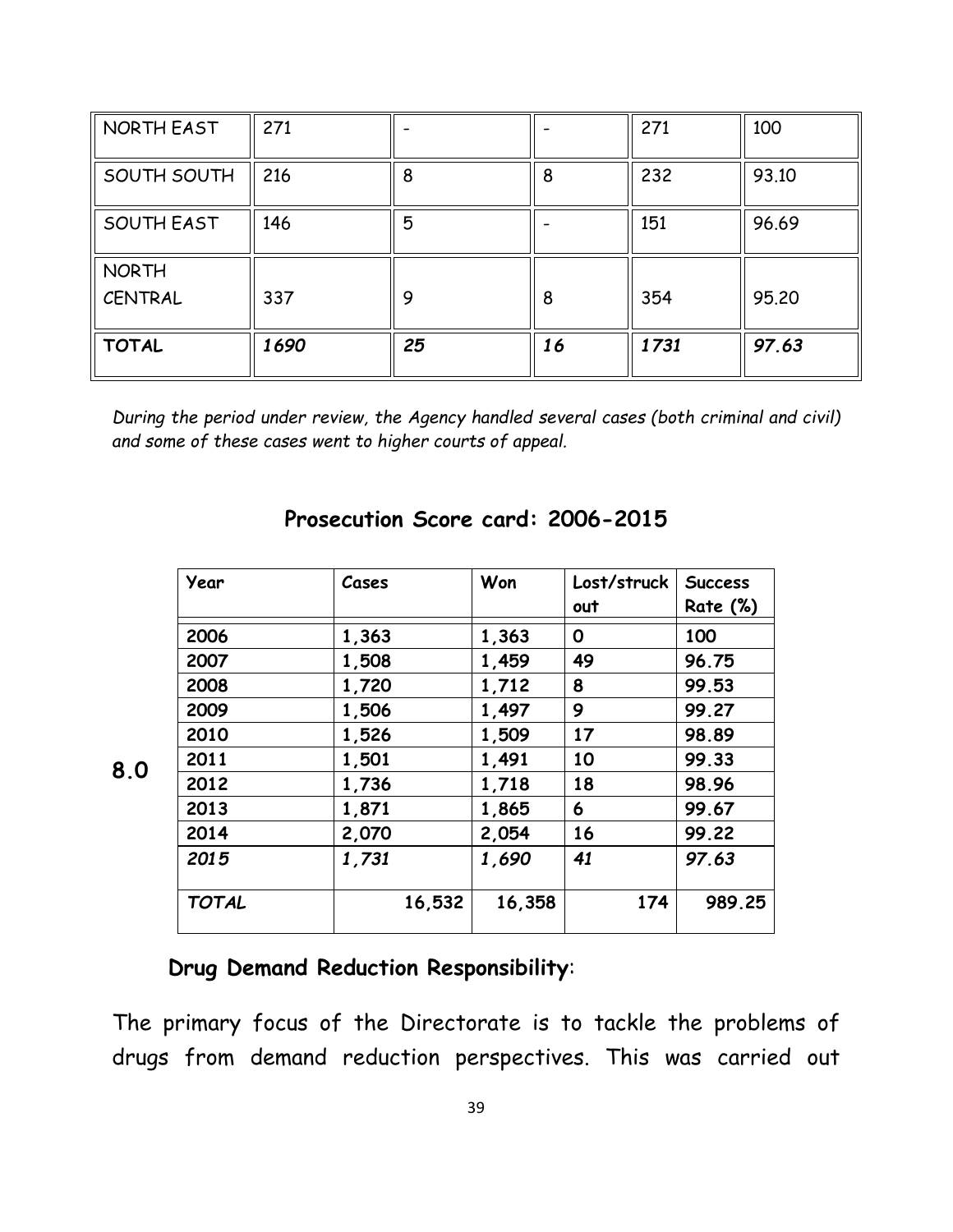| NORTH EAST | 271 | - | - | 271 | 100 |
|---|---|---|---|---|---|
| SOUTH SOUTH | 216 | 8 | 8 | 232 | 93.10 |
| SOUTH EAST | 146 | 5 | - | 151 | 96.69 |
| NORTH CENTRAL | 337 | 9 | 8 | 354 | 95.20 |
| **TOTAL** | ***1690*** | ***25*** | ***16*** | ***1731*** | ***97.63*** |

*During the period under review, the Agency handled several cases (both criminal and civil) and some of these cases went to higher courts of appeal.*

## Prosecution Score card: 2006-2015

| Year | Cases | Won | Lost/struck out | Success Rate (%) |
|---|---|---|---|---|
| **2006** | **1,363** | **1,363** | **0** | **100** |
| **2007** | **1,508** | **1,459** | **49** | **96.75** |
| **2008** | **1,720** | **1,712** | **8** | **99.53** |
| **2009** | **1,506** | **1,497** | **9** | **99.27** |
| **2010** | **1,526** | **1,509** | **17** | **98.89** |
| **2011** | **1,501** | **1,491** | **10** | **99.33** |
| **2012** | **1,736** | **1,718** | **18** | **98.96** |
| **2013** | **1,871** | **1,865** | **6** | **99.67** |
| **2014** | **2,070** | **2,054** | **16** | **99.22** |
| ***2015*** | ***1,731*** | ***1,690*** | ***41*** | ***97.63*** |
| ***TOTAL*** | **16,532** | **16,358** | **174** | **989.25** |

## 8.0 Drug Demand Reduction Responsibility:

The primary focus of the Directorate is to tackle the problems of drugs from demand reduction perspectives. This was carried out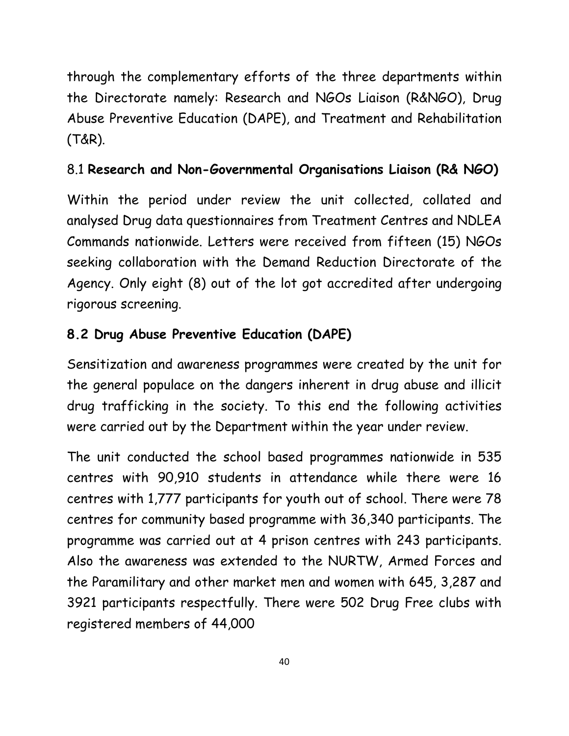through the complementary efforts of the three departments within the Directorate namely: Research and NGOs Liaison (R&NGO), Drug Abuse Preventive Education (DAPE), and Treatment and Rehabilitation (T&R).

### 8.1 **Research and Non-Governmental Organisations Liaison (R& NGO)**

Within the period under review the unit collected, collated and analysed Drug data questionnaires from Treatment Centres and NDLEA Commands nationwide. Letters were received from fifteen (15) NGOs seeking collaboration with the Demand Reduction Directorate of the Agency. Only eight (8) out of the lot got accredited after undergoing rigorous screening.

### 8.2 Drug Abuse Preventive Education (DAPE)

Sensitization and awareness programmes were created by the unit for the general populace on the dangers inherent in drug abuse and illicit drug trafficking in the society. To this end the following activities were carried out by the Department within the year under review.

The unit conducted the school based programmes nationwide in 535 centres with 90,910 students in attendance while there were 16 centres with 1,777 participants for youth out of school. There were 78 centres for community based programme with 36,340 participants. The programme was carried out at 4 prison centres with 243 participants. Also the awareness was extended to the NURTW, Armed Forces and the Paramilitary and other market men and women with 645, 3,287 and 3921 participants respectfully. There were 502 Drug Free clubs with registered members of 44,000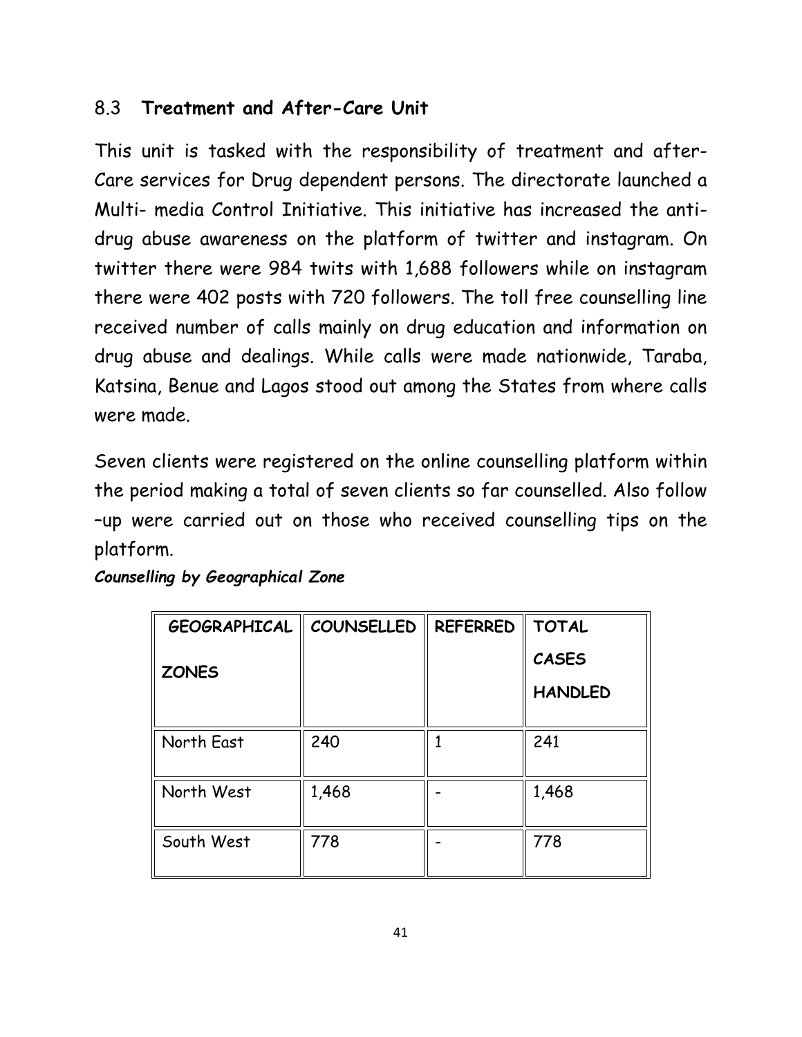## 8.3 **Treatment and After-Care Unit**

This unit is tasked with the responsibility of treatment and after-Care services for Drug dependent persons. The directorate launched a Multi- media Control Initiative. This initiative has increased the anti-drug abuse awareness on the platform of twitter and instagram. On twitter there were 984 twits with 1,688 followers while on instagram there were 402 posts with 720 followers. The toll free counselling line received number of calls mainly on drug education and information on drug abuse and dealings. While calls were made nationwide, Taraba, Katsina, Benue and Lagos stood out among the States from where calls were made.

Seven clients were registered on the online counselling platform within the period making a total of seven clients so far counselled. Also follow –up were carried out on those who received counselling tips on the platform.

***Counselling by Geographical Zone***

| GEOGRAPHICAL ZONES | COUNSELLED | REFERRED | TOTAL CASES HANDLED |
|---|---|---|---|
| North East | 240 | 1 | 241 |
| North West | 1,468 | - | 1,468 |
| South West | 778 | - | 778 |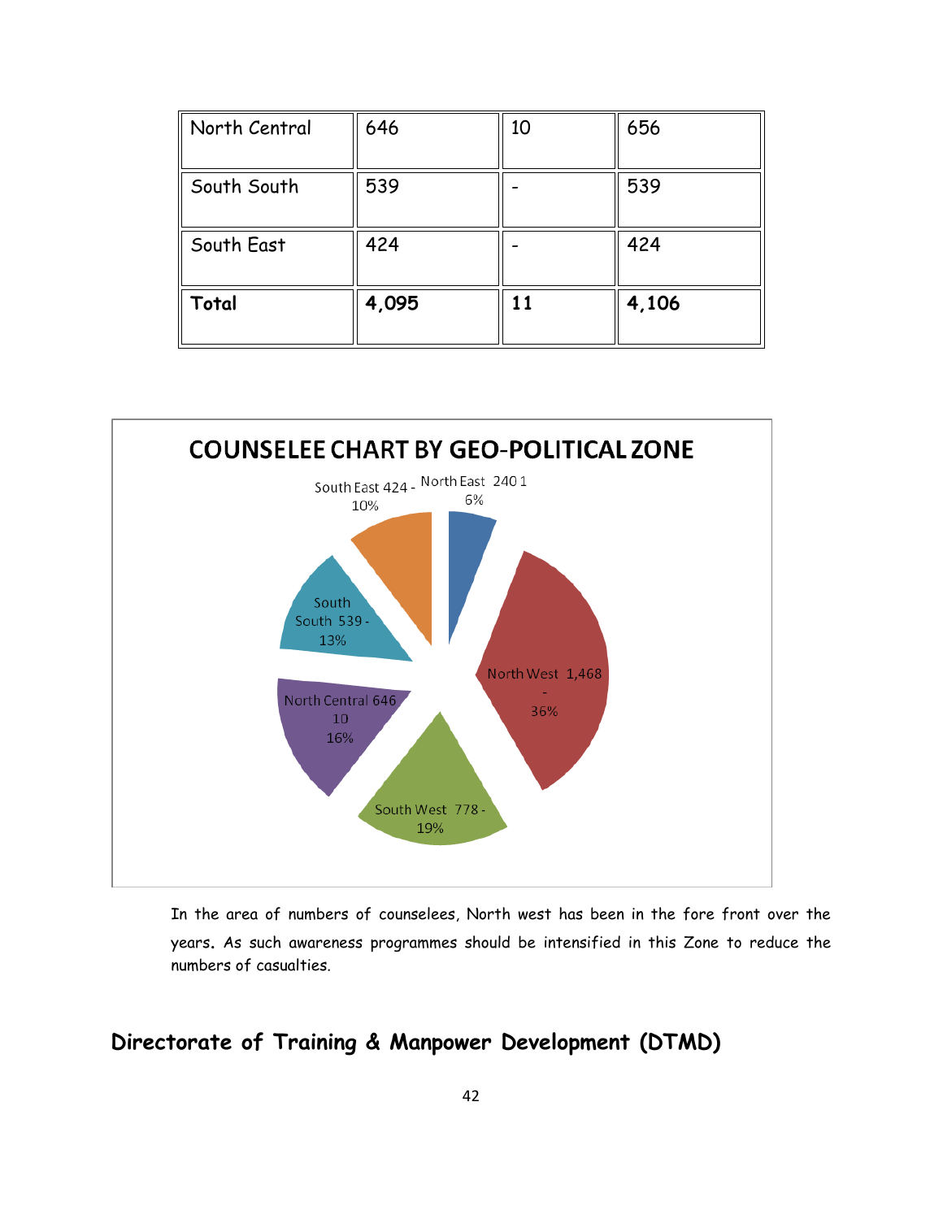| North Central | 646 | 10 | 656 |
| --- | --- | --- | --- |
| South South | 539 | - | 539 |
| South East | 424 | - | 424 |
| **Total** | **4,095** | **11** | **4,106** |

**COUNSELEE CHART BY GEO-POLITICAL ZONE**

South East 424 - 10%

North East 240 1 6%

North West 1,468 - 36%

South West 778 - 19%

North Central 646 10 16%

South South 539 - 13%

In the area of numbers of counselees, North west has been in the fore front over the years**.** As such awareness programmes should be intensified in this Zone to reduce the numbers of casualties.

## Directorate of Training & Manpower Development (DTMD)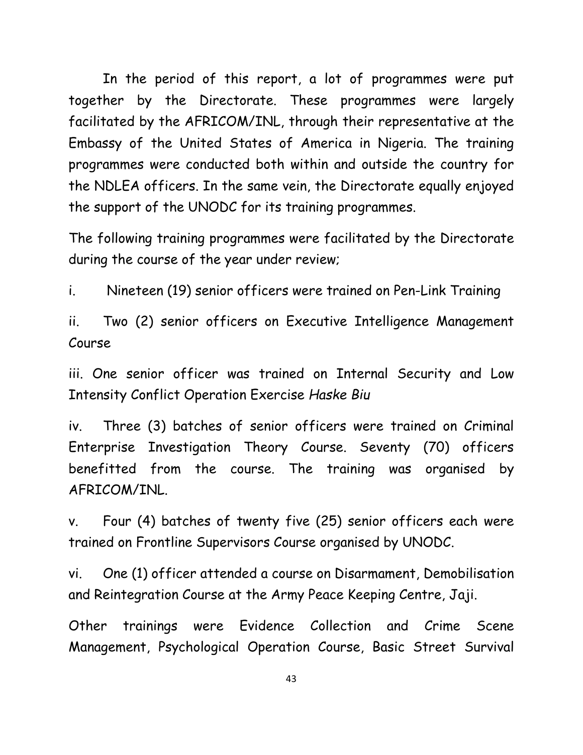In the period of this report, a lot of programmes were put together by the Directorate. These programmes were largely facilitated by the AFRICOM/INL, through their representative at the Embassy of the United States of America in Nigeria. The training programmes were conducted both within and outside the country for the NDLEA officers. In the same vein, the Directorate equally enjoyed the support of the UNODC for its training programmes.

The following training programmes were facilitated by the Directorate during the course of the year under review;

i. Nineteen (19) senior officers were trained on Pen-Link Training

ii. Two (2) senior officers on Executive Intelligence Management Course

iii. One senior officer was trained on Internal Security and Low Intensity Conflict Operation Exercise *Haske Biu*

iv. Three (3) batches of senior officers were trained on Criminal Enterprise Investigation Theory Course. Seventy (70) officers benefitted from the course. The training was organised by AFRICOM/INL.

v. Four (4) batches of twenty five (25) senior officers each were trained on Frontline Supervisors Course organised by UNODC.

vi. One (1) officer attended a course on Disarmament, Demobilisation and Reintegration Course at the Army Peace Keeping Centre, Jaji.

Other trainings were Evidence Collection and Crime Scene Management, Psychological Operation Course, Basic Street Survival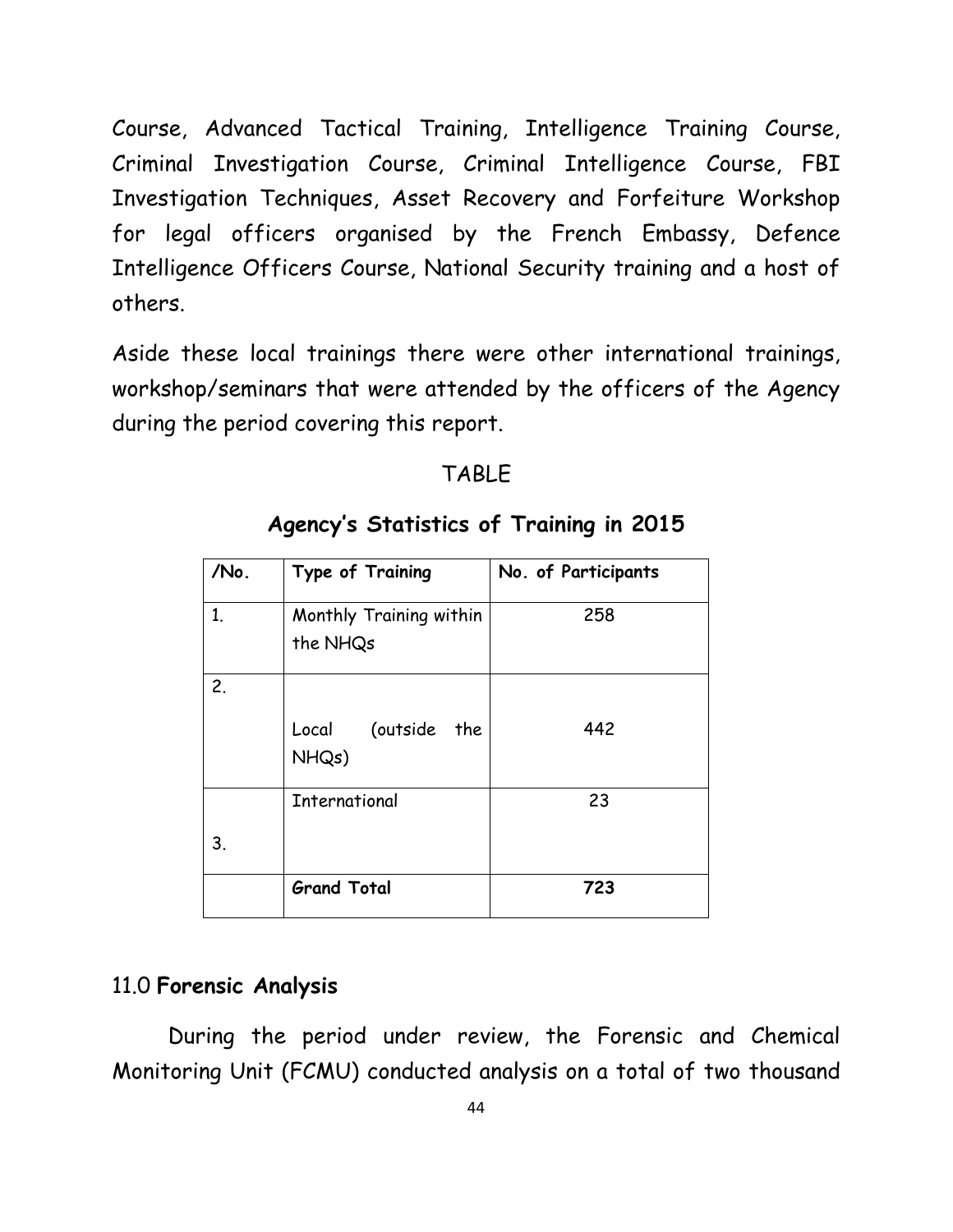Course, Advanced Tactical Training, Intelligence Training Course, Criminal Investigation Course, Criminal Intelligence Course, FBI Investigation Techniques, Asset Recovery and Forfeiture Workshop for legal officers organised by the French Embassy, Defence Intelligence Officers Course, National Security training and a host of others.

Aside these local trainings there were other international trainings, workshop/seminars that were attended by the officers of the Agency during the period covering this report.

TABLE

**Agency's Statistics of Training in 2015**

| /No. | Type of Training | No. of Participants |
|---|---|---|
| 1. | Monthly Training within the NHQs | 258 |
| 2. | Local (outside the NHQs) | 442 |
| 3. | International | 23 |
| | **Grand Total** | **723** |

## 11.0 **Forensic Analysis**

During the period under review, the Forensic and Chemical Monitoring Unit (FCMU) conducted analysis on a total of two thousand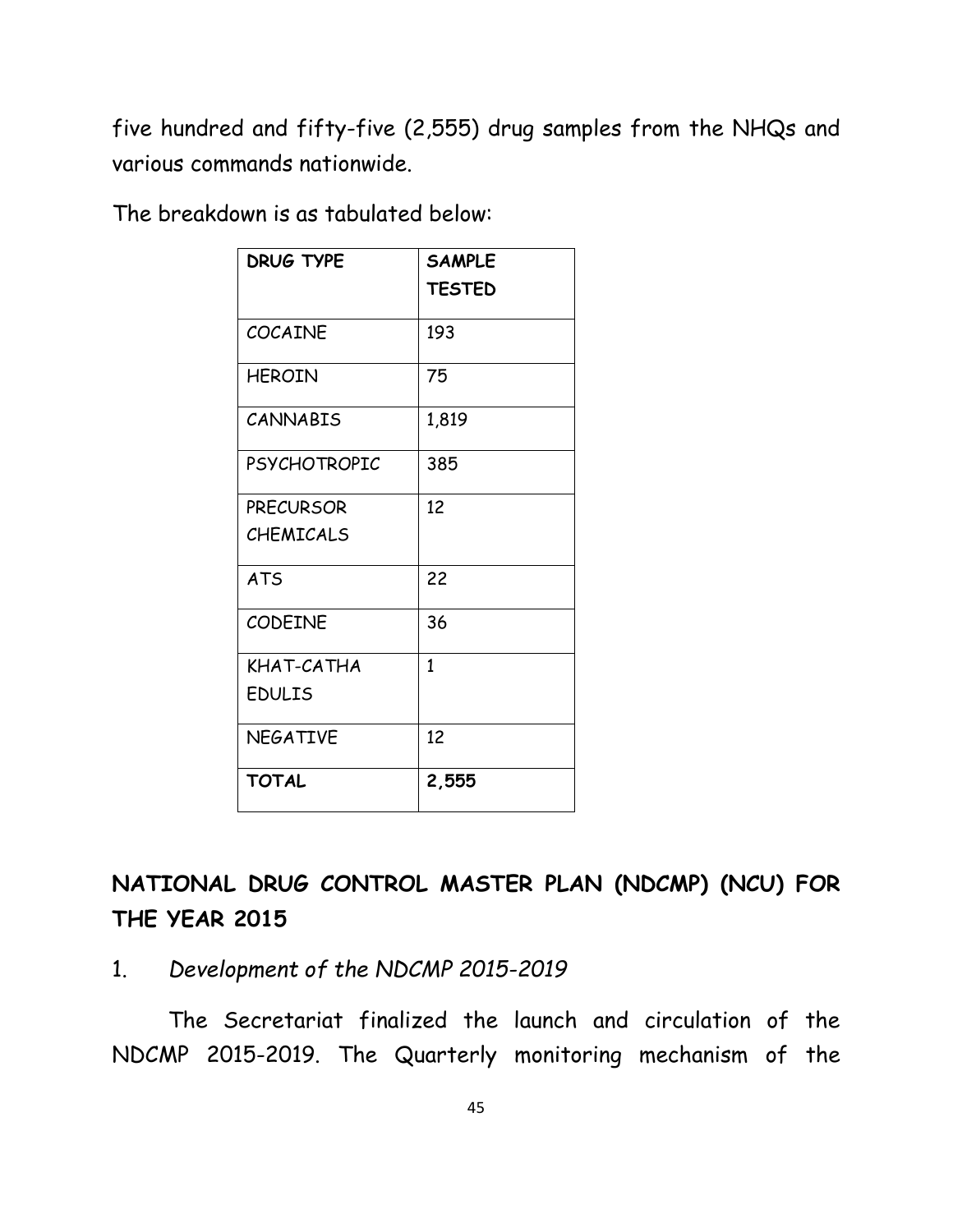five hundred and fifty-five (2,555) drug samples from the NHQs and various commands nationwide.

The breakdown is as tabulated below:

| **DRUG TYPE** | **SAMPLE TESTED** |
|---|---|
| COCAINE | 193 |
| HEROIN | 75 |
| CANNABIS | 1,819 |
| PSYCHOTROPIC | 385 |
| PRECURSOR CHEMICALS | 12 |
| ATS | 22 |
| CODEINE | 36 |
| KHAT-CATHA EDULIS | 1 |
| NEGATIVE | 12 |
| **TOTAL** | **2,555** |

## NATIONAL DRUG CONTROL MASTER PLAN (NDCMP) (NCU) FOR THE YEAR 2015

1. *Development of the NDCMP 2015-2019*

The Secretariat finalized the launch and circulation of the NDCMP 2015-2019. The Quarterly monitoring mechanism of the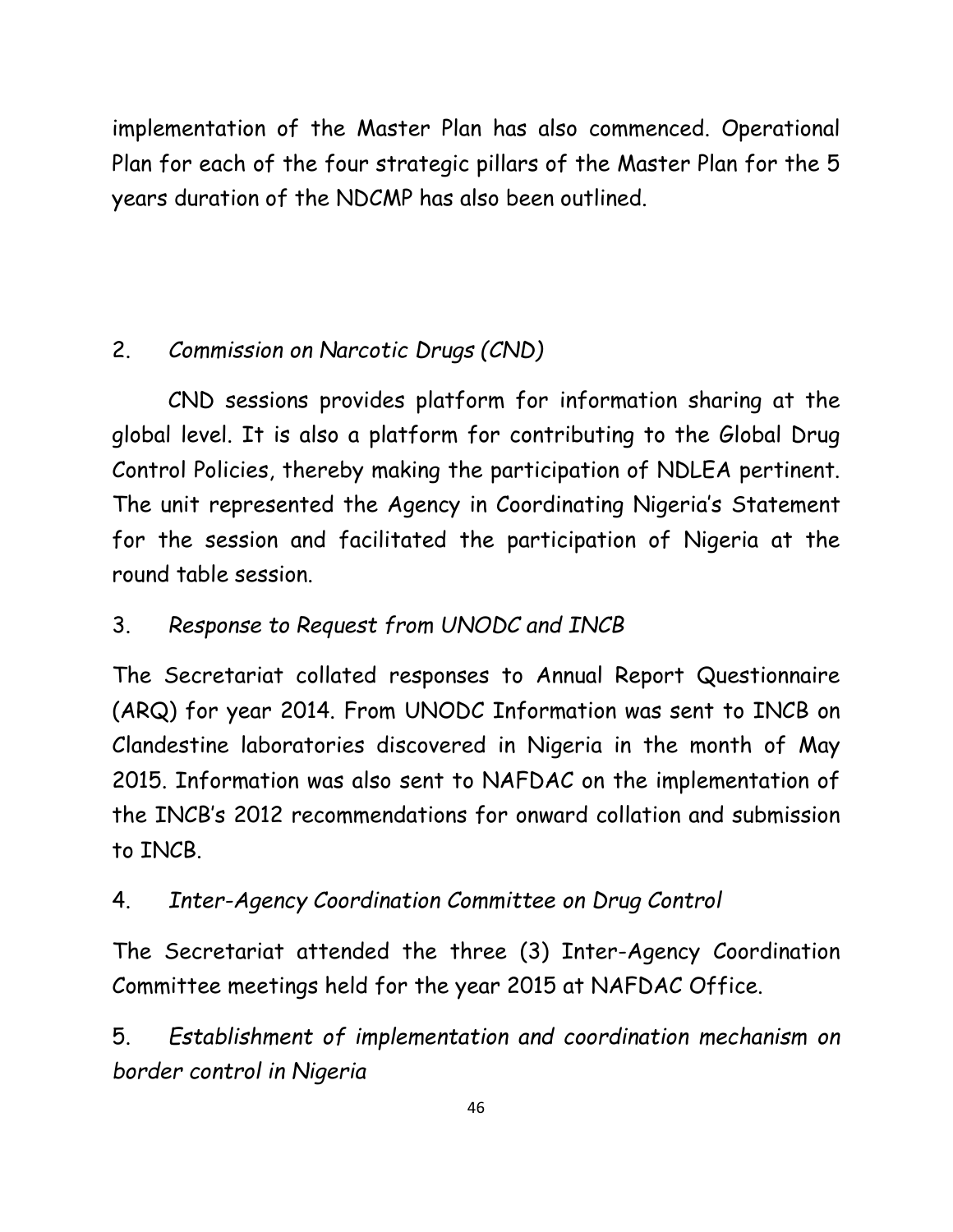implementation of the Master Plan has also commenced. Operational Plan for each of the four strategic pillars of the Master Plan for the 5 years duration of the NDCMP has also been outlined.

2. *Commission on Narcotic Drugs (CND)*

CND sessions provides platform for information sharing at the global level. It is also a platform for contributing to the Global Drug Control Policies, thereby making the participation of NDLEA pertinent. The unit represented the Agency in Coordinating Nigeria's Statement for the session and facilitated the participation of Nigeria at the round table session.

3. *Response to Request from UNODC and INCB*

The Secretariat collated responses to Annual Report Questionnaire (ARQ) for year 2014. From UNODC Information was sent to INCB on Clandestine laboratories discovered in Nigeria in the month of May 2015. Information was also sent to NAFDAC on the implementation of the INCB's 2012 recommendations for onward collation and submission to INCB.

4. *Inter-Agency Coordination Committee on Drug Control*

The Secretariat attended the three (3) Inter-Agency Coordination Committee meetings held for the year 2015 at NAFDAC Office.

5. *Establishment of implementation and coordination mechanism on border control in Nigeria*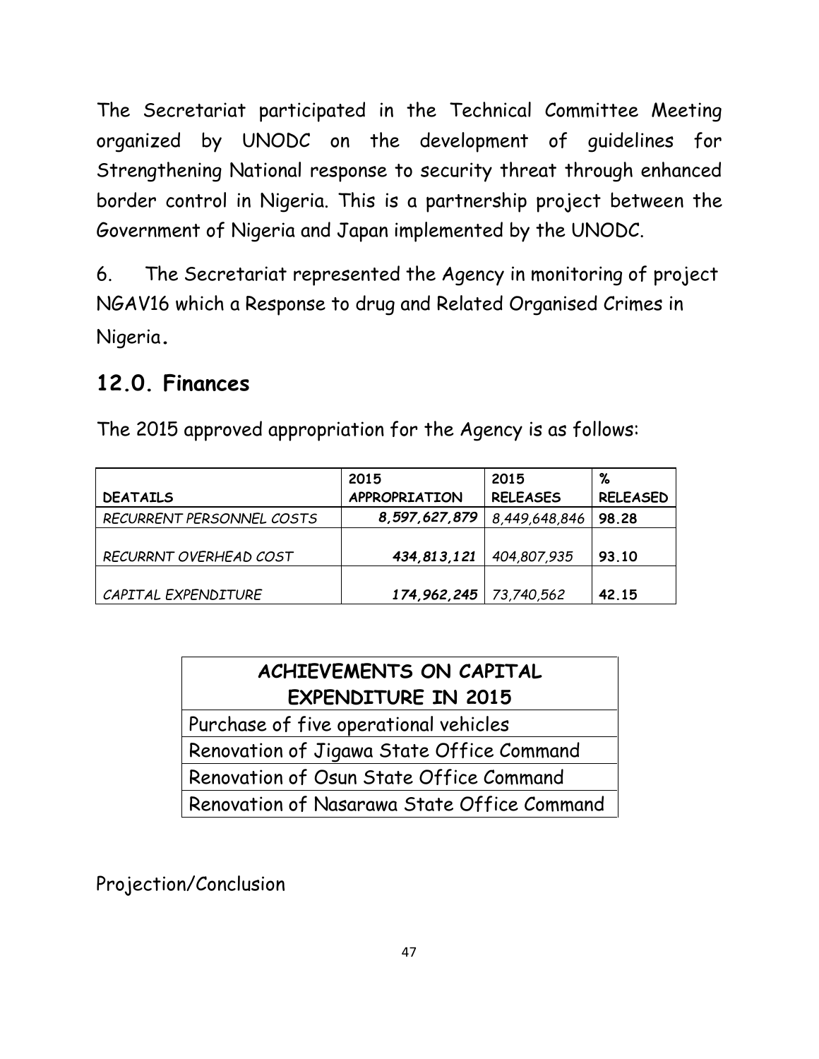The Secretariat participated in the Technical Committee Meeting organized by UNODC on the development of guidelines for Strengthening National response to security threat through enhanced border control in Nigeria. This is a partnership project between the Government of Nigeria and Japan implemented by the UNODC.

6. The Secretariat represented the Agency in monitoring of project NGAV16 which a Response to drug and Related Organised Crimes in Nigeria.

## 12.0. Finances

The 2015 approved appropriation for the Agency is as follows:

| DEATAILS | 2015 APPROPRIATION | 2015 RELEASES | % RELEASED |
|---|---|---|---|
| *RECURRENT PERSONNEL COSTS* | ***8,597,627,879*** | *8,449,648,846* | **98.28** |
| *RECURRNT OVERHEAD COST* | ***434,813,121*** | *404,807,935* | **93.10** |
| *CAPITAL EXPENDITURE* | ***174,962,245*** | *73,740,562* | **42.15** |

| ACHIEVEMENTS ON CAPITAL EXPENDITURE IN 2015 |
|---|
| Purchase of five operational vehicles |
| Renovation of Jigawa State Office Command |
| Renovation of Osun State Office Command |
| Renovation of Nasarawa State Office Command |

Projection/Conclusion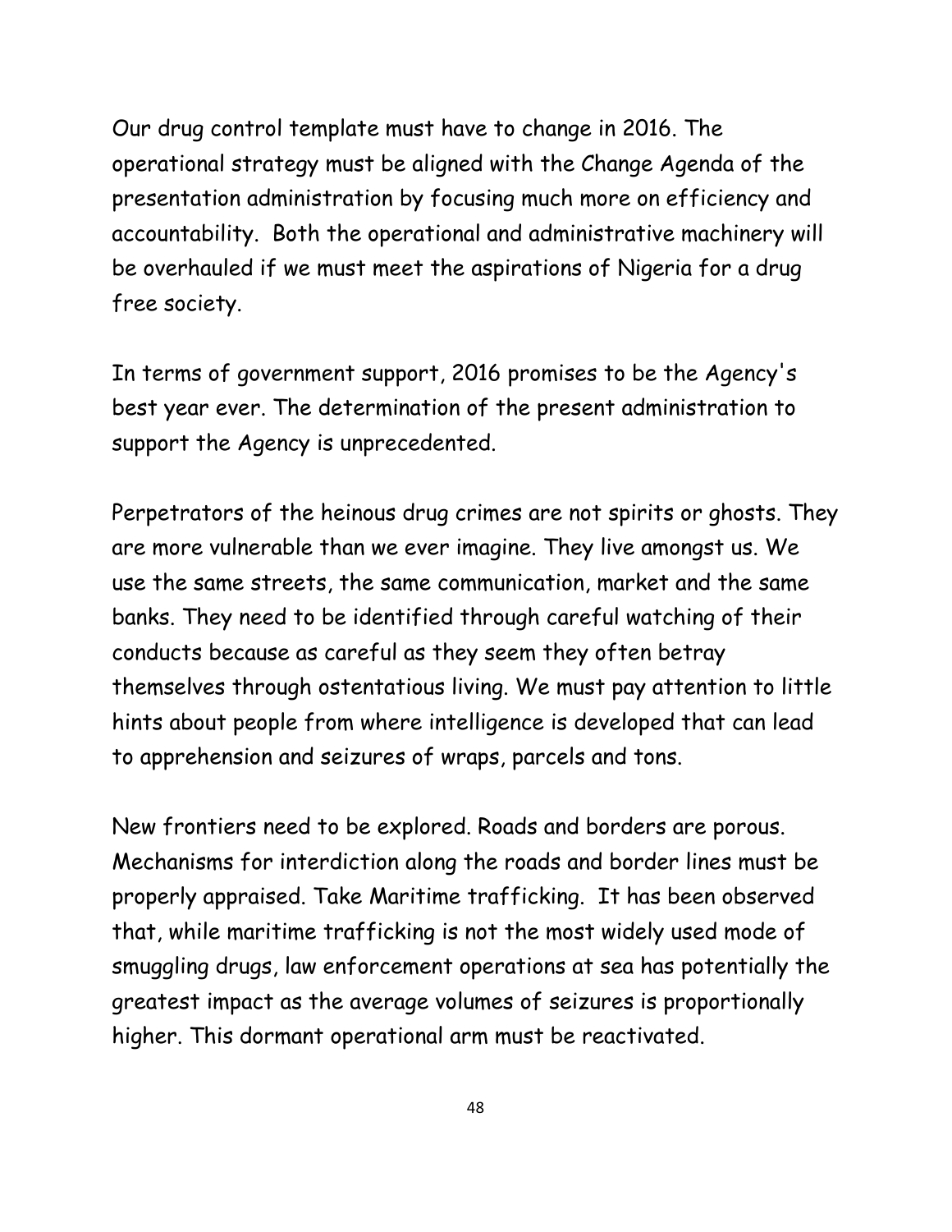Our drug control template must have to change in 2016. The operational strategy must be aligned with the Change Agenda of the presentation administration by focusing much more on efficiency and accountability. Both the operational and administrative machinery will be overhauled if we must meet the aspirations of Nigeria for a drug free society.

In terms of government support, 2016 promises to be the Agency's best year ever. The determination of the present administration to support the Agency is unprecedented.

Perpetrators of the heinous drug crimes are not spirits or ghosts. They are more vulnerable than we ever imagine. They live amongst us. We use the same streets, the same communication, market and the same banks. They need to be identified through careful watching of their conducts because as careful as they seem they often betray themselves through ostentatious living. We must pay attention to little hints about people from where intelligence is developed that can lead to apprehension and seizures of wraps, parcels and tons.

New frontiers need to be explored. Roads and borders are porous. Mechanisms for interdiction along the roads and border lines must be properly appraised. Take Maritime trafficking. It has been observed that, while maritime trafficking is not the most widely used mode of smuggling drugs, law enforcement operations at sea has potentially the greatest impact as the average volumes of seizures is proportionally higher. This dormant operational arm must be reactivated.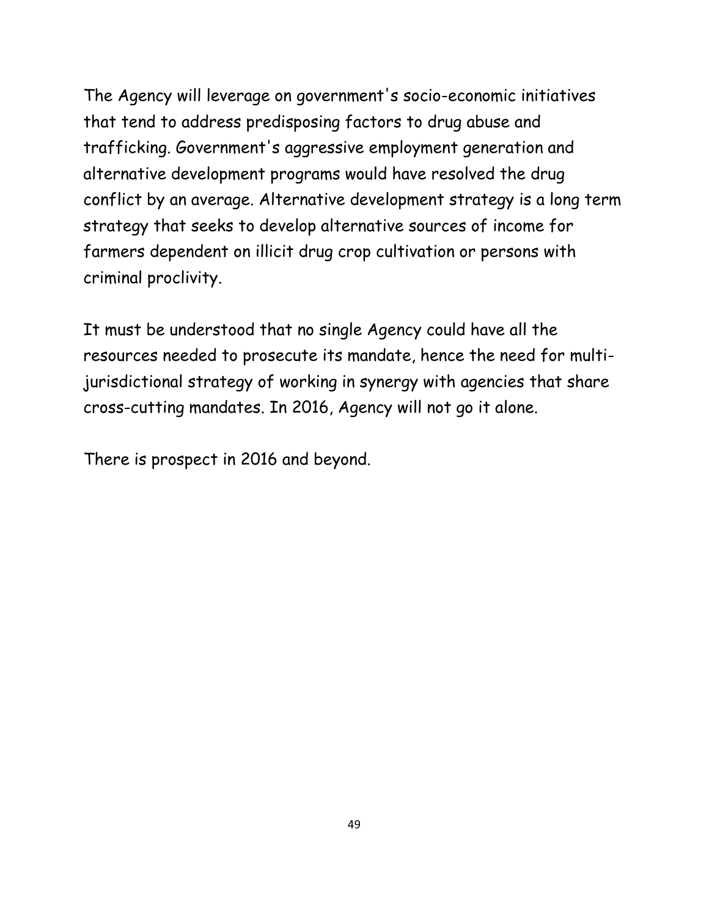The Agency will leverage on government's socio-economic initiatives that tend to address predisposing factors to drug abuse and trafficking. Government's aggressive employment generation and alternative development programs would have resolved the drug conflict by an average. Alternative development strategy is a long term strategy that seeks to develop alternative sources of income for farmers dependent on illicit drug crop cultivation or persons with criminal proclivity.

It must be understood that no single Agency could have all the resources needed to prosecute its mandate, hence the need for multi-jurisdictional strategy of working in synergy with agencies that share cross-cutting mandates. In 2016, Agency will not go it alone.

There is prospect in 2016 and beyond.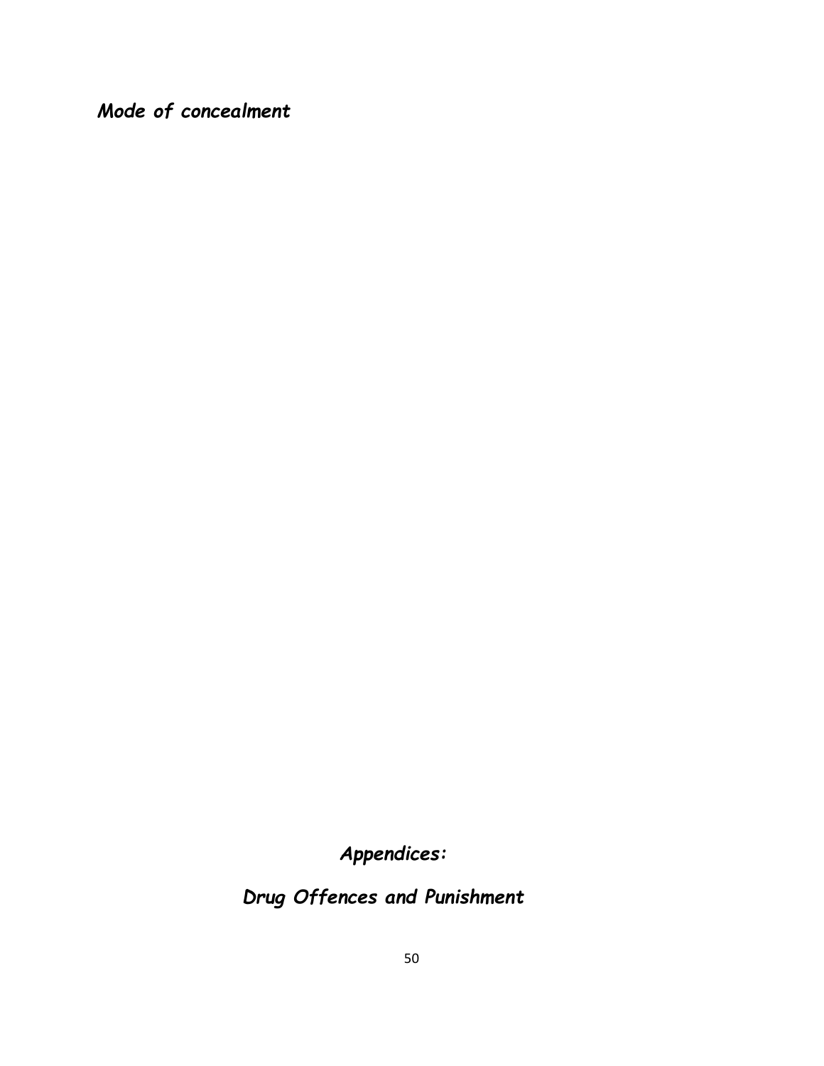***Mode of concealment***

***Appendices:***

***Drug Offences and Punishment***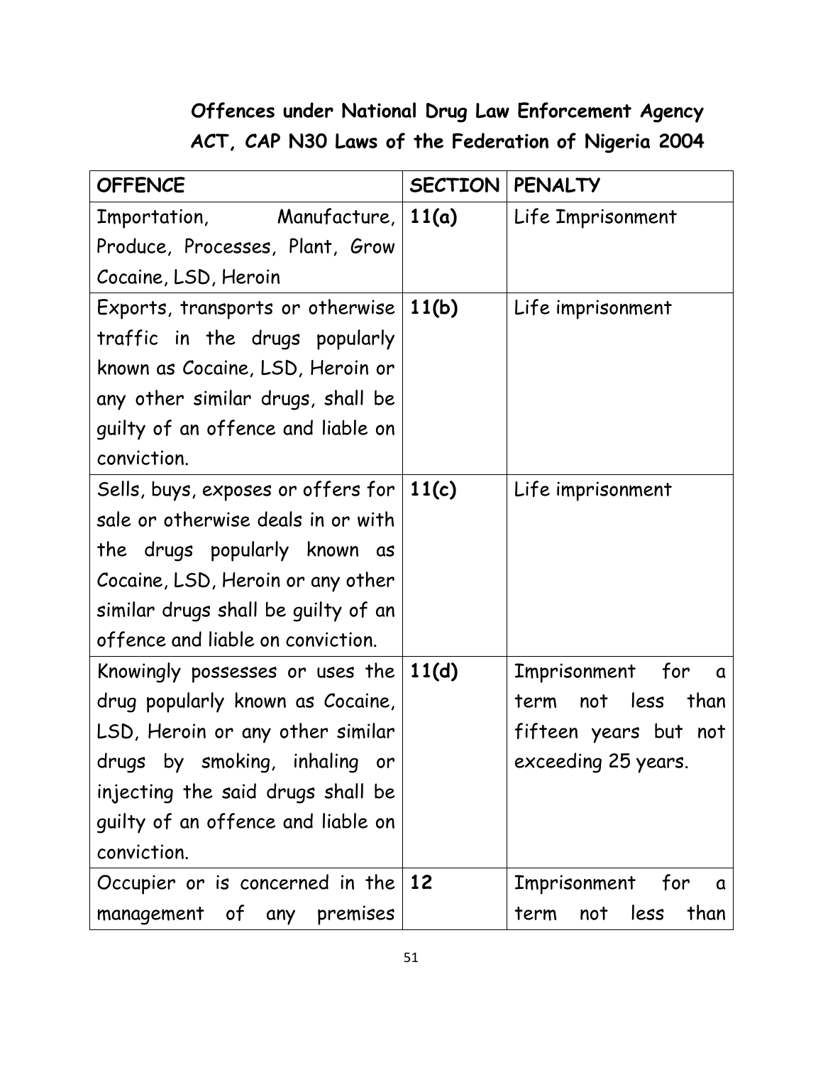**Offences under National Drug Law Enforcement Agency ACT, CAP N30 Laws of the Federation of Nigeria 2004**

| OFFENCE | SECTION | PENALTY |
|---|---|---|
| Importation, Manufacture, Produce, Processes, Plant, Grow Cocaine, LSD, Heroin | **11(a)** | Life Imprisonment |
| Exports, transports or otherwise traffic in the drugs popularly known as Cocaine, LSD, Heroin or any other similar drugs, shall be guilty of an offence and liable on conviction. | **11(b)** | Life imprisonment |
| Sells, buys, exposes or offers for sale or otherwise deals in or with the drugs popularly known as Cocaine, LSD, Heroin or any other similar drugs shall be guilty of an offence and liable on conviction. | **11(c)** | Life imprisonment |
| Knowingly possesses or uses the drug popularly known as Cocaine, LSD, Heroin or any other similar drugs by smoking, inhaling or injecting the said drugs shall be guilty of an offence and liable on conviction. | **11(d)** | Imprisonment for a term not less than fifteen years but not exceeding 25 years. |
| Occupier or is concerned in the management of any premises | **12** | Imprisonment for a term not less than |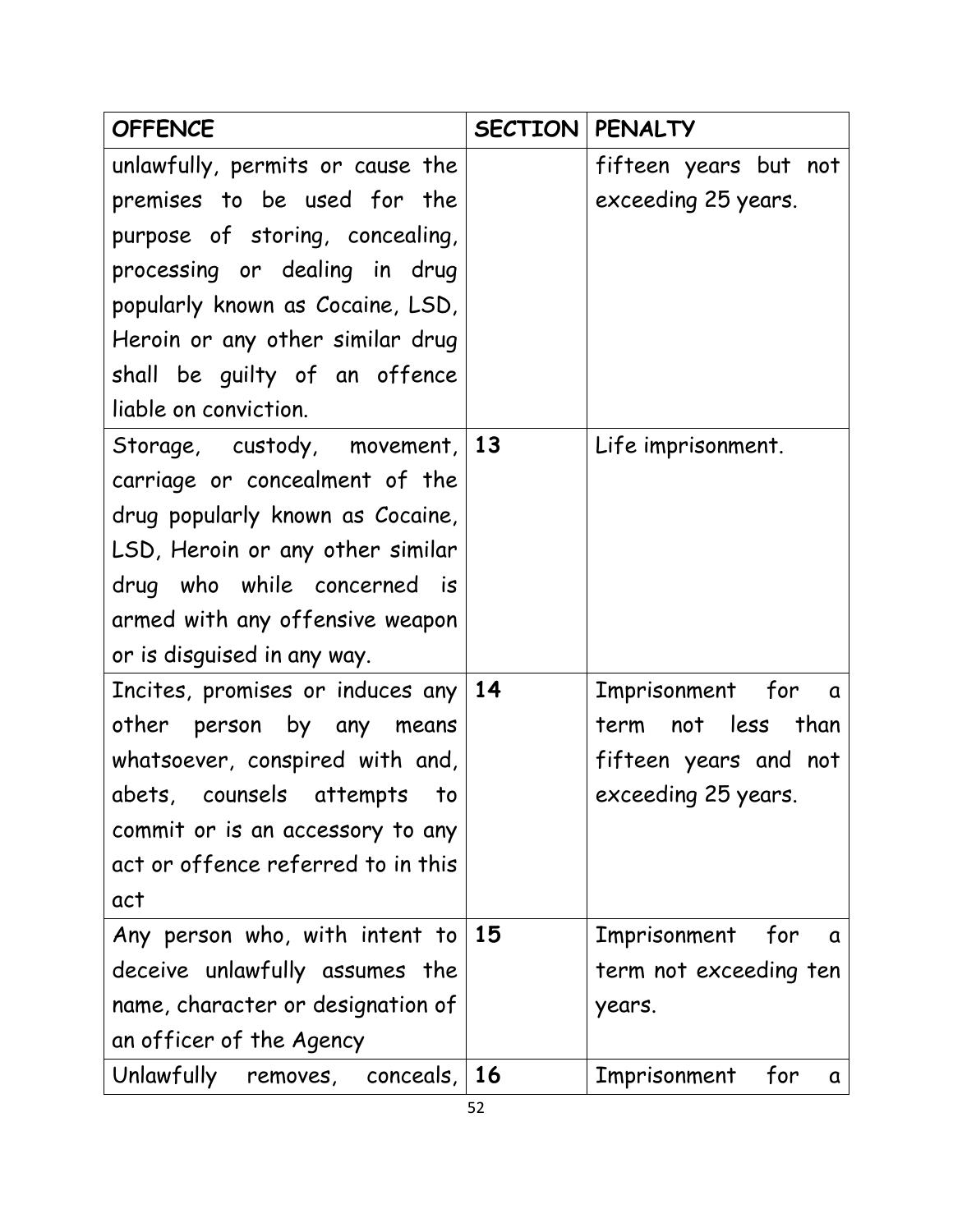| OFFENCE | SECTION | PENALTY |
|---|---|---|
| unlawfully, permits or cause the premises to be used for the purpose of storing, concealing, processing or dealing in drug popularly known as Cocaine, LSD, Heroin or any other similar drug shall be guilty of an offence liable on conviction. | | fifteen years but not exceeding 25 years. |
| Storage, custody, movement, carriage or concealment of the drug popularly known as Cocaine, LSD, Heroin or any other similar drug who while concerned is armed with any offensive weapon or is disguised in any way. | **13** | Life imprisonment. |
| Incites, promises or induces any other person by any means whatsoever, conspired with and, abets, counsels attempts to commit or is an accessory to any act or offence referred to in this act | **14** | Imprisonment for a term not less than fifteen years and not exceeding 25 years. |
| Any person who, with intent to deceive unlawfully assumes the name, character or designation of an officer of the Agency | **15** | Imprisonment for a term not exceeding ten years. |
| Unlawfully removes, conceals, | **16** | Imprisonment for a |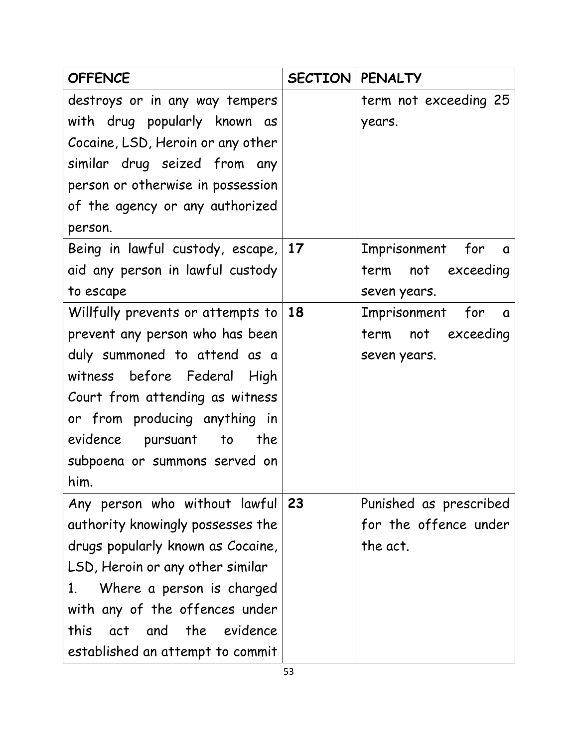| OFFENCE | SECTION | PENALTY |
|---|---|---|
| destroys or in any way tempers with drug popularly known as Cocaine, LSD, Heroin or any other similar drug seized from any person or otherwise in possession of the agency or any authorized person. | | term not exceeding 25 years. |
| Being in lawful custody, escape, aid any person in lawful custody to escape | 17 | Imprisonment for a term not exceeding seven years. |
| Willfully prevents or attempts to prevent any person who has been duly summoned to attend as a witness before Federal High Court from attending as witness or from producing anything in evidence pursuant to the subpoena or summons served on him. | 18 | Imprisonment for a term not exceeding seven years. |
| Any person who without lawful authority knowingly possesses the drugs popularly known as Cocaine, LSD, Heroin or any other similar<br>1. Where a person is charged with any of the offences under this act and the evidence established an attempt to commit | 23 | Punished as prescribed for the offence under the act. |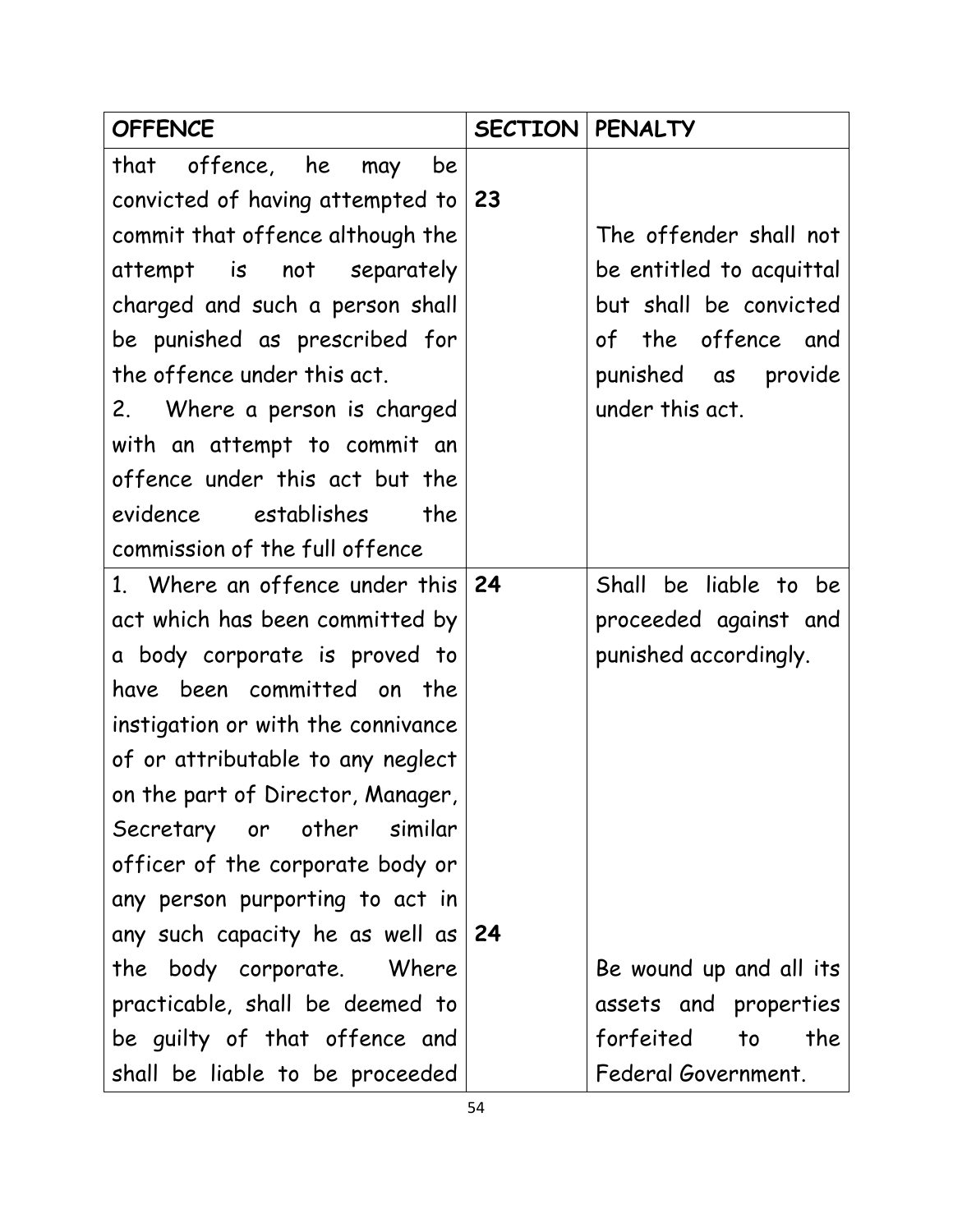| OFFENCE | SECTION | PENALTY |
|---|---|---|
| that offence, he may be convicted of having attempted to commit that offence although the attempt is not separately charged and such a person shall be punished as prescribed for the offence under this act.<br>2. Where a person is charged with an attempt to commit an offence under this act but the evidence establishes the commission of the full offence | 23 | The offender shall not be entitled to acquittal but shall be convicted of the offence and punished as provide under this act. |
| 1. Where an offence under this act which has been committed by a body corporate is proved to have been committed on the instigation or with the connivance of or attributable to any neglect on the part of Director, Manager, Secretary or other similar officer of the corporate body or any person purporting to act in any such capacity he as well as the body corporate. Where practicable, shall be deemed to be guilty of that offence and shall be liable to be proceeded | 24<br><br>24 | Shall be liable to be proceeded against and punished accordingly.<br><br>Be wound up and all its assets and properties forfeited to the Federal Government. |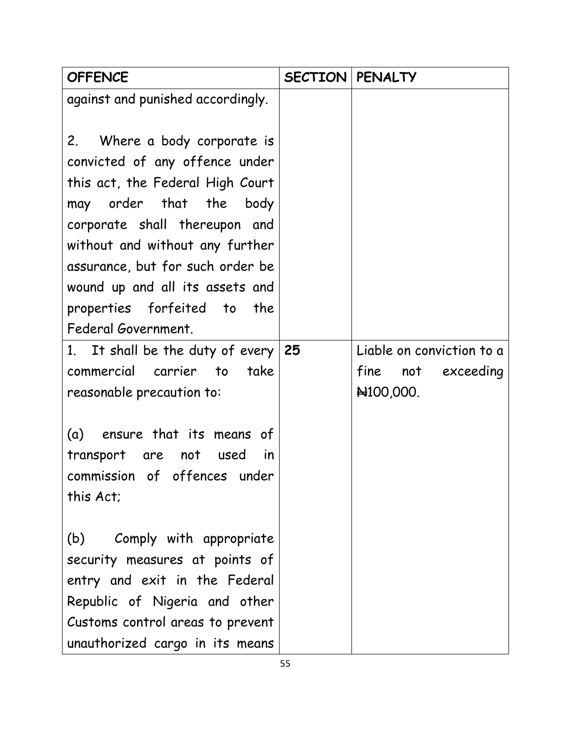| OFFENCE | SECTION | PENALTY |
|---|---|---|
| against and punished accordingly.<br><br>2. Where a body corporate is convicted of any offence under this act, the Federal High Court may order that the body corporate shall thereupon and without and without any further assurance, but for such order be wound up and all its assets and properties forfeited to the Federal Government. | | |
| 1. It shall be the duty of every commercial carrier to take reasonable precaution to:<br><br>(a) ensure that its means of transport are not used in commission of offences under this Act;<br><br>(b) Comply with appropriate security measures at points of entry and exit in the Federal Republic of Nigeria and other Customs control areas to prevent unauthorized cargo in its means | **25** | Liable on conviction to a fine not exceeding ₦100,000. |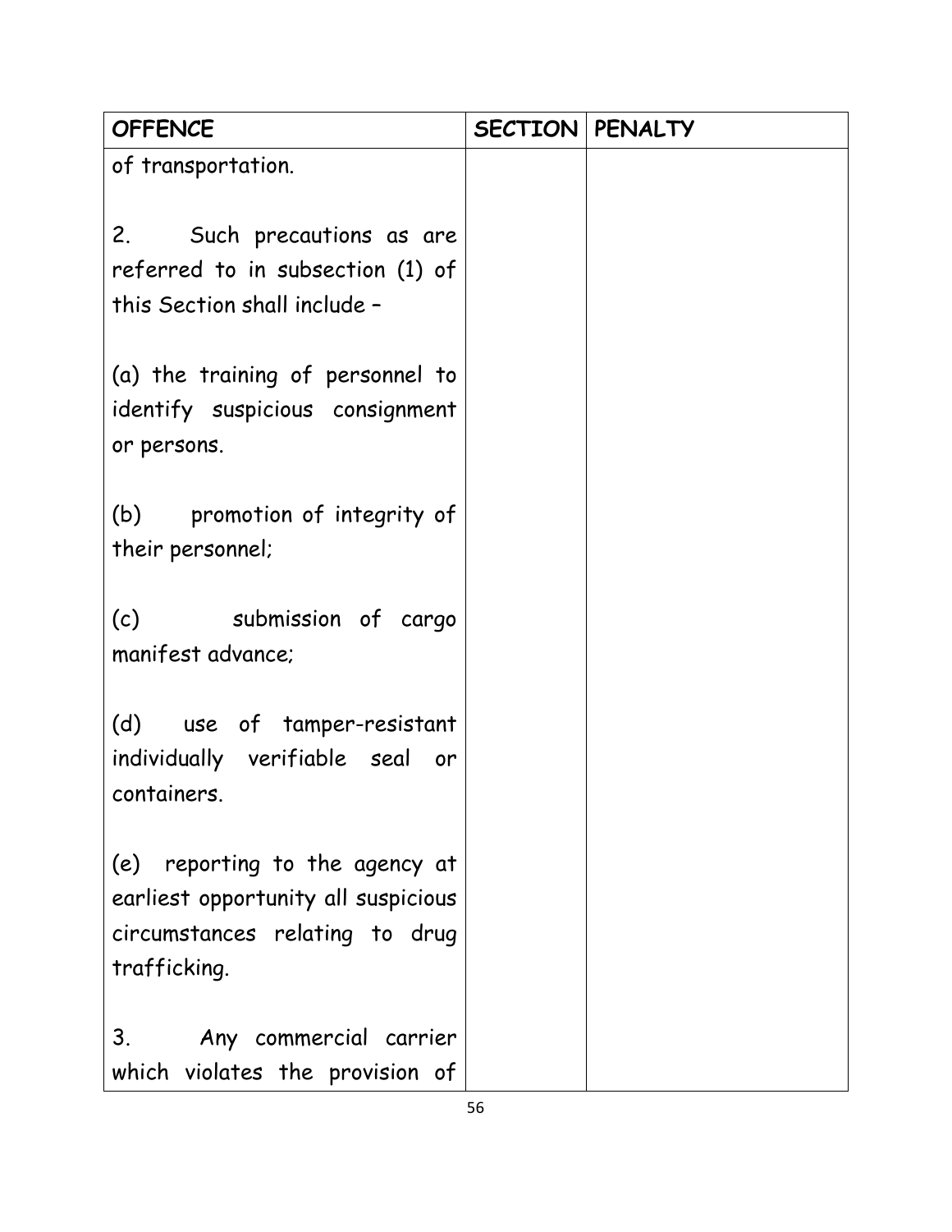| OFFENCE | SECTION | PENALTY |
| --- | --- | --- |
| of transportation.<br><br>2. Such precautions as are referred to in subsection (1) of this Section shall include –<br><br>(a) the training of personnel to identify suspicious consignment or persons.<br><br>(b) promotion of integrity of their personnel;<br><br>(c) submission of cargo manifest advance;<br><br>(d) use of tamper-resistant individually verifiable seal or containers.<br><br>(e) reporting to the agency at earliest opportunity all suspicious circumstances relating to drug trafficking.<br><br>3. Any commercial carrier which violates the provision of | | |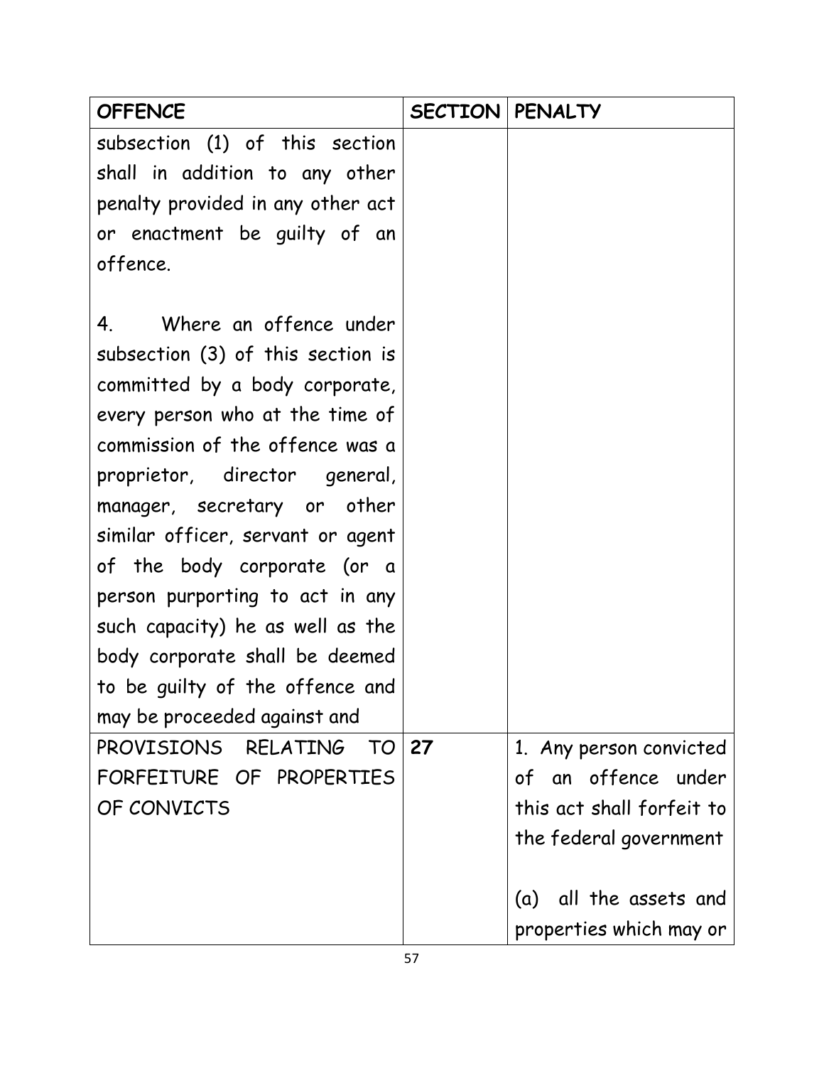| OFFENCE | SECTION | PENALTY |
| --- | --- | --- |
| subsection (1) of this section shall in addition to any other penalty provided in any other act or enactment be guilty of an offence.<br><br>4. Where an offence under subsection (3) of this section is committed by a body corporate, every person who at the time of commission of the offence was a proprietor, director general, manager, secretary or other similar officer, servant or agent of the body corporate (or a person purporting to act in any such capacity) he as well as the body corporate shall be deemed to be guilty of the offence and may be proceeded against and | | |
| PROVISIONS RELATING TO FORFEITURE OF PROPERTIES OF CONVICTS | **27** | 1. Any person convicted of an offence under this act shall forfeit to the federal government<br><br>(a) all the assets and properties which may or |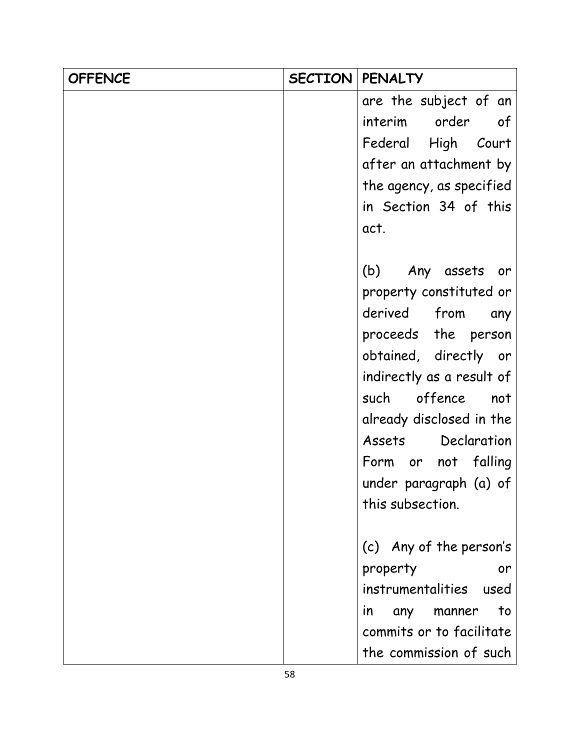| OFFENCE | SECTION | PENALTY |
|---|---|---|
| | | are the subject of an interim order of Federal High Court after an attachment by the agency, as specified in Section 34 of this act.<br><br>(b) Any assets or property constituted or derived from any proceeds the person obtained, directly or indirectly as a result of such offence not already disclosed in the Assets Declaration Form or not falling under paragraph (a) of this subsection.<br><br>(c) Any of the person's property or instrumentalities used in any manner to commits or to facilitate the commission of such |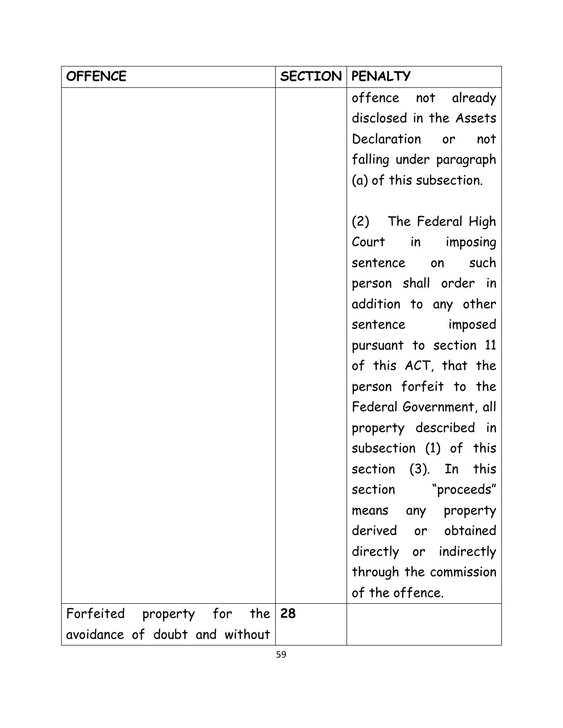| OFFENCE | SECTION | PENALTY |
| --- | --- | --- |
| | | offence not already disclosed in the Assets Declaration or not falling under paragraph (a) of this subsection.<br><br>(2) The Federal High Court in imposing sentence on such person shall order in addition to any other sentence imposed pursuant to section 11 of this ACT, that the person forfeit to the Federal Government, all property described in subsection (1) of this section (3). In this section "proceeds" means any property derived or obtained directly or indirectly through the commission of the offence. |
| Forfeited property for the avoidance of doubt and without | **28** | |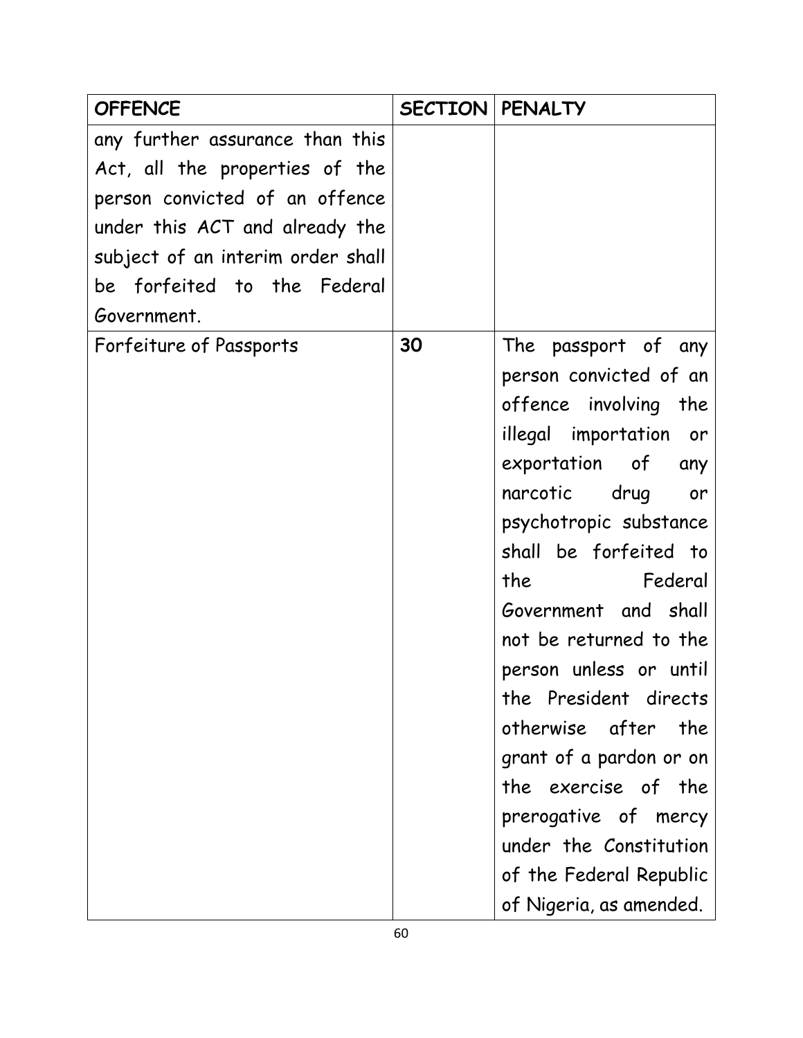| OFFENCE | SECTION | PENALTY |
| --- | --- | --- |
| any further assurance than this Act, all the properties of the person convicted of an offence under this ACT and already the subject of an interim order shall be forfeited to the Federal Government. | | |
| Forfeiture of Passports | **30** | The passport of any person convicted of an offence involving the illegal importation or exportation of any narcotic drug or psychotropic substance shall be forfeited to the Federal Government and shall not be returned to the person unless or until the President directs otherwise after the grant of a pardon or on the exercise of the prerogative of mercy under the Constitution of the Federal Republic of Nigeria, as amended. |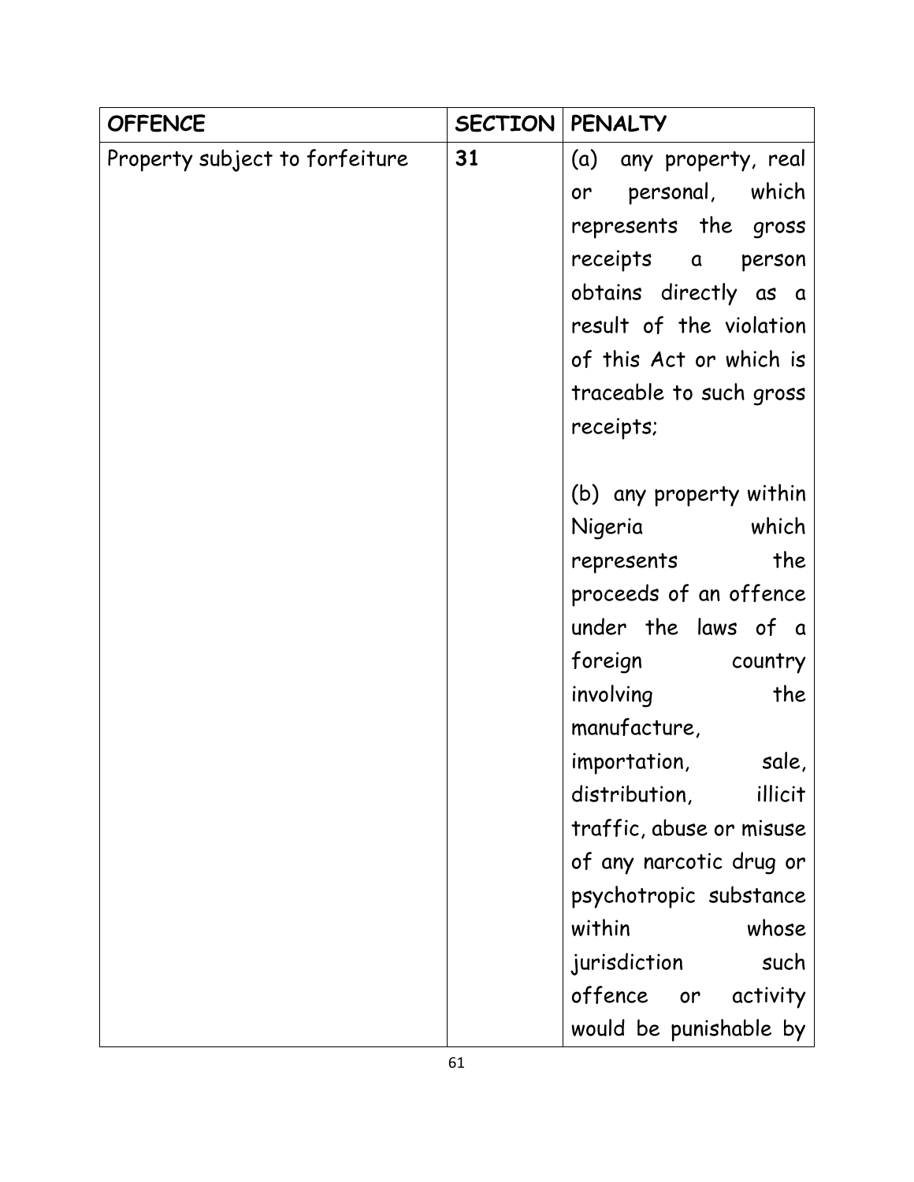| OFFENCE | SECTION | PENALTY |
| --- | --- | --- |
| Property subject to forfeiture | **31** | (a) any property, real or personal, which represents the gross receipts a person obtains directly as a result of the violation of this Act or which is traceable to such gross receipts;<br><br>(b) any property within Nigeria which represents the proceeds of an offence under the laws of a foreign country involving the manufacture, importation, sale, distribution, illicit traffic, abuse or misuse of any narcotic drug or psychotropic substance within whose jurisdiction such offence or activity would be punishable by |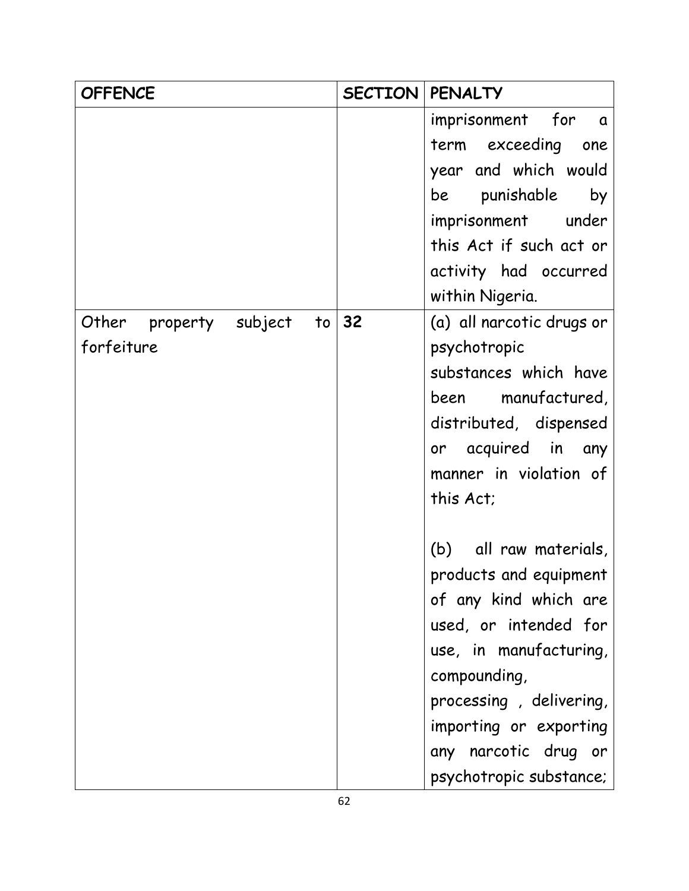| OFFENCE | SECTION | PENALTY |
| --- | --- | --- |
| | | imprisonment for a term exceeding one year and which would be punishable by imprisonment under this Act if such act or activity had occurred within Nigeria. |
| Other property subject to forfeiture | 32 | (a) all narcotic drugs or psychotropic substances which have been manufactured, distributed, dispensed or acquired in any manner in violation of this Act;<br><br>(b) all raw materials, products and equipment of any kind which are used, or intended for use, in manufacturing, compounding, processing , delivering, importing or exporting any narcotic drug or psychotropic substance; |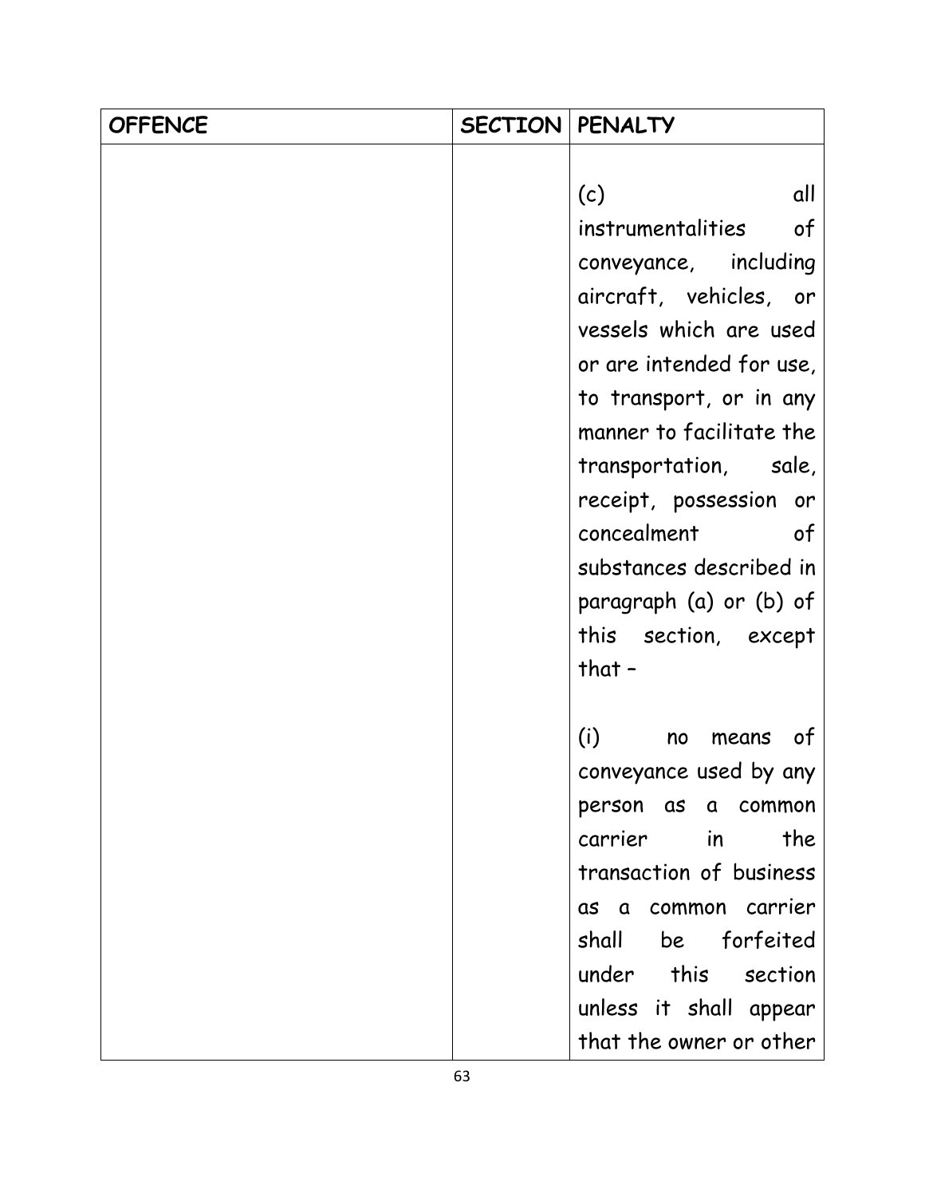| OFFENCE | SECTION | PENALTY |
|---|---|---|
| | | (c) all instrumentalities of conveyance, including aircraft, vehicles, or vessels which are used or are intended for use, to transport, or in any manner to facilitate the transportation, sale, receipt, possession or concealment of substances described in paragraph (a) or (b) of this section, except that –<br><br>(i) no means of conveyance used by any person as a common carrier in the transaction of business as a common carrier shall be forfeited under this section unless it shall appear that the owner or other |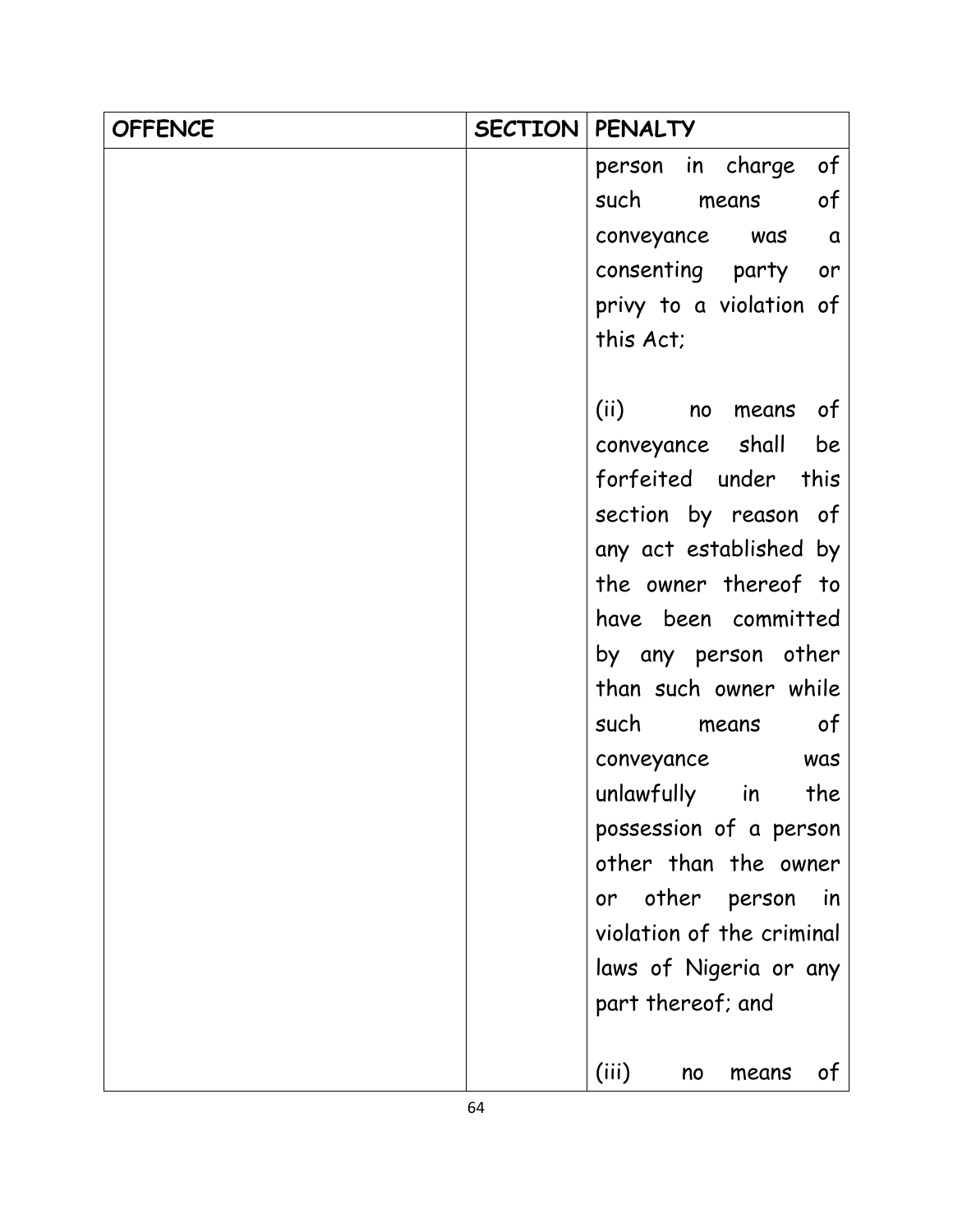| OFFENCE | SECTION | PENALTY |
| --- | --- | --- |
| | | person in charge of such means of conveyance was a consenting party or privy to a violation of this Act;<br><br>(ii) no means of conveyance shall be forfeited under this section by reason of any act established by the owner thereof to have been committed by any person other than such owner while such means of conveyance was unlawfully in the possession of a person other than the owner or other person in violation of the criminal laws of Nigeria or any part thereof; and<br><br>(iii) no means of |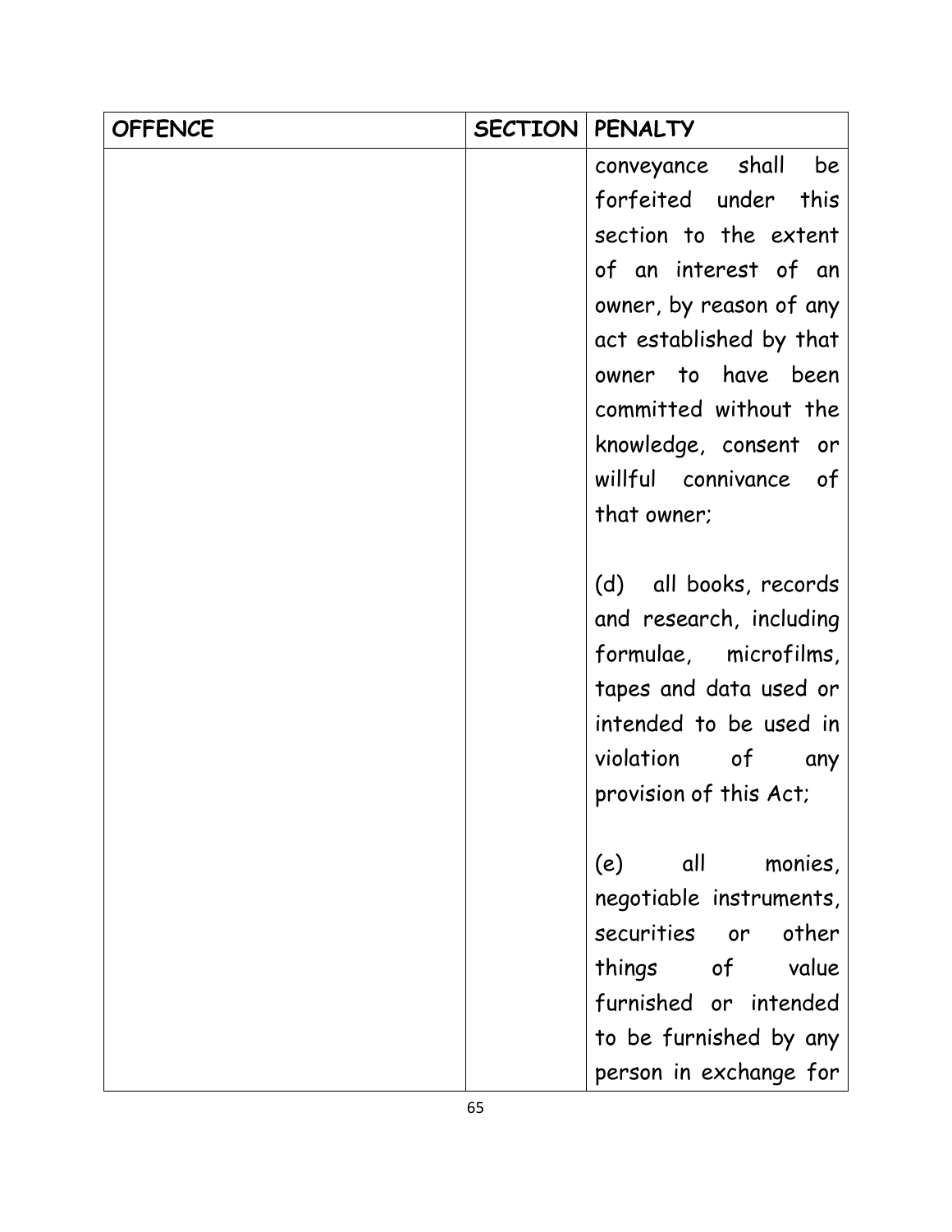| OFFENCE | SECTION | PENALTY |
| --- | --- | --- |
| | | conveyance shall be forfeited under this section to the extent of an interest of an owner, by reason of any act established by that owner to have been committed without the knowledge, consent or willful connivance of that owner;<br><br>(d) all books, records and research, including formulae, microfilms, tapes and data used or intended to be used in violation of any provision of this Act;<br><br>(e) all monies, negotiable instruments, securities or other things of value furnished or intended to be furnished by any person in exchange for |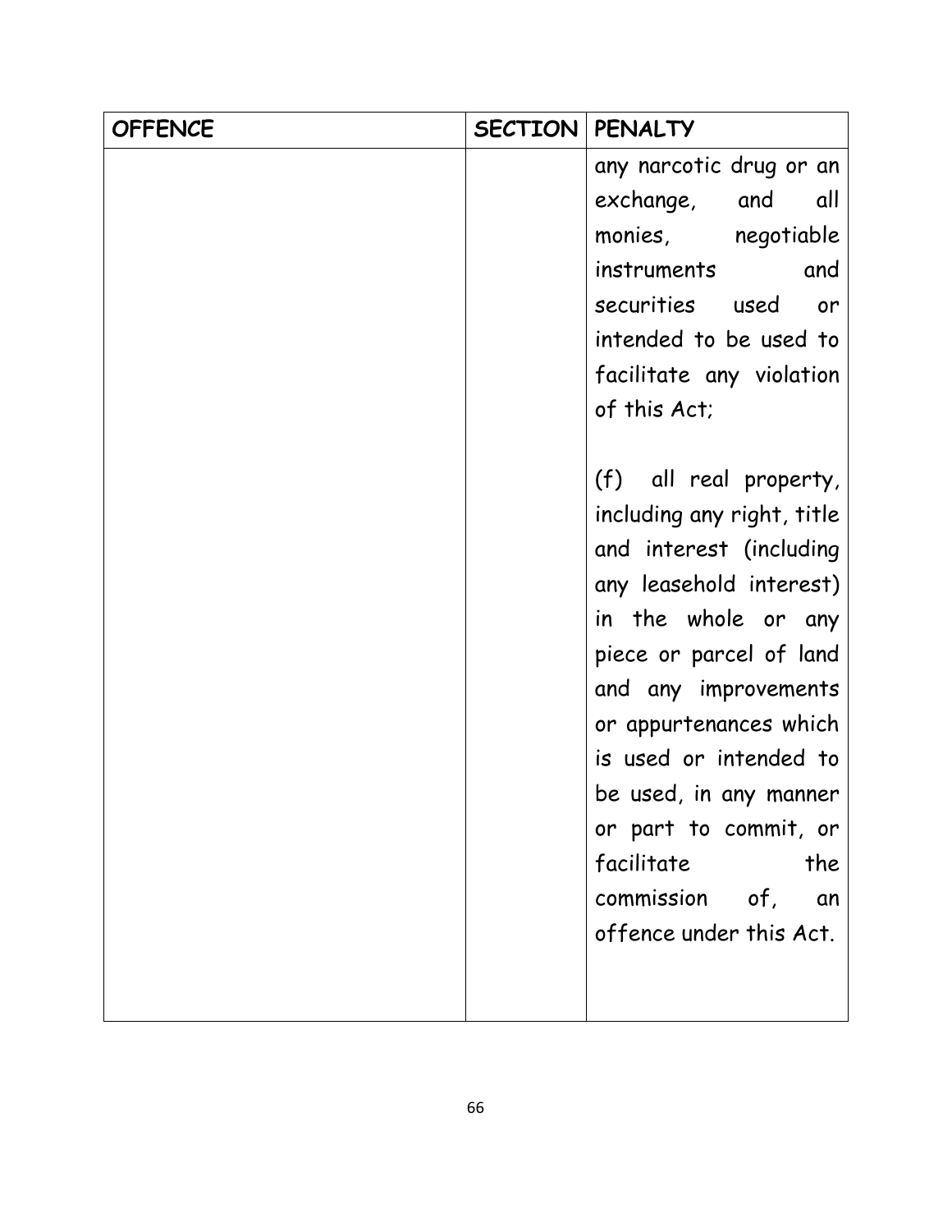| OFFENCE | SECTION | PENALTY |
| --- | --- | --- |
| | | any narcotic drug or an exchange, and all monies, negotiable instruments and securities used or intended to be used to facilitate any violation of this Act;<br><br>(f) all real property, including any right, title and interest (including any leasehold interest) in the whole or any piece or parcel of land and any improvements or appurtenances which is used or intended to be used, in any manner or part to commit, or facilitate the commission of, an offence under this Act. |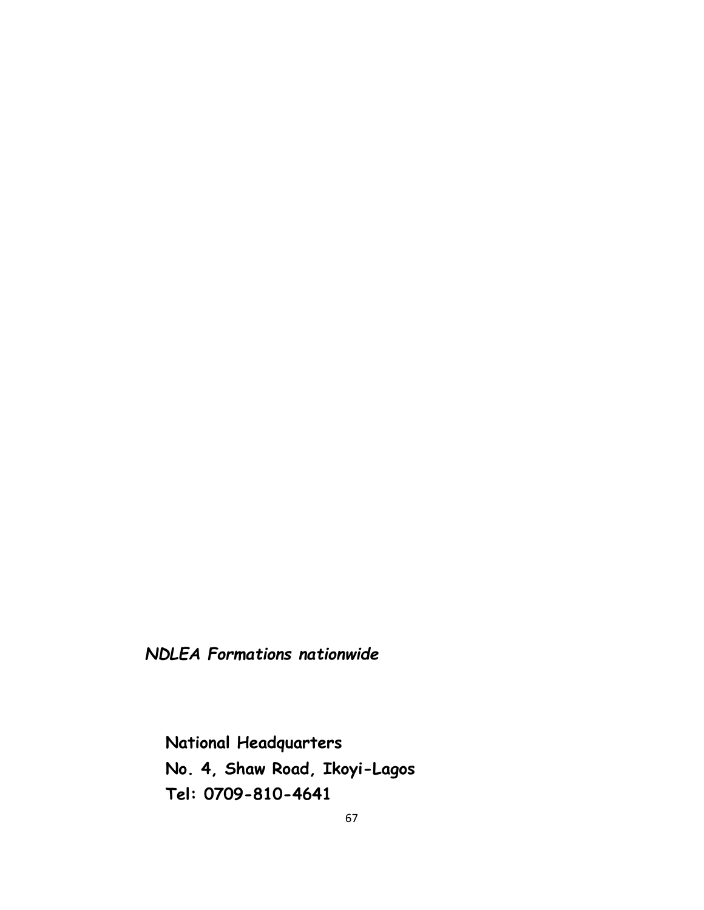***NDLEA Formations nationwide***

**National Headquarters**
**No. 4, Shaw Road, Ikoyi-Lagos**
**Tel: 0709-810-4641**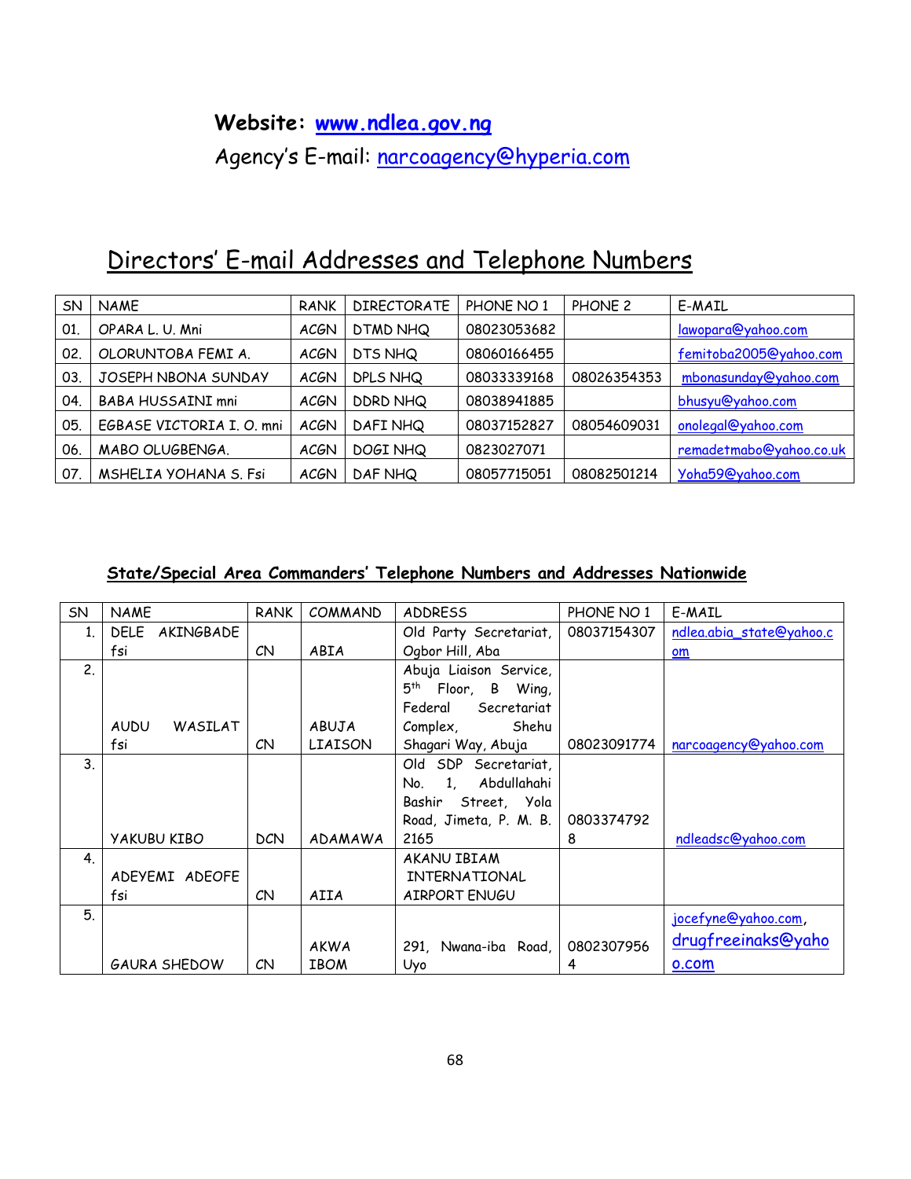**Website: www.ndlea.gov.ng**

Agency's E-mail: narcoagency@hyperia.com

## Directors' E-mail Addresses and Telephone Numbers

| SN | NAME | RANK | DIRECTORATE | PHONE NO 1 | PHONE 2 | E-MAIL |
|---|---|---|---|---|---|---|
| 01. | OPARA L. U. Mni | ACGN | DTMD NHQ | 08023053682 | | lawopara@yahoo.com |
| 02. | OLORUNTOBA FEMI A. | ACGN | DTS NHQ | 08060166455 | | femitoba2005@yahoo.com |
| 03. | JOSEPH NBONA SUNDAY | ACGN | DPLS NHQ | 08033339168 | 08026354353 | mbonasunday@yahoo.com |
| 04. | BABA HUSSAINI mni | ACGN | DDRD NHQ | 08038941885 | | bhusyu@yahoo.com |
| 05. | EGBASE VICTORIA I. O. mni | ACGN | DAFI NHQ | 08037152827 | 08054609031 | onolegal@yahoo.com |
| 06. | MABO OLUGBENGA. | ACGN | DOGI NHQ | 0823027071 | | remadetmabo@yahoo.co.uk |
| 07. | MSHELIA YOHANA S. Fsi | ACGN | DAF NHQ | 08057715051 | 08082501214 | Yoha59@yahoo.com |

### State/Special Area Commanders' Telephone Numbers and Addresses Nationwide

| SN | NAME | RANK | COMMAND | ADDRESS | PHONE NO 1 | E-MAIL |
|---|---|---|---|---|---|---|
| 1. | DELE AKINGBADE fsi | CN | ABIA | Old Party Secretariat, Ogbor Hill, Aba | 08037154307 | ndlea.abia_state@yahoo.com |
| 2. | AUDU WASILAT fsi | CN | ABUJA LIAISON | Abuja Liaison Service, 5th Floor, B Wing, Federal Secretariat Complex, Shehu Shagari Way, Abuja | 08023091774 | narcoagency@yahoo.com |
| 3. | YAKUBU KIBO | DCN | ADAMAWA | Old SDP Secretariat, No. 1, Abdullahahi Bashir Street, Yola Road, Jimeta, P. M. B. 2165 | 08033747928 | ndleadsc@yahoo.com |
| 4. | ADEYEMI ADEOFE fsi | CN | AIIA | AKANU IBIAM INTERNATIONAL AIRPORT ENUGU | | |
| 5. | GAURA SHEDOW | CN | AKWA IBOM | 291, Nwana-iba Road, Uyo | 08023079564 | jocefyne@yahoo.com, drugfreeinaks@yahoo.com |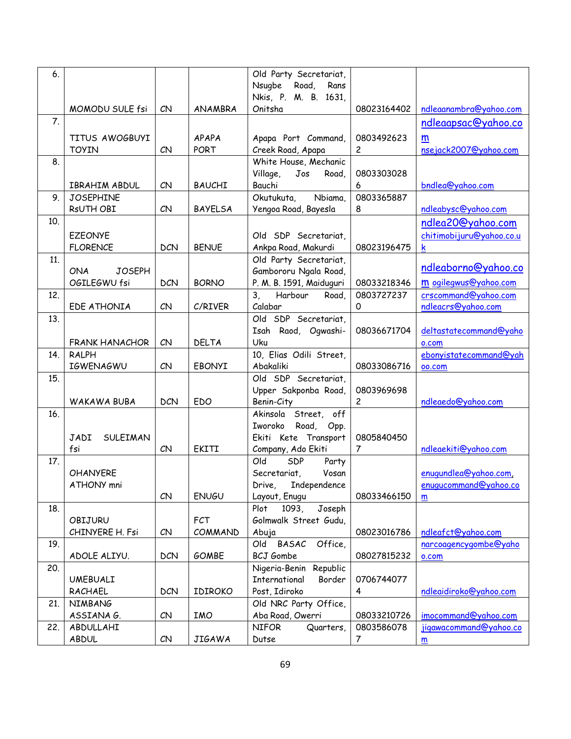| 6. | MOMODU SULE fsi | CN | ANAMBRA | Old Party Secretariat, Nsugbe Road, Rans Nkis, P. M. B. 1631, Onitsha | 08023164402 | ndleaanambra@yahoo.com |
|---|---|---|---|---|---|---|
| 7. | TITUS AWOGBUYI TOYIN | CN | APAPA PORT | Apapa Port Command, Creek Road, Apapa | 08034926232 | ndleaapsac@yahoo.com nsejack2007@yahoo.com |
| 8. | IBRAHIM ABDUL | CN | BAUCHI | White House, Mechanic Village, Jos Road, Bauchi | 08033030286 | bndlea@yahoo.com |
| 9. | JOSEPHINE RsUTH OBI | CN | BAYELSA | Okutukuta, Nbiama, Yengoa Road, Bayesla | 08033658878 | ndleabysc@yahoo.com |
| 10. | EZEONYE FLORENCE | DCN | BENUE | Old SDP Secretariat, Ankpa Road, Makurdi | 08023196475 | ndlea20@yahoo.com chitimobijuru@yahoo.co.uk |
| 11. | ONA JOSEPH OGILEGWU fsi | DCN | BORNO | Old Party Secretariat, Gambororu Ngala Road, P. M. B. 1591, Maiduguri | 08033218346 | ndleaborno@yahoo.com ogilegwus@yahoo.com |
| 12. | EDE ATHONIA | CN | C/RIVER | 3, Harbour Road, Calabar | 08037272370 | crscommand@yahoo.com ndleacrs@yahoo.com |
| 13. | FRANK HANACHOR | CN | DELTA | Old SDP Secretariat, Isah Raod, Ogwashi-Uku | 08036671704 | deltastatecommand@yahoo.com |
| 14. | RALPH IGWENAGWU | CN | EBONYI | 10, Elias Odili Street, Abakaliki | 08033086716 | ebonyistatecommand@yahoo.com |
| 15. | WAKAWA BUBA | DCN | EDO | Old SDP Secretariat, Upper Sakponba Road, Benin-City | 08039696982 | ndleaedo@yahoo.com |
| 16. | JADI SULEIMAN fsi | CN | EKITI | Akinsola Street, off Iworoko Road, Opp. Ekiti Kete Transport Company, Ado Ekiti | 08058404507 | ndleaekiti@yahoo.com |
| 17. | OHANYERE ATHONY mni | CN | ENUGU | Old SDP Party Secretariat, Vosan Drive, Independence Layout, Enugu | 08033466150 | enugundlea@yahoo.com, enugucommand@yahoo.com |
| 18. | OBIJURU CHINYERE H. Fsi | CN | FCT COMMAND | Plot 1093, Joseph Golmwalk Street Gudu, Abuja | 08023016786 | ndleafct@yahoo.com |
| 19. | ADOLE ALIYU. | DCN | GOMBE | Old BASAC Office, BCJ Gombe | 08027815232 | narcoagencygombe@yahoo.com |
| 20. | UMEBUALI RACHAEL | DCN | IDIROKO | Nigeria-Benin Republic International Border Post, Idiroko | 07067440774 | ndleaidiroko@yahoo.com |
| 21. | NIMBANG ASSIANA G. | CN | IMO | Old NRC Party Office, Aba Road, Owerri | 08033210726 | imocommand@yahoo.com |
| 22. | ABDULLAHI ABDUL | CN | JIGAWA | NIFOR Quarters, Dutse | 08035860787 | jigawacommand@yahoo.com |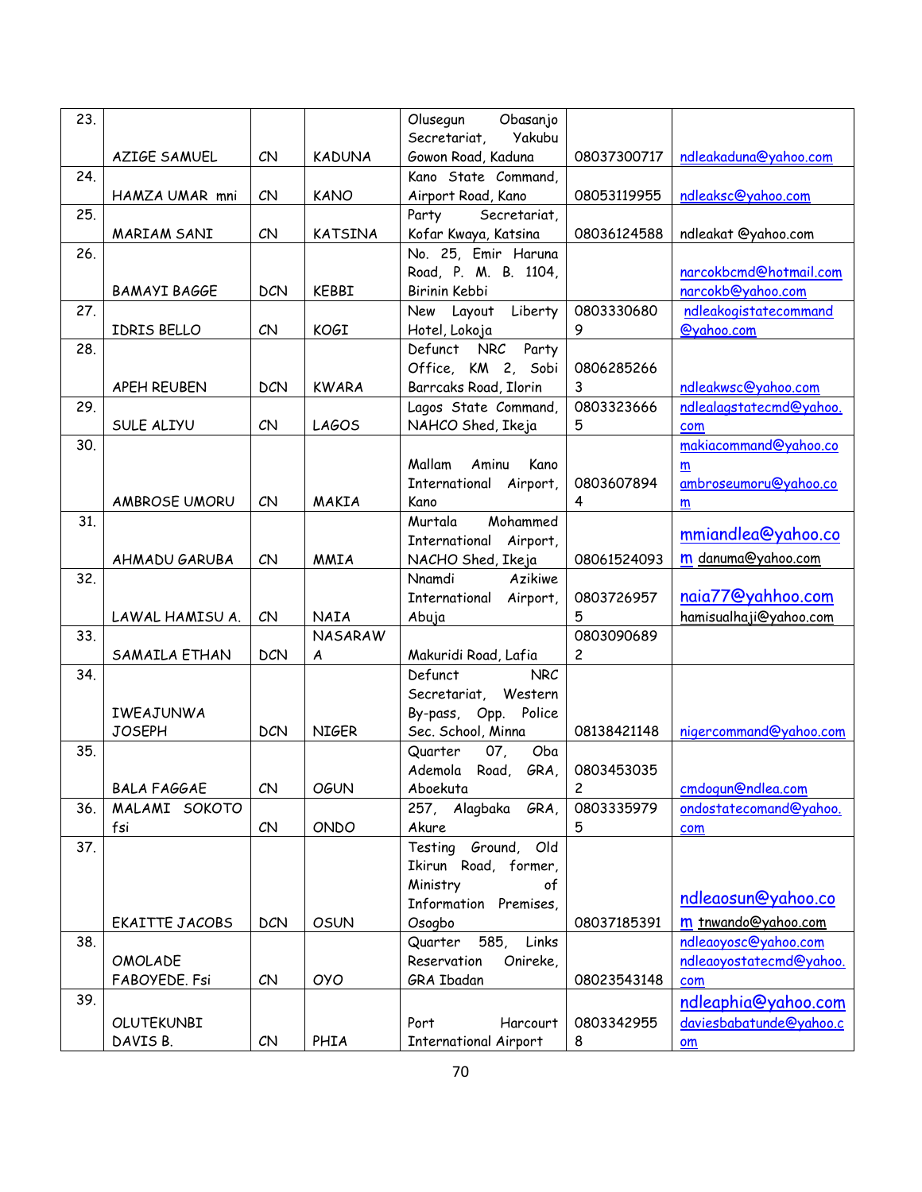| 23. | AZIGE SAMUEL | CN | KADUNA | Olusegun Obasanjo Secretariat, Yakubu Gowon Road, Kaduna | 08037300717 | ndleakaduna@yahoo.com |
|---|---|---|---|---|---|---|
| 24. | HAMZA UMAR mni | CN | KANO | Kano State Command, Airport Road, Kano | 08053119955 | ndleaksc@yahoo.com |
| 25. | MARIAM SANI | CN | KATSINA | Party Secretariat, Kofar Kwaya, Katsina | 08036124588 | ndleakat @yahoo.com |
| 26. | BAMAYI BAGGE | DCN | KEBBI | No. 25, Emir Haruna Road, P. M. B. 1104, Birinin Kebbi | | narcokbcmd@hotmail.com narcokb@yahoo.com |
| 27. | IDRIS BELLO | CN | KOGI | New Layout Liberty Hotel, Lokoja | 08033306809 | ndleakogistatecommand @yahoo.com |
| 28. | APEH REUBEN | DCN | KWARA | Defunct NRC Party Office, KM 2, Sobi Barrcaks Road, Ilorin | 08062852663 | ndleakwsc@yahoo.com |
| 29. | SULE ALIYU | CN | LAGOS | Lagos State Command, NAHCO Shed, Ikeja | 08033236665 | ndlealagstatecmd@yahoo.com |
| 30. | AMBROSE UMORU | CN | MAKIA | Mallam Aminu Kano International Airport, Kano | 08036078944 | makiacommand@yahoo.com ambroseumoru@yahoo.com |
| 31. | AHMADU GARUBA | CN | MMIA | Murtala Mohammed International Airport, NACHO Shed, Ikeja | 08061524093 | mmiandlea@yahoo.com danuma@yahoo.com |
| 32. | LAWAL HAMISU A. | CN | NAIA | Nnamdi Azikiwe International Airport, Abuja | 08037269575 | naia77@yahhoo.com hamisualhaji@yahoo.com |
| 33. | SAMAILA ETHAN | DCN | NASARAWA | Makuridi Road, Lafia | 08030906892 | |
| 34. | IWEAJUNWA JOSEPH | DCN | NIGER | Defunct NRC Secretariat, Western By-pass, Opp. Police Sec. School, Minna | 08138421148 | nigercommand@yahoo.com |
| 35. | BALA FAGGAE | CN | OGUN | Quarter 07, Oba Ademola Road, GRA, Aboekuta | 08034530352 | cmdogun@ndlea.com |
| 36. | MALAMI SOKOTO fsi | CN | ONDO | 257, Alagbaka GRA, Akure | 08033359795 | ondostatecomand@yahoo.com |
| 37. | EKAITTE JACOBS | DCN | OSUN | Testing Ground, Old Ikirun Road, former, Ministry of Information Premises, Osogbo | 08037185391 | ndleaosun@yahoo.com tnwando@yahoo.com |
| 38. | OMOLADE FABOYEDE. Fsi | CN | OYO | Quarter 585, Links Reservation Onireke, GRA Ibadan | 08023543148 | ndleaoyosc@yahoo.com ndleaoyostatecmd@yahoo.com |
| 39. | OLUTEKUNBI DAVIS B. | CN | PHIA | Port Harcourt International Airport | 08033429558 | ndleaphia@yahoo.com daviesbabatunde@yahoo.com |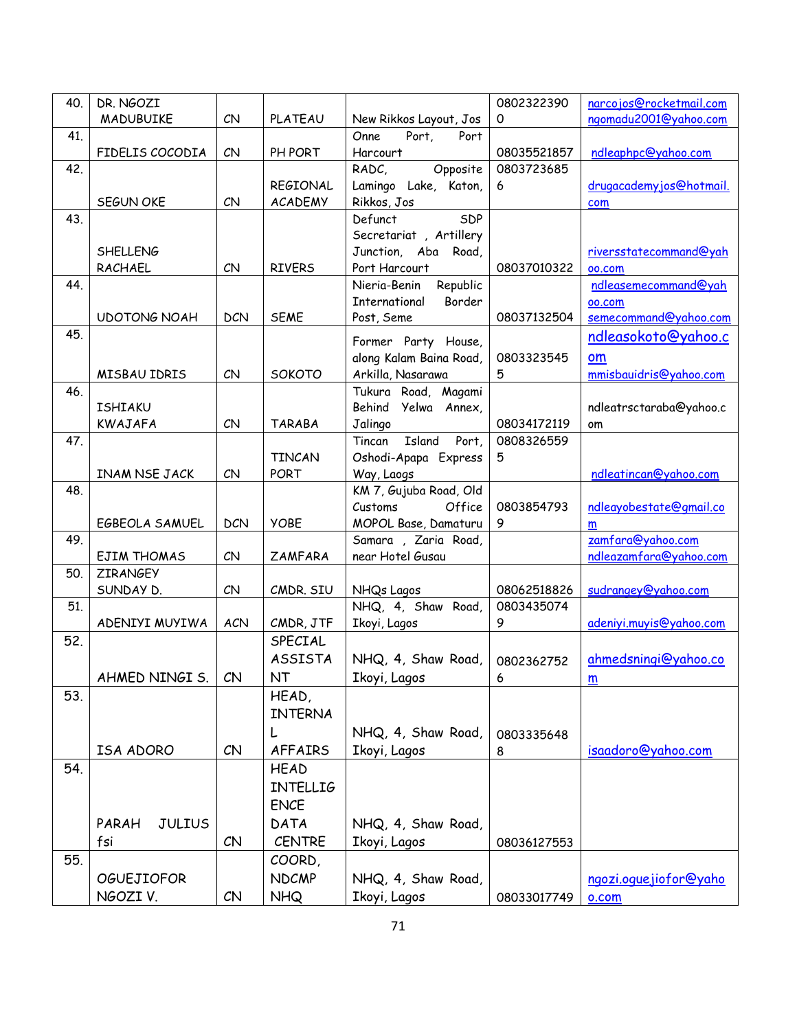| 40. | DR. NGOZI MADUBUIKE | CN | PLATEAU | New Rikkos Layout, Jos | 08023223900 | narcojos@rocketmail.com ngomadu2001@yahoo.com |
|---|---|---|---|---|---|---|
| 41. | FIDELIS COCODIA | CN | PH PORT | Onne Port, Port Harcourt | 08035521857 | ndleaphpc@yahoo.com |
| 42. | SEGUN OKE | CN | REGIONAL ACADEMY | RADC, Opposite Lamingo Lake, Katon, Rikkos, Jos | 08037236856 | drugacademyjos@hotmail.com |
| 43. | SHELLENG RACHAEL | CN | RIVERS | Defunct SDP Secretariat , Artillery Junction, Aba Road, Port Harcourt | 08037010322 | riversstatecommand@yahoo.com |
| 44. | UDOTONG NOAH | DCN | SEME | Nieria-Benin Republic International Border Post, Seme | 08037132504 | ndleasemecommand@yahoo.com semecommand@yahoo.com |
| 45. | MISBAU IDRIS | CN | SOKOTO | Former Party House, along Kalam Baina Road, Arkilla, Nasarawa | 08033235455 | ndleasokoto@yahoo.com mmisbauidris@yahoo.com |
| 46. | ISHIAKU KWAJAFA | CN | TARABA | Tukura Road, Magami Behind Yelwa Annex, Jalingo | 08034172119 | ndleatrsctaraba@yahoo.com |
| 47. | INAM NSE JACK | CN | TINCAN PORT | Tincan Island Port, Oshodi-Apapa Express Way, Laogs | 08083265595 | ndleatincan@yahoo.com |
| 48. | EGBEOLA SAMUEL | DCN | YOBE | KM 7, Gujuba Road, Old Customs Office MOPOL Base, Damaturu | 08038547939 | ndleayobestate@gmail.com |
| 49. | EJIM THOMAS | CN | ZAMFARA | Samara , Zaria Road, near Hotel Gusau | | zamfara@yahoo.com ndleazamfara@yahoo.com |
| 50. | ZIRANGEY SUNDAY D. | CN | CMDR. SIU | NHQs Lagos | 08062518826 | sudrangey@yahoo.com |
| 51. | ADENIYI MUYIWA | ACN | CMDR, JTF | NHQ, 4, Shaw Road, Ikoyi, Lagos | 08034350749 | adeniyi.muyis@yahoo.com |
| 52. | AHMED NINGI S. | CN | SPECIAL ASSISTANT | NHQ, 4, Shaw Road, Ikoyi, Lagos | 08023627526 | ahmedsningi@yahoo.com |
| 53. | ISA ADORO | CN | HEAD, INTERNAL AFFAIRS | NHQ, 4, Shaw Road, Ikoyi, Lagos | 08033356488 | isaadoro@yahoo.com |
| 54. | PARAH JULIUS fsi | CN | HEAD INTELLIGENCE DATA CENTRE | NHQ, 4, Shaw Road, Ikoyi, Lagos | 08036127553 | |
| 55. | OGUEJIOFOR NGOZI V. | CN | COORD, NDCMP NHQ | NHQ, 4, Shaw Road, Ikoyi, Lagos | 08033017749 | ngozi.oguejiofor@yahoo.com |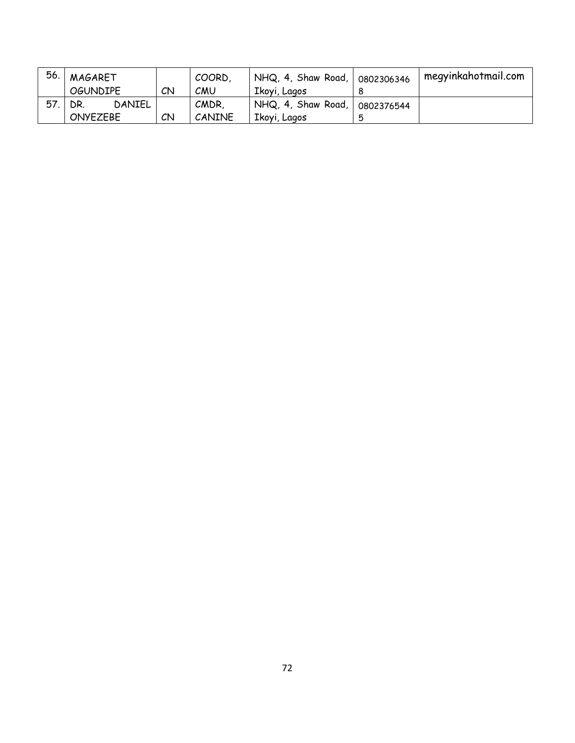| | | | | | | |
|---|---|---|---|---|---|---|
| 56. | MAGARET OGUNDIPE | CN | COORD, CMU | NHQ, 4, Shaw Road, Ikoyi, Lagos | 08023063468 | megyinkahotmail.com |
| 57. | DR. DANIEL ONYEZEBE | CN | CMDR, CANINE | NHQ, 4, Shaw Road, Ikoyi, Lagos | 08023765445 | |